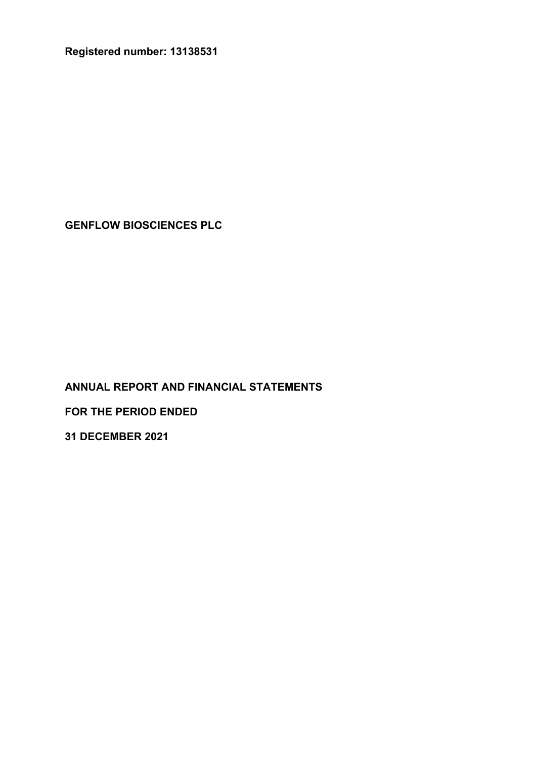**Registered number: 13138531**

# GENFLOW BIOSCIENCES PLC

## ANNUAL REPORT AND FINANCIAL STATEMENTS

## FOR THE PERIOD ENDED

## 31 DECEMBER 2021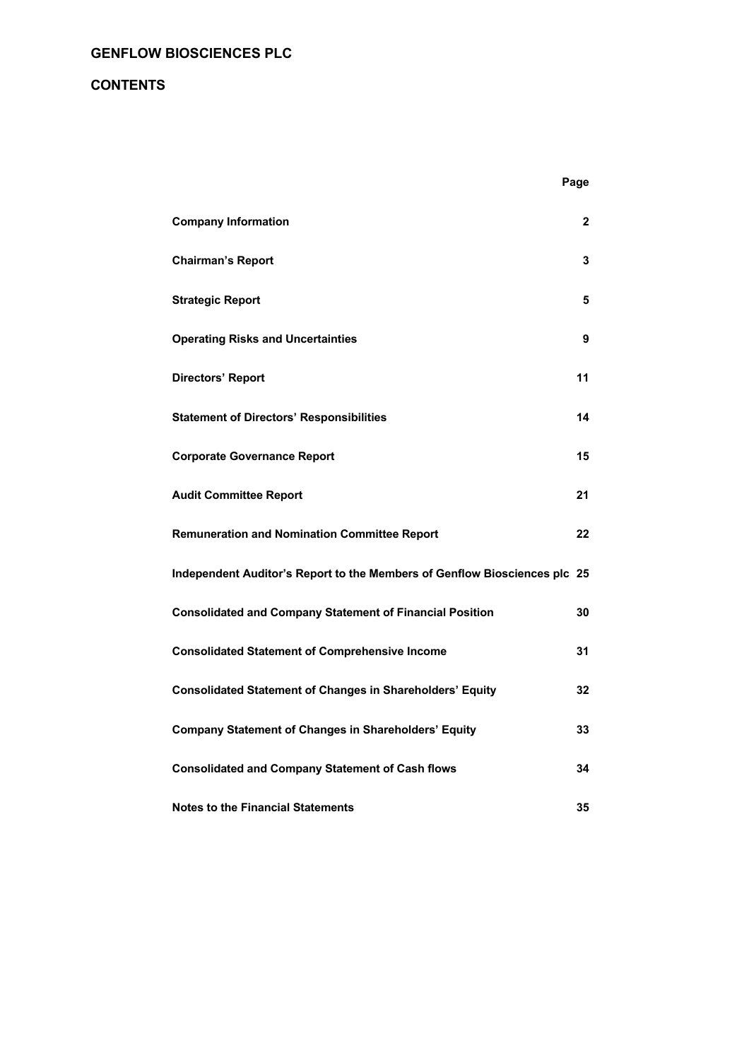# GENFLOW BIOSCIENCES PLC

## CONTENTS

| | Page |
|---|---|
| **Company Information** | **2** |
| **Chairman's Report** | **3** |
| **Strategic Report** | **5** |
| **Operating Risks and Uncertainties** | **9** |
| **Directors' Report** | **11** |
| **Statement of Directors' Responsibilities** | **14** |
| **Corporate Governance Report** | **15** |
| **Audit Committee Report** | **21** |
| **Remuneration and Nomination Committee Report** | **22** |
| **Independent Auditor's Report to the Members of Genflow Biosciences plc** | **25** |
| **Consolidated and Company Statement of Financial Position** | **30** |
| **Consolidated Statement of Comprehensive Income** | **31** |
| **Consolidated Statement of Changes in Shareholders' Equity** | **32** |
| **Company Statement of Changes in Shareholders' Equity** | **33** |
| **Consolidated and Company Statement of Cash flows** | **34** |
| **Notes to the Financial Statements** | **35** |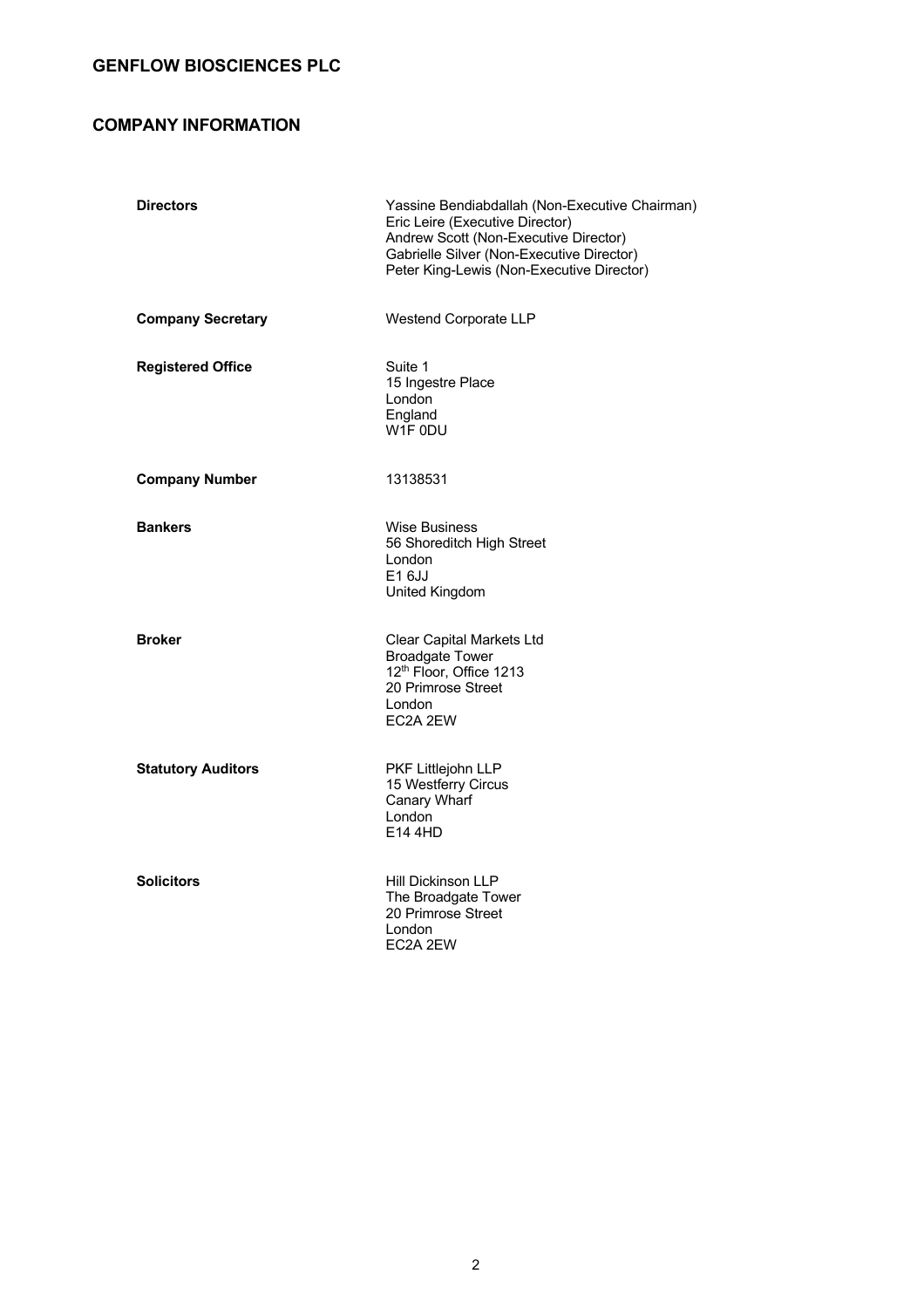## GENFLOW BIOSCIENCES PLC

## COMPANY INFORMATION

| | |
|---|---|
| **Directors** | Yassine Bendiabdallah (Non-Executive Chairman)<br>Eric Leire (Executive Director)<br>Andrew Scott (Non-Executive Director)<br>Gabrielle Silver (Non-Executive Director)<br>Peter King-Lewis (Non-Executive Director) |
| **Company Secretary** | Westend Corporate LLP |
| **Registered Office** | Suite 1<br>15 Ingestre Place<br>London<br>England<br>W1F 0DU |
| **Company Number** | 13138531 |
| **Bankers** | Wise Business<br>56 Shoreditch High Street<br>London<br>E1 6JJ<br>United Kingdom |
| **Broker** | Clear Capital Markets Ltd<br>Broadgate Tower<br>12th Floor, Office 1213<br>20 Primrose Street<br>London<br>EC2A 2EW |
| **Statutory Auditors** | PKF Littlejohn LLP<br>15 Westferry Circus<br>Canary Wharf<br>London<br>E14 4HD |
| **Solicitors** | Hill Dickinson LLP<br>The Broadgate Tower<br>20 Primrose Street<br>London<br>EC2A 2EW |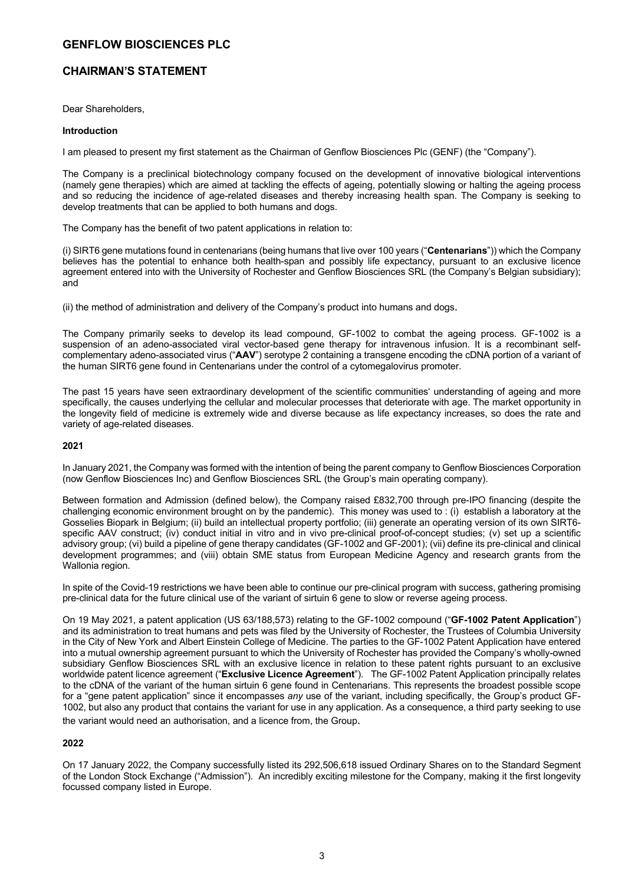# GENFLOW BIOSCIENCES PLC

## CHAIRMAN'S STATEMENT

Dear Shareholders,

**Introduction**

I am pleased to present my first statement as the Chairman of Genflow Biosciences Plc (GENF) (the "Company").

The Company is a preclinical biotechnology company focused on the development of innovative biological interventions (namely gene therapies) which are aimed at tackling the effects of ageing, potentially slowing or halting the ageing process and so reducing the incidence of age-related diseases and thereby increasing health span. The Company is seeking to develop treatments that can be applied to both humans and dogs.

The Company has the benefit of two patent applications in relation to:

(i) SIRT6 gene mutations found in centenarians (being humans that live over 100 years ("**Centenarians**")) which the Company believes has the potential to enhance both health-span and possibly life expectancy, pursuant to an exclusive licence agreement entered into with the University of Rochester and Genflow Biosciences SRL (the Company's Belgian subsidiary); and

(ii) the method of administration and delivery of the Company's product into humans and dogs.

The Company primarily seeks to develop its lead compound, GF-1002 to combat the ageing process. GF-1002 is a suspension of an adeno-associated viral vector-based gene therapy for intravenous infusion. It is a recombinant self-complementary adeno-associated virus ("**AAV**") serotype 2 containing a transgene encoding the cDNA portion of a variant of the human SIRT6 gene found in Centenarians under the control of a cytomegalovirus promoter.

The past 15 years have seen extraordinary development of the scientific communities' understanding of ageing and more specifically, the causes underlying the cellular and molecular processes that deteriorate with age. The market opportunity in the longevity field of medicine is extremely wide and diverse because as life expectancy increases, so does the rate and variety of age-related diseases.

**2021**

In January 2021, the Company was formed with the intention of being the parent company to Genflow Biosciences Corporation (now Genflow Biosciences Inc) and Genflow Biosciences SRL (the Group's main operating company).

Between formation and Admission (defined below), the Company raised £832,700 through pre-IPO financing (despite the challenging economic environment brought on by the pandemic). This money was used to : (i) establish a laboratory at the Gosselies Biopark in Belgium; (ii) build an intellectual property portfolio; (iii) generate an operating version of its own SIRT6-specific AAV construct; (iv) conduct initial in vitro and in vivo pre-clinical proof-of-concept studies; (v) set up a scientific advisory group; (vi) build a pipeline of gene therapy candidates (GF-1002 and GF-2001); (vii) define its pre-clinical and clinical development programmes; and (viii) obtain SME status from European Medicine Agency and research grants from the Wallonia region.

In spite of the Covid-19 restrictions we have been able to continue our pre-clinical program with success, gathering promising pre-clinical data for the future clinical use of the variant of sirtuin 6 gene to slow or reverse ageing process.

On 19 May 2021, a patent application (US 63/188,573) relating to the GF-1002 compound ("**GF-1002 Patent Application**") and its administration to treat humans and pets was filed by the University of Rochester, the Trustees of Columbia University in the City of New York and Albert Einstein College of Medicine. The parties to the GF-1002 Patent Application have entered into a mutual ownership agreement pursuant to which the University of Rochester has provided the Company's wholly-owned subsidiary Genflow Biosciences SRL with an exclusive licence in relation to these patent rights pursuant to an exclusive worldwide patent licence agreement ("**Exclusive Licence Agreement**"). The GF-1002 Patent Application principally relates to the cDNA of the variant of the human sirtuin 6 gene found in Centenarians. This represents the broadest possible scope for a "gene patent application" since it encompasses *any* use of the variant, including specifically, the Group's product GF-1002, but also any product that contains the variant for use in any application. As a consequence, a third party seeking to use the variant would need an authorisation, and a licence from, the Group.

**2022**

On 17 January 2022, the Company successfully listed its 292,506,618 issued Ordinary Shares on to the Standard Segment of the London Stock Exchange ("Admission"). An incredibly exciting milestone for the Company, making it the first longevity focussed company listed in Europe.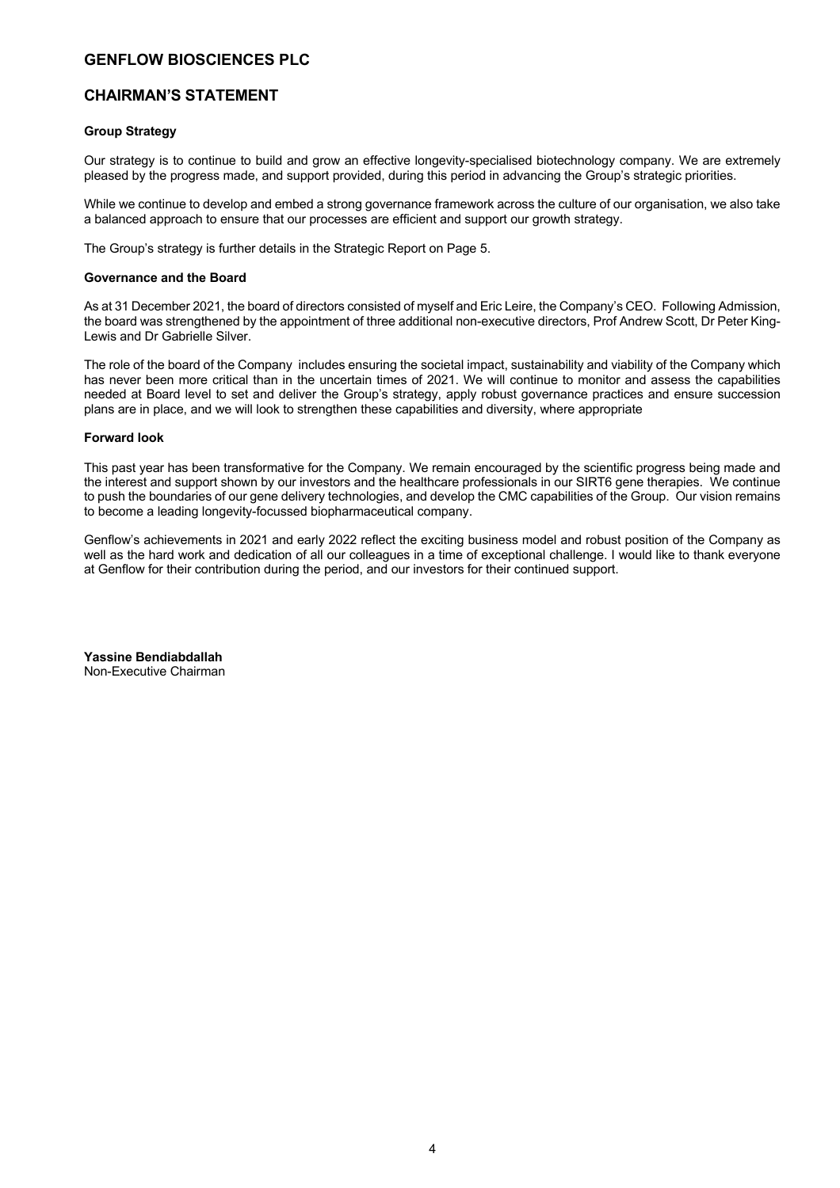# GENFLOW BIOSCIENCES PLC

## CHAIRMAN'S STATEMENT

### Group Strategy

Our strategy is to continue to build and grow an effective longevity-specialised biotechnology company. We are extremely pleased by the progress made, and support provided, during this period in advancing the Group's strategic priorities.

While we continue to develop and embed a strong governance framework across the culture of our organisation, we also take a balanced approach to ensure that our processes are efficient and support our growth strategy.

The Group's strategy is further details in the Strategic Report on Page 5.

### Governance and the Board

As at 31 December 2021, the board of directors consisted of myself and Eric Leire, the Company's CEO. Following Admission, the board was strengthened by the appointment of three additional non-executive directors, Prof Andrew Scott, Dr Peter King-Lewis and Dr Gabrielle Silver.

The role of the board of the Company includes ensuring the societal impact, sustainability and viability of the Company which has never been more critical than in the uncertain times of 2021. We will continue to monitor and assess the capabilities needed at Board level to set and deliver the Group's strategy, apply robust governance practices and ensure succession plans are in place, and we will look to strengthen these capabilities and diversity, where appropriate

### Forward look

This past year has been transformative for the Company. We remain encouraged by the scientific progress being made and the interest and support shown by our investors and the healthcare professionals in our SIRT6 gene therapies. We continue to push the boundaries of our gene delivery technologies, and develop the CMC capabilities of the Group. Our vision remains to become a leading longevity-focussed biopharmaceutical company.

Genflow's achievements in 2021 and early 2022 reflect the exciting business model and robust position of the Company as well as the hard work and dedication of all our colleagues in a time of exceptional challenge. I would like to thank everyone at Genflow for their contribution during the period, and our investors for their continued support.

**Yassine Bendiabdallah**
Non-Executive Chairman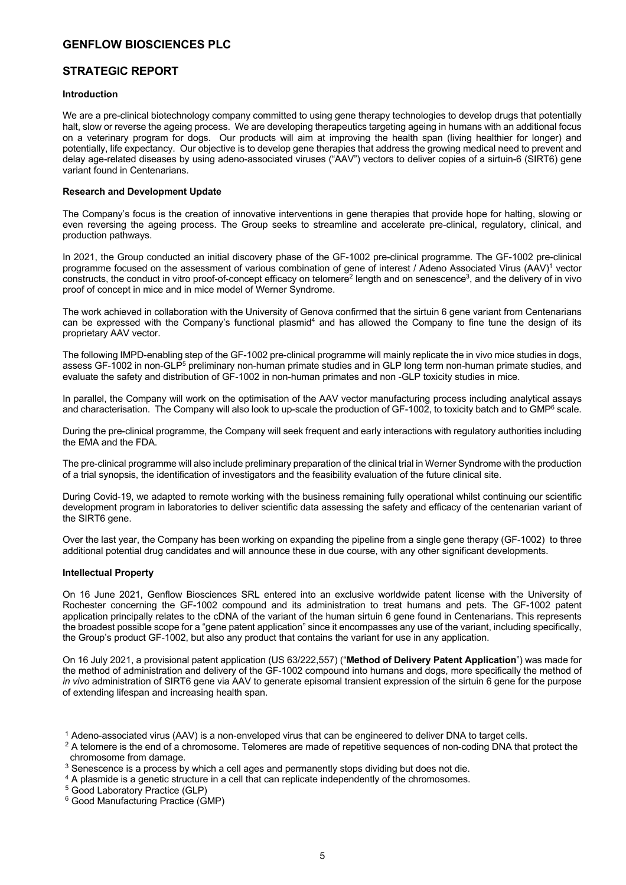## GENFLOW BIOSCIENCES PLC

## STRATEGIC REPORT

### Introduction

We are a pre-clinical biotechnology company committed to using gene therapy technologies to develop drugs that potentially halt, slow or reverse the ageing process. We are developing therapeutics targeting ageing in humans with an additional focus on a veterinary program for dogs. Our products will aim at improving the health span (living healthier for longer) and potentially, life expectancy. Our objective is to develop gene therapies that address the growing medical need to prevent and delay age-related diseases by using adeno-associated viruses ("AAV") vectors to deliver copies of a sirtuin-6 (SIRT6) gene variant found in Centenarians.

### Research and Development Update

The Company's focus is the creation of innovative interventions in gene therapies that provide hope for halting, slowing or even reversing the ageing process. The Group seeks to streamline and accelerate pre-clinical, regulatory, clinical, and production pathways.

In 2021, the Group conducted an initial discovery phase of the GF-1002 pre-clinical programme. The GF-1002 pre-clinical programme focused on the assessment of various combination of gene of interest / Adeno Associated Virus (AAV)[1] vector constructs, the conduct in vitro proof-of-concept efficacy on telomere[2] length and on senescence[3], and the delivery of in vivo proof of concept in mice and in mice model of Werner Syndrome.

The work achieved in collaboration with the University of Genova confirmed that the sirtuin 6 gene variant from Centenarians can be expressed with the Company's functional plasmid[4] and has allowed the Company to fine tune the design of its proprietary AAV vector.

The following IMPD-enabling step of the GF-1002 pre-clinical programme will mainly replicate the in vivo mice studies in dogs, assess GF-1002 in non-GLP[5] preliminary non-human primate studies and in GLP long term non-human primate studies, and evaluate the safety and distribution of GF-1002 in non-human primates and non -GLP toxicity studies in mice.

In parallel, the Company will work on the optimisation of the AAV vector manufacturing process including analytical assays and characterisation. The Company will also look to up-scale the production of GF-1002, to toxicity batch and to GMP[6] scale.

During the pre-clinical programme, the Company will seek frequent and early interactions with regulatory authorities including the EMA and the FDA.

The pre-clinical programme will also include preliminary preparation of the clinical trial in Werner Syndrome with the production of a trial synopsis, the identification of investigators and the feasibility evaluation of the future clinical site.

During Covid-19, we adapted to remote working with the business remaining fully operational whilst continuing our scientific development program in laboratories to deliver scientific data assessing the safety and efficacy of the centenarian variant of the SIRT6 gene.

Over the last year, the Company has been working on expanding the pipeline from a single gene therapy (GF-1002) to three additional potential drug candidates and will announce these in due course, with any other significant developments.

### Intellectual Property

On 16 June 2021, Genflow Biosciences SRL entered into an exclusive worldwide patent license with the University of Rochester concerning the GF-1002 compound and its administration to treat humans and pets. The GF-1002 patent application principally relates to the cDNA of the variant of the human sirtuin 6 gene found in Centenarians. This represents the broadest possible scope for a "gene patent application" since it encompasses any use of the variant, including specifically, the Group's product GF-1002, but also any product that contains the variant for use in any application.

On 16 July 2021, a provisional patent application (US 63/222,557) ("**Method of Delivery Patent Application**") was made for the method of administration and delivery of the GF-1002 compound into humans and dogs, more specifically the method of *in vivo* administration of SIRT6 gene via AAV to generate episomal transient expression of the sirtuin 6 gene for the purpose of extending lifespan and increasing health span.

---

[1] Adeno-associated virus (AAV) is a non-enveloped virus that can be engineered to deliver DNA to target cells.

[2] A telomere is the end of a chromosome. Telomeres are made of repetitive sequences of non-coding DNA that protect the chromosome from damage.

[3] Senescence is a process by which a cell ages and permanently stops dividing but does not die.

[4] A plasmid is a genetic structure in a cell that can replicate independently of the chromosomes.

[5] Good Laboratory Practice (GLP)

[6] Good Manufacturing Practice (GMP)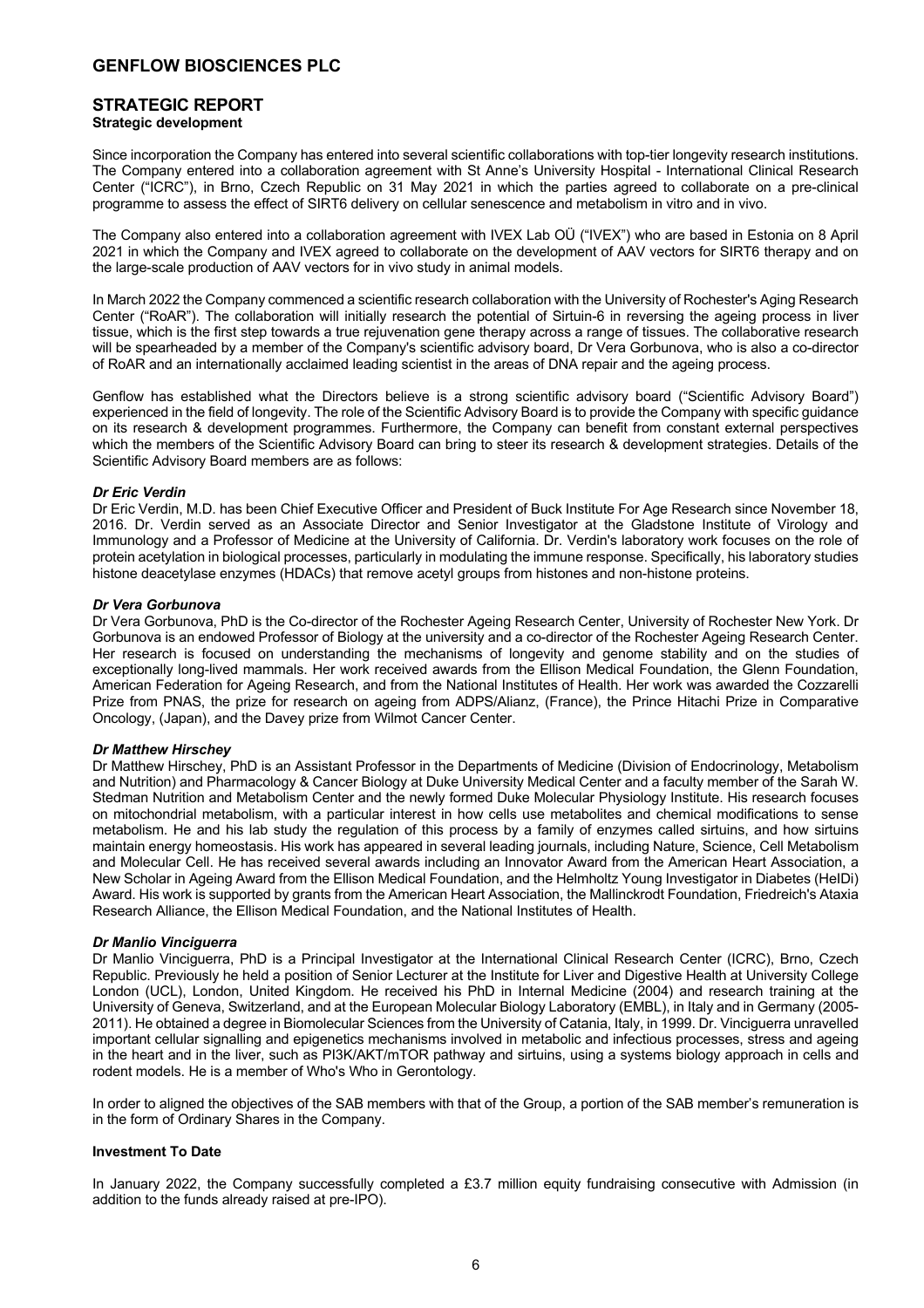# GENFLOW BIOSCIENCES PLC

## STRATEGIC REPORT

**Strategic development**

Since incorporation the Company has entered into several scientific collaborations with top-tier longevity research institutions. The Company entered into a collaboration agreement with St Anne's University Hospital - International Clinical Research Center ("ICRC"), in Brno, Czech Republic on 31 May 2021 in which the parties agreed to collaborate on a pre-clinical programme to assess the effect of SIRT6 delivery on cellular senescence and metabolism in vitro and in vivo.

The Company also entered into a collaboration agreement with IVEX Lab OÜ ("IVEX") who are based in Estonia on 8 April 2021 in which the Company and IVEX agreed to collaborate on the development of AAV vectors for SIRT6 therapy and on the large-scale production of AAV vectors for in vivo study in animal models.

In March 2022 the Company commenced a scientific research collaboration with the University of Rochester's Aging Research Center ("RoAR"). The collaboration will initially research the potential of Sirtuin-6 in reversing the ageing process in liver tissue, which is the first step towards a true rejuvenation gene therapy across a range of tissues. The collaborative research will be spearheaded by a member of the Company's scientific advisory board, Dr Vera Gorbunova, who is also a co-director of RoAR and an internationally acclaimed leading scientist in the areas of DNA repair and the ageing process.

Genflow has established what the Directors believe is a strong scientific advisory board ("Scientific Advisory Board") experienced in the field of longevity. The role of the Scientific Advisory Board is to provide the Company with specific guidance on its research & development programmes. Furthermore, the Company can benefit from constant external perspectives which the members of the Scientific Advisory Board can bring to steer its research & development strategies. Details of the Scientific Advisory Board members are as follows:

***Dr Eric Verdin***

Dr Eric Verdin, M.D. has been Chief Executive Officer and President of Buck Institute For Age Research since November 18, 2016. Dr. Verdin served as an Associate Director and Senior Investigator at the Gladstone Institute of Virology and Immunology and a Professor of Medicine at the University of California. Dr. Verdin's laboratory work focuses on the role of protein acetylation in biological processes, particularly in modulating the immune response. Specifically, his laboratory studies histone deacetylase enzymes (HDACs) that remove acetyl groups from histones and non-histone proteins.

***Dr Vera Gorbunova***

Dr Vera Gorbunova, PhD is the Co-director of the Rochester Ageing Research Center, University of Rochester New York. Dr Gorbunova is an endowed Professor of Biology at the university and a co-director of the Rochester Ageing Research Center. Her research is focused on understanding the mechanisms of longevity and genome stability and on the studies of exceptionally long-lived mammals. Her work received awards from the Ellison Medical Foundation, the Glenn Foundation, American Federation for Ageing Research, and from the National Institutes of Health. Her work was awarded the Cozzarelli Prize from PNAS, the prize for research on ageing from ADPS/Alianz, (France), the Prince Hitachi Prize in Comparative Oncology, (Japan), and the Davey prize from Wilmot Cancer Center.

***Dr Matthew Hirschey***

Dr Matthew Hirschey, PhD is an Assistant Professor in the Departments of Medicine (Division of Endocrinology, Metabolism and Nutrition) and Pharmacology & Cancer Biology at Duke University Medical Center and a faculty member of the Sarah W. Stedman Nutrition and Metabolism Center and the newly formed Duke Molecular Physiology Institute. His research focuses on mitochondrial metabolism, with a particular interest in how cells use metabolites and chemical modifications to sense metabolism. He and his lab study the regulation of this process by a family of enzymes called sirtuins, and how sirtuins maintain energy homeostasis. His work has appeared in several leading journals, including Nature, Science, Cell Metabolism and Molecular Cell. He has received several awards including an Innovator Award from the American Heart Association, a New Scholar in Ageing Award from the Ellison Medical Foundation, and the Helmholtz Young Investigator in Diabetes (HeIDi) Award. His work is supported by grants from the American Heart Association, the Mallinckrodt Foundation, Friedreich's Ataxia Research Alliance, the Ellison Medical Foundation, and the National Institutes of Health.

***Dr Manlio Vinciguerra***

Dr Manlio Vinciguerra, PhD is a Principal Investigator at the International Clinical Research Center (ICRC), Brno, Czech Republic. Previously he held a position of Senior Lecturer at the Institute for Liver and Digestive Health at University College London (UCL), London, United Kingdom. He received his PhD in Internal Medicine (2004) and research training at the University of Geneva, Switzerland, and at the European Molecular Biology Laboratory (EMBL), in Italy and in Germany (2005-2011). He obtained a degree in Biomolecular Sciences from the University of Catania, Italy, in 1999. Dr. Vinciguerra unravelled important cellular signalling and epigenetics mechanisms involved in metabolic and infectious processes, stress and ageing in the heart and in the liver, such as PI3K/AKT/mTOR pathway and sirtuins, using a systems biology approach in cells and rodent models. He is a member of Who's Who in Gerontology.

In order to aligned the objectives of the SAB members with that of the Group, a portion of the SAB member's remuneration is in the form of Ordinary Shares in the Company.

**Investment To Date**

In January 2022, the Company successfully completed a £3.7 million equity fundraising consecutive with Admission (in addition to the funds already raised at pre-IPO).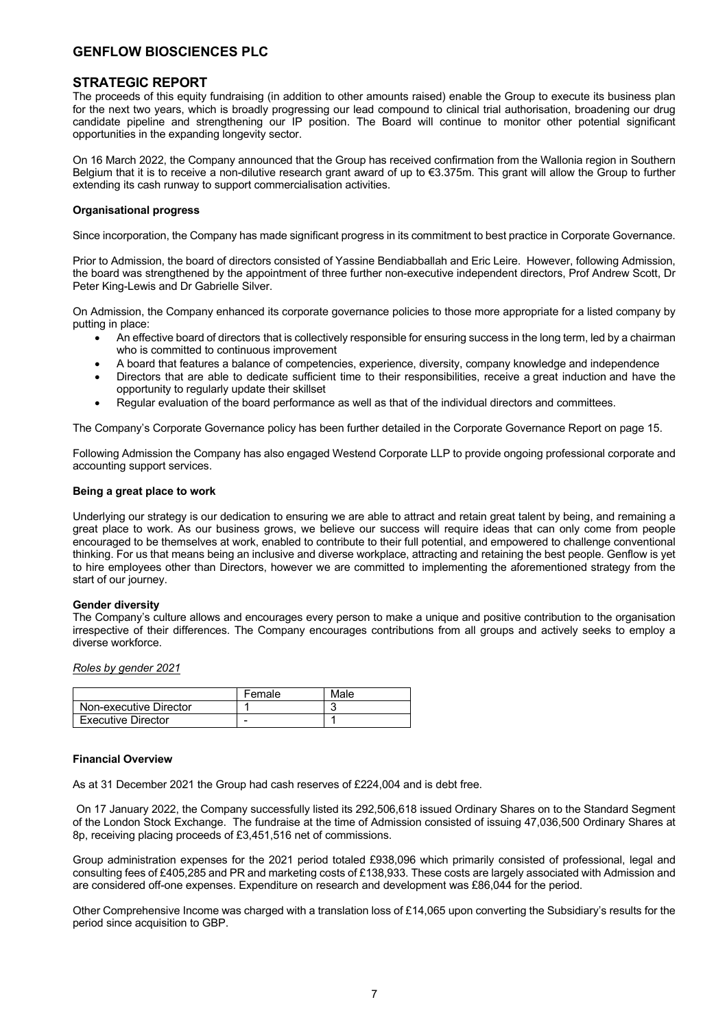# GENFLOW BIOSCIENCES PLC

## STRATEGIC REPORT

The proceeds of this equity fundraising (in addition to other amounts raised) enable the Group to execute its business plan for the next two years, which is broadly progressing our lead compound to clinical trial authorisation, broadening our drug candidate pipeline and strengthening our IP position. The Board will continue to monitor other potential significant opportunities in the expanding longevity sector.

On 16 March 2022, the Company announced that the Group has received confirmation from the Wallonia region in Southern Belgium that it is to receive a non-dilutive research grant award of up to €3.375m. This grant will allow the Group to further extending its cash runway to support commercialisation activities.

**Organisational progress**

Since incorporation, the Company has made significant progress in its commitment to best practice in Corporate Governance.

Prior to Admission, the board of directors consisted of Yassine Bendiabballah and Eric Leire. However, following Admission, the board was strengthened by the appointment of three further non-executive independent directors, Prof Andrew Scott, Dr Peter King-Lewis and Dr Gabrielle Silver.

On Admission, the Company enhanced its corporate governance policies to those more appropriate for a listed company by putting in place:

- An effective board of directors that is collectively responsible for ensuring success in the long term, led by a chairman who is committed to continuous improvement
- A board that features a balance of competencies, experience, diversity, company knowledge and independence
- Directors that are able to dedicate sufficient time to their responsibilities, receive a great induction and have the opportunity to regularly update their skillset
- Regular evaluation of the board performance as well as that of the individual directors and committees.

The Company's Corporate Governance policy has been further detailed in the Corporate Governance Report on page 15.

Following Admission the Company has also engaged Westend Corporate LLP to provide ongoing professional corporate and accounting support services.

**Being a great place to work**

Underlying our strategy is our dedication to ensuring we are able to attract and retain great talent by being, and remaining a great place to work. As our business grows, we believe our success will require ideas that can only come from people encouraged to be themselves at work, enabled to contribute to their full potential, and empowered to challenge conventional thinking. For us that means being an inclusive and diverse workplace, attracting and retaining the best people. Genflow is yet to hire employees other than Directors, however we are committed to implementing the aforementioned strategy from the start of our journey.

**Gender diversity**

The Company's culture allows and encourages every person to make a unique and positive contribution to the organisation irrespective of their differences. The Company encourages contributions from all groups and actively seeks to employ a diverse workforce.

*Roles by gender 2021*

| | Female | Male |
|---|---|---|
| Non-executive Director | 1 | 3 |
| Executive Director | - | 1 |

**Financial Overview**

As at 31 December 2021 the Group had cash reserves of £224,004 and is debt free.

On 17 January 2022, the Company successfully listed its 292,506,618 issued Ordinary Shares on to the Standard Segment of the London Stock Exchange. The fundraise at the time of Admission consisted of issuing 47,036,500 Ordinary Shares at 8p, receiving placing proceeds of £3,451,516 net of commissions.

Group administration expenses for the 2021 period totaled £938,096 which primarily consisted of professional, legal and consulting fees of £405,285 and PR and marketing costs of £138,933. These costs are largely associated with Admission and are considered off-one expenses. Expenditure on research and development was £86,044 for the period.

Other Comprehensive Income was charged with a translation loss of £14,065 upon converting the Subsidiary's results for the period since acquisition to GBP.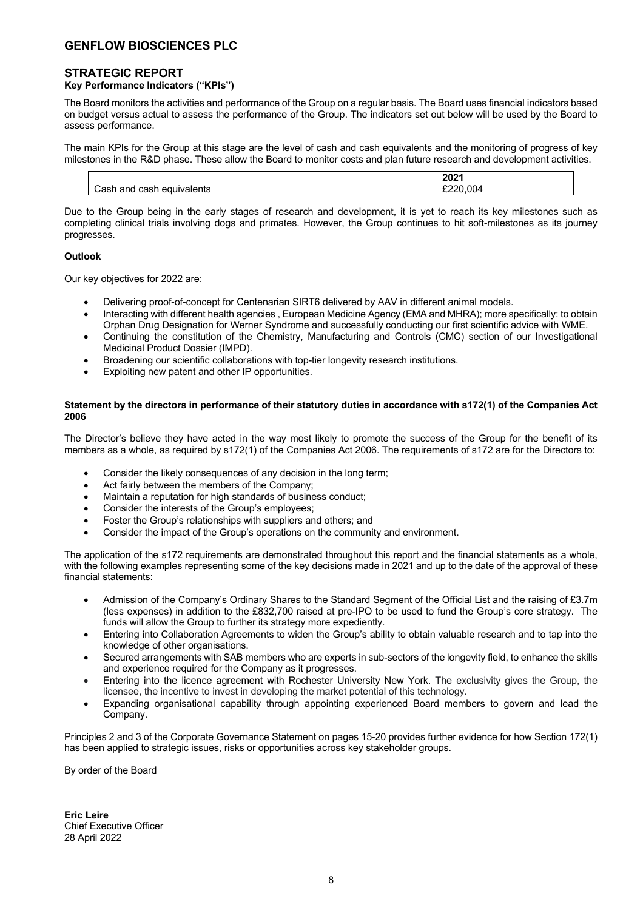# GENFLOW BIOSCIENCES PLC

## STRATEGIC REPORT

### Key Performance Indicators ("KPIs")

The Board monitors the activities and performance of the Group on a regular basis. The Board uses financial indicators based on budget versus actual to assess the performance of the Group. The indicators set out below will be used by the Board to assess performance.

The main KPIs for the Group at this stage are the level of cash and cash equivalents and the monitoring of progress of key milestones in the R&D phase. These allow the Board to monitor costs and plan future research and development activities.

| | 2021 |
|---|---|
| Cash and cash equivalents | £220,004 |

Due to the Group being in the early stages of research and development, it is yet to reach its key milestones such as completing clinical trials involving dogs and primates. However, the Group continues to hit soft-milestones as its journey progresses.

**Outlook**

Our key objectives for 2022 are:

- Delivering proof-of-concept for Centenarian SIRT6 delivered by AAV in different animal models.
- Interacting with different health agencies , European Medicine Agency (EMA and MHRA); more specifically: to obtain Orphan Drug Designation for Werner Syndrome and successfully conducting our first scientific advice with WME.
- Continuing the constitution of the Chemistry, Manufacturing and Controls (CMC) section of our Investigational Medicinal Product Dossier (IMPD).
- Broadening our scientific collaborations with top-tier longevity research institutions.
- Exploiting new patent and other IP opportunities.

**Statement by the directors in performance of their statutory duties in accordance with s172(1) of the Companies Act 2006**

The Director's believe they have acted in the way most likely to promote the success of the Group for the benefit of its members as a whole, as required by s172(1) of the Companies Act 2006. The requirements of s172 are for the Directors to:

- Consider the likely consequences of any decision in the long term;
- Act fairly between the members of the Company;
- Maintain a reputation for high standards of business conduct;
- Consider the interests of the Group's employees;
- Foster the Group's relationships with suppliers and others; and
- Consider the impact of the Group's operations on the community and environment.

The application of the s172 requirements are demonstrated throughout this report and the financial statements as a whole, with the following examples representing some of the key decisions made in 2021 and up to the date of the approval of these financial statements:

- Admission of the Company's Ordinary Shares to the Standard Segment of the Official List and the raising of £3.7m (less expenses) in addition to the £832,700 raised at pre-IPO to be used to fund the Group's core strategy. The funds will allow the Group to further its strategy more expediently.
- Entering into Collaboration Agreements to widen the Group's ability to obtain valuable research and to tap into the knowledge of other organisations.
- Secured arrangements with SAB members who are experts in sub-sectors of the longevity field, to enhance the skills and experience required for the Company as it progresses.
- Entering into the licence agreement with Rochester University New York. The exclusivity gives the Group, the licensee, the incentive to invest in developing the market potential of this technology.
- Expanding organisational capability through appointing experienced Board members to govern and lead the Company.

Principles 2 and 3 of the Corporate Governance Statement on pages 15-20 provides further evidence for how Section 172(1) has been applied to strategic issues, risks or opportunities across key stakeholder groups.

By order of the Board

**Eric Leire**
Chief Executive Officer
28 April 2022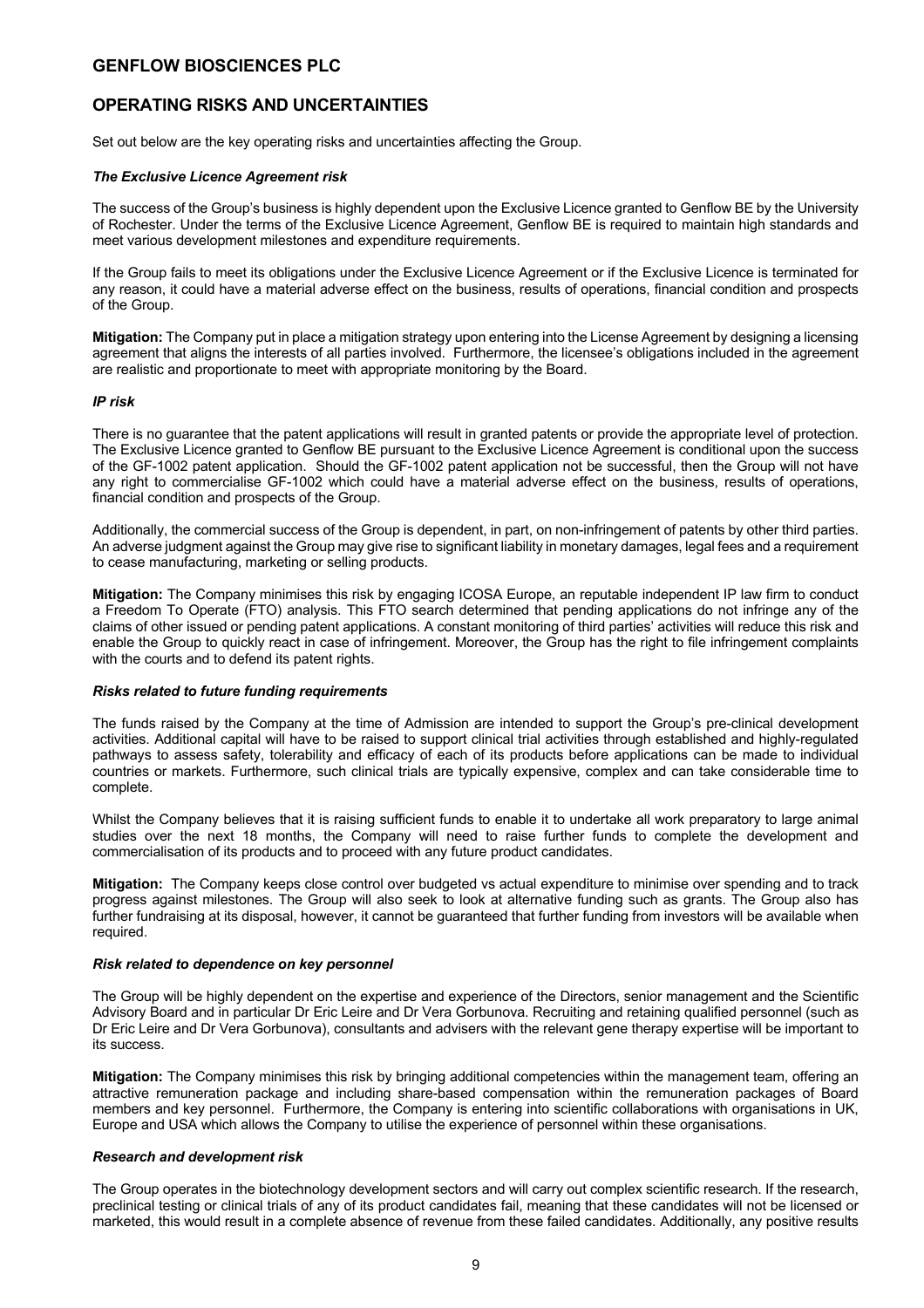# GENFLOW BIOSCIENCES PLC

## OPERATING RISKS AND UNCERTAINTIES

Set out below are the key operating risks and uncertainties affecting the Group.

#### *The Exclusive Licence Agreement risk*

The success of the Group's business is highly dependent upon the Exclusive Licence granted to Genflow BE by the University of Rochester. Under the terms of the Exclusive Licence Agreement, Genflow BE is required to maintain high standards and meet various development milestones and expenditure requirements.

If the Group fails to meet its obligations under the Exclusive Licence Agreement or if the Exclusive Licence is terminated for any reason, it could have a material adverse effect on the business, results of operations, financial condition and prospects of the Group.

**Mitigation:** The Company put in place a mitigation strategy upon entering into the License Agreement by designing a licensing agreement that aligns the interests of all parties involved. Furthermore, the licensee's obligations included in the agreement are realistic and proportionate to meet with appropriate monitoring by the Board.

#### *IP risk*

There is no guarantee that the patent applications will result in granted patents or provide the appropriate level of protection. The Exclusive Licence granted to Genflow BE pursuant to the Exclusive Licence Agreement is conditional upon the success of the GF-1002 patent application. Should the GF-1002 patent application not be successful, then the Group will not have any right to commercialise GF-1002 which could have a material adverse effect on the business, results of operations, financial condition and prospects of the Group.

Additionally, the commercial success of the Group is dependent, in part, on non-infringement of patents by other third parties. An adverse judgment against the Group may give rise to significant liability in monetary damages, legal fees and a requirement to cease manufacturing, marketing or selling products.

**Mitigation:** The Company minimises this risk by engaging ICOSA Europe, an reputable independent IP law firm to conduct a Freedom To Operate (FTO) analysis. This FTO search determined that pending applications do not infringe any of the claims of other issued or pending patent applications. A constant monitoring of third parties' activities will reduce this risk and enable the Group to quickly react in case of infringement. Moreover, the Group has the right to file infringement complaints with the courts and to defend its patent rights.

#### *Risks related to future funding requirements*

The funds raised by the Company at the time of Admission are intended to support the Group's pre-clinical development activities. Additional capital will have to be raised to support clinical trial activities through established and highly-regulated pathways to assess safety, tolerability and efficacy of each of its products before applications can be made to individual countries or markets. Furthermore, such clinical trials are typically expensive, complex and can take considerable time to complete.

Whilst the Company believes that it is raising sufficient funds to enable it to undertake all work preparatory to large animal studies over the next 18 months, the Company will need to raise further funds to complete the development and commercialisation of its products and to proceed with any future product candidates.

**Mitigation:** The Company keeps close control over budgeted vs actual expenditure to minimise over spending and to track progress against milestones. The Group will also seek to look at alternative funding such as grants. The Group also has further fundraising at its disposal, however, it cannot be guaranteed that further funding from investors will be available when required.

#### *Risk related to dependence on key personnel*

The Group will be highly dependent on the expertise and experience of the Directors, senior management and the Scientific Advisory Board and in particular Dr Eric Leire and Dr Vera Gorbunova. Recruiting and retaining qualified personnel (such as Dr Eric Leire and Dr Vera Gorbunova), consultants and advisers with the relevant gene therapy expertise will be important to its success.

**Mitigation:** The Company minimises this risk by bringing additional competencies within the management team, offering an attractive remuneration package and including share-based compensation within the remuneration packages of Board members and key personnel. Furthermore, the Company is entering into scientific collaborations with organisations in UK, Europe and USA which allows the Company to utilise the experience of personnel within these organisations.

#### *Research and development risk*

The Group operates in the biotechnology development sectors and will carry out complex scientific research. If the research, preclinical testing or clinical trials of any of its product candidates fail, meaning that these candidates will not be licensed or marketed, this would result in a complete absence of revenue from these failed candidates. Additionally, any positive results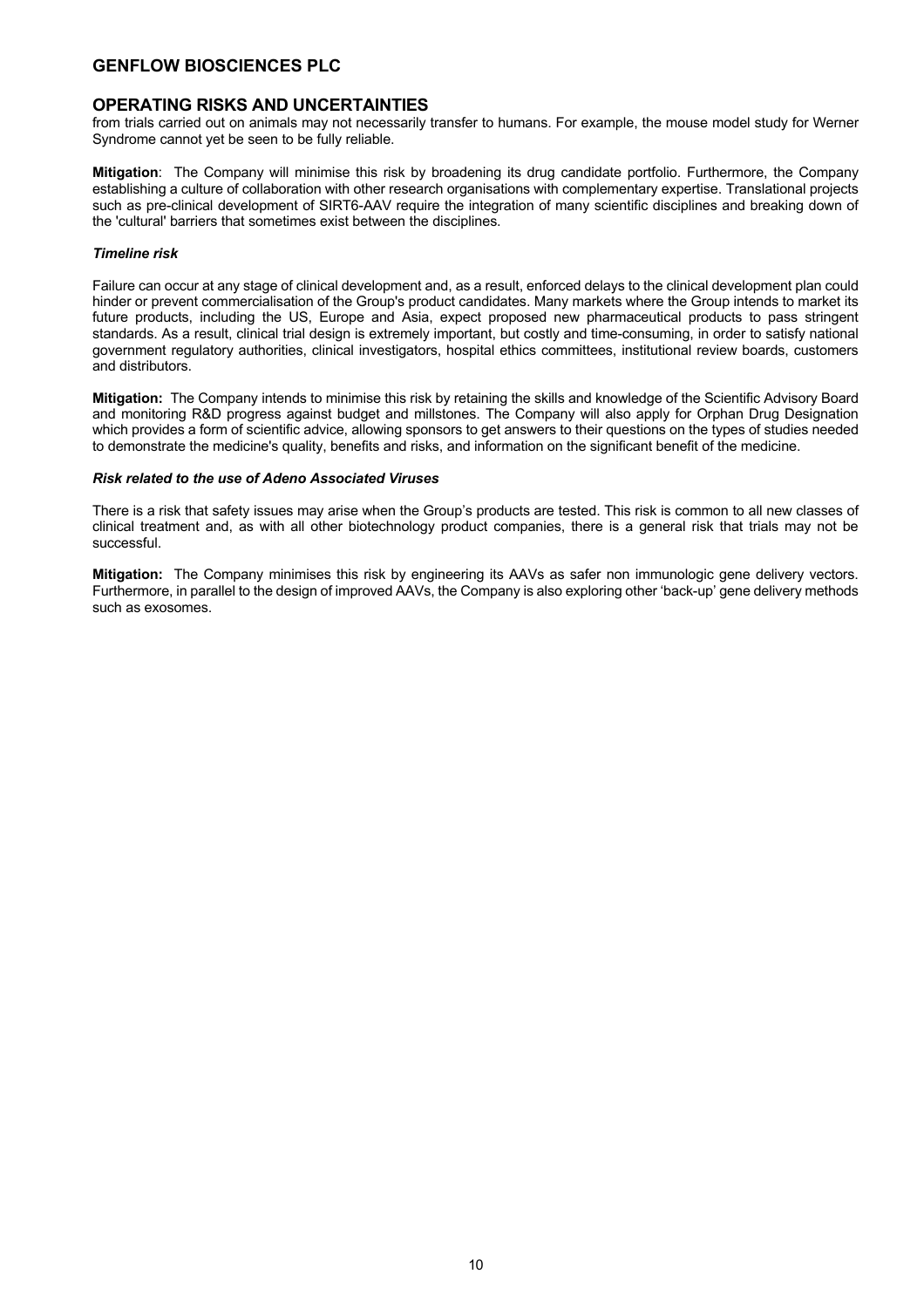## OPERATING RISKS AND UNCERTAINTIES

from trials carried out on animals may not necessarily transfer to humans. For example, the mouse model study for Werner Syndrome cannot yet be seen to be fully reliable.

**Mitigation**: The Company will minimise this risk by broadening its drug candidate portfolio. Furthermore, the Company establishing a culture of collaboration with other research organisations with complementary expertise. Translational projects such as pre-clinical development of SIRT6-AAV require the integration of many scientific disciplines and breaking down of the 'cultural' barriers that sometimes exist between the disciplines.

***Timeline risk***

Failure can occur at any stage of clinical development and, as a result, enforced delays to the clinical development plan could hinder or prevent commercialisation of the Group's product candidates. Many markets where the Group intends to market its future products, including the US, Europe and Asia, expect proposed new pharmaceutical products to pass stringent standards. As a result, clinical trial design is extremely important, but costly and time-consuming, in order to satisfy national government regulatory authorities, clinical investigators, hospital ethics committees, institutional review boards, customers and distributors.

**Mitigation:** The Company intends to minimise this risk by retaining the skills and knowledge of the Scientific Advisory Board and monitoring R&D progress against budget and millstones. The Company will also apply for Orphan Drug Designation which provides a form of scientific advice, allowing sponsors to get answers to their questions on the types of studies needed to demonstrate the medicine's quality, benefits and risks, and information on the significant benefit of the medicine.

***Risk related to the use of Adeno Associated Viruses***

There is a risk that safety issues may arise when the Group's products are tested. This risk is common to all new classes of clinical treatment and, as with all other biotechnology product companies, there is a general risk that trials may not be successful.

**Mitigation:** The Company minimises this risk by engineering its AAVs as safer non immunologic gene delivery vectors. Furthermore, in parallel to the design of improved AAVs, the Company is also exploring other 'back-up' gene delivery methods such as exosomes.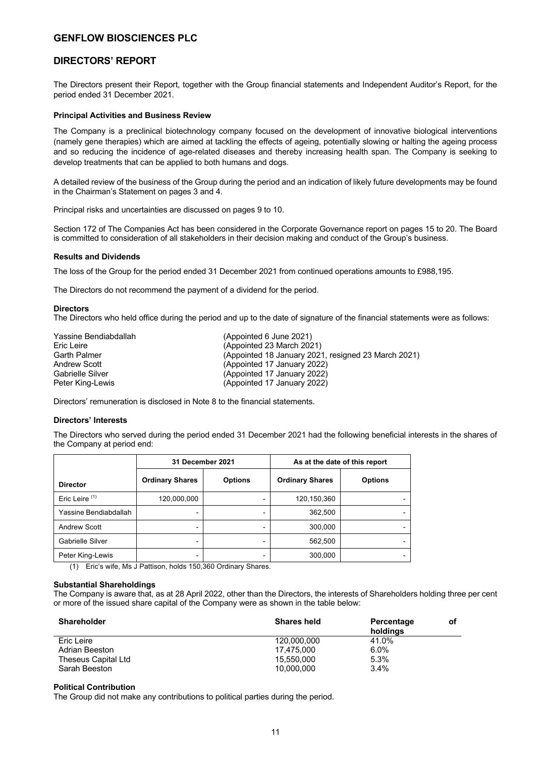# GENFLOW BIOSCIENCES PLC

## DIRECTORS' REPORT

The Directors present their Report, together with the Group financial statements and Independent Auditor's Report, for the period ended 31 December 2021.

### Principal Activities and Business Review

The Company is a preclinical biotechnology company focused on the development of innovative biological interventions (namely gene therapies) which are aimed at tackling the effects of ageing, potentially slowing or halting the ageing process and so reducing the incidence of age-related diseases and thereby increasing health span. The Company is seeking to develop treatments that can be applied to both humans and dogs.

A detailed review of the business of the Group during the period and an indication of likely future developments may be found in the Chairman's Statement on pages 3 and 4.

Principal risks and uncertainties are discussed on pages 9 to 10.

Section 172 of The Companies Act has been considered in the Corporate Governance report on pages 15 to 20. The Board is committed to consideration of all stakeholders in their decision making and conduct of the Group's business.

### Results and Dividends

The loss of the Group for the period ended 31 December 2021 from continued operations amounts to £988,195.

The Directors do not recommend the payment of a dividend for the period.

### Directors

The Directors who held office during the period and up to the date of signature of the financial statements were as follows:

| | |
|---|---|
| Yassine Bendiabdallah | (Appointed 6 June 2021) |
| Eric Leire | (Appointed 23 March 2021) |
| Garth Palmer | (Appointed 18 January 2021, resigned 23 March 2021) |
| Andrew Scott | (Appointed 17 January 2022) |
| Gabrielle Silver | (Appointed 17 January 2022) |
| Peter King-Lewis | (Appointed 17 January 2022) |

Directors' remuneration is disclosed in Note 8 to the financial statements.

### Directors' Interests

The Directors who served during the period ended 31 December 2021 had the following beneficial interests in the shares of the Company at period end:

| | 31 December 2021 | | As at the date of this report | |
|---|---|---|---|---|
| **Director** | **Ordinary Shares** | **Options** | **Ordinary Shares** | **Options** |
| Eric Leire [(1)] | 120,000,000 | - | 120,150,360 | - |
| Yassine Bendiabdallah | - | - | 362,500 | - |
| Andrew Scott | - | - | 300,000 | - |
| Gabrielle Silver | - | - | 562,500 | - |
| Peter King-Lewis | - | - | 300,000 | - |

(1) Eric's wife, Ms J Pattison, holds 150,360 Ordinary Shares.

### Substantial Shareholdings

The Company is aware that, as at 28 April 2022, other than the Directors, the interests of Shareholders holding three per cent or more of the issued share capital of the Company were as shown in the table below:

| Shareholder | Shares held | Percentage of holdings |
|---|---|---|
| Eric Leire | 120,000,000 | 41.0% |
| Adrian Beeston | 17,475,000 | 6.0% |
| Theseus Capital Ltd | 15,550,000 | 5.3% |
| Sarah Beeston | 10,000,000 | 3.4% |

### Political Contribution

The Group did not make any contributions to political parties during the period.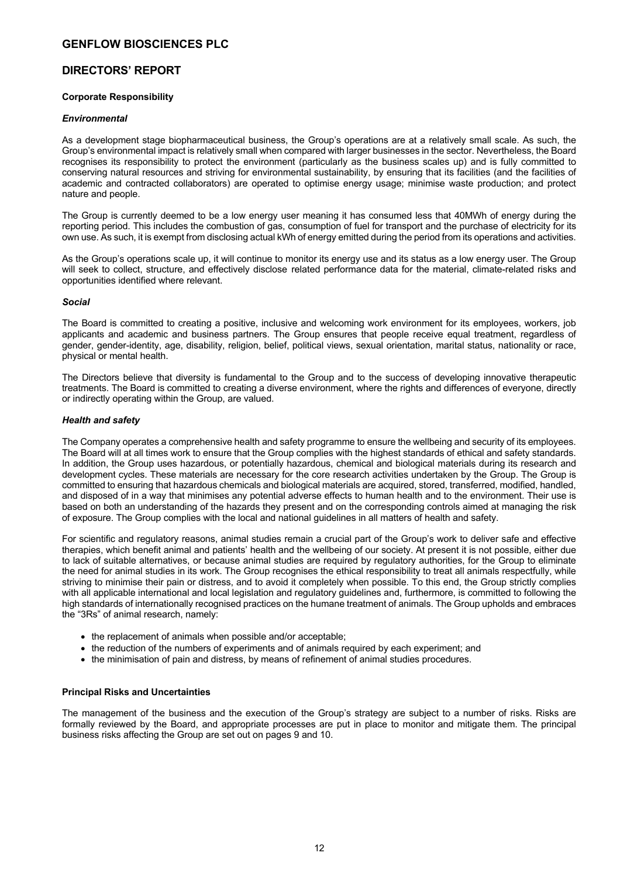# GENFLOW BIOSCIENCES PLC

## DIRECTORS' REPORT

**Corporate Responsibility**

***Environmental***

As a development stage biopharmaceutical business, the Group's operations are at a relatively small scale. As such, the Group's environmental impact is relatively small when compared with larger businesses in the sector. Nevertheless, the Board recognises its responsibility to protect the environment (particularly as the business scales up) and is fully committed to conserving natural resources and striving for environmental sustainability, by ensuring that its facilities (and the facilities of academic and contracted collaborators) are operated to optimise energy usage; minimise waste production; and protect nature and people.

The Group is currently deemed to be a low energy user meaning it has consumed less that 40MWh of energy during the reporting period. This includes the combustion of gas, consumption of fuel for transport and the purchase of electricity for its own use. As such, it is exempt from disclosing actual kWh of energy emitted during the period from its operations and activities.

As the Group's operations scale up, it will continue to monitor its energy use and its status as a low energy user. The Group will seek to collect, structure, and effectively disclose related performance data for the material, climate-related risks and opportunities identified where relevant.

***Social***

The Board is committed to creating a positive, inclusive and welcoming work environment for its employees, workers, job applicants and academic and business partners. The Group ensures that people receive equal treatment, regardless of gender, gender-identity, age, disability, religion, belief, political views, sexual orientation, marital status, nationality or race, physical or mental health.

The Directors believe that diversity is fundamental to the Group and to the success of developing innovative therapeutic treatments. The Board is committed to creating a diverse environment, where the rights and differences of everyone, directly or indirectly operating within the Group, are valued.

***Health and safety***

The Company operates a comprehensive health and safety programme to ensure the wellbeing and security of its employees. The Board will at all times work to ensure that the Group complies with the highest standards of ethical and safety standards. In addition, the Group uses hazardous, or potentially hazardous, chemical and biological materials during its research and development cycles. These materials are necessary for the core research activities undertaken by the Group. The Group is committed to ensuring that hazardous chemicals and biological materials are acquired, stored, transferred, modified, handled, and disposed of in a way that minimises any potential adverse effects to human health and to the environment. Their use is based on both an understanding of the hazards they present and on the corresponding controls aimed at managing the risk of exposure. The Group complies with the local and national guidelines in all matters of health and safety.

For scientific and regulatory reasons, animal studies remain a crucial part of the Group's work to deliver safe and effective therapies, which benefit animal and patients' health and the wellbeing of our society. At present it is not possible, either due to lack of suitable alternatives, or because animal studies are required by regulatory authorities, for the Group to eliminate the need for animal studies in its work. The Group recognises the ethical responsibility to treat all animals respectfully, while striving to minimise their pain or distress, and to avoid it completely when possible. To this end, the Group strictly complies with all applicable international and local legislation and regulatory guidelines and, furthermore, is committed to following the high standards of internationally recognised practices on the humane treatment of animals. The Group upholds and embraces the "3Rs" of animal research, namely:

- the replacement of animals when possible and/or acceptable;
- the reduction of the numbers of experiments and of animals required by each experiment; and
- the minimisation of pain and distress, by means of refinement of animal studies procedures.

**Principal Risks and Uncertainties**

The management of the business and the execution of the Group's strategy are subject to a number of risks. Risks are formally reviewed by the Board, and appropriate processes are put in place to monitor and mitigate them. The principal business risks affecting the Group are set out on pages 9 and 10.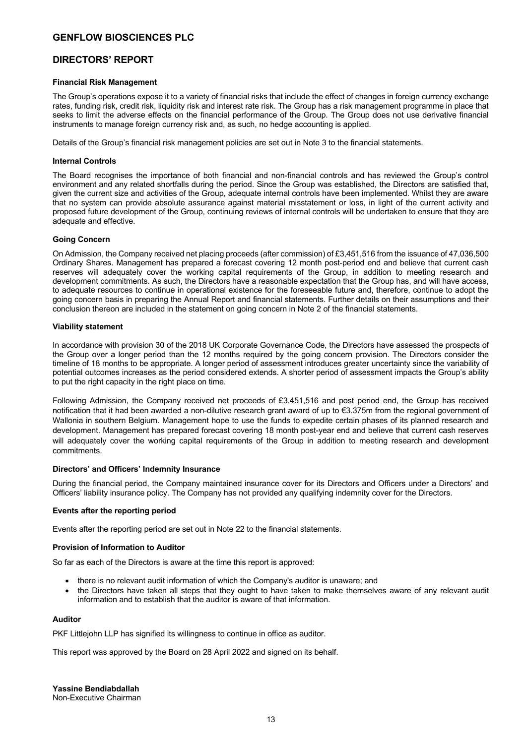# GENFLOW BIOSCIENCES PLC

## DIRECTORS' REPORT

### Financial Risk Management

The Group's operations expose it to a variety of financial risks that include the effect of changes in foreign currency exchange rates, funding risk, credit risk, liquidity risk and interest rate risk. The Group has a risk management programme in place that seeks to limit the adverse effects on the financial performance of the Group. The Group does not use derivative financial instruments to manage foreign currency risk and, as such, no hedge accounting is applied.

Details of the Group's financial risk management policies are set out in Note 3 to the financial statements.

### Internal Controls

The Board recognises the importance of both financial and non-financial controls and has reviewed the Group's control environment and any related shortfalls during the period. Since the Group was established, the Directors are satisfied that, given the current size and activities of the Group, adequate internal controls have been implemented. Whilst they are aware that no system can provide absolute assurance against material misstatement or loss, in light of the current activity and proposed future development of the Group, continuing reviews of internal controls will be undertaken to ensure that they are adequate and effective.

### Going Concern

On Admission, the Company received net placing proceeds (after commission) of £3,451,516 from the issuance of 47,036,500 Ordinary Shares. Management has prepared a forecast covering 12 month post-period end and believe that current cash reserves will adequately cover the working capital requirements of the Group, in addition to meeting research and development commitments. As such, the Directors have a reasonable expectation that the Group has, and will have access, to adequate resources to continue in operational existence for the foreseeable future and, therefore, continue to adopt the going concern basis in preparing the Annual Report and financial statements. Further details on their assumptions and their conclusion thereon are included in the statement on going concern in Note 2 of the financial statements.

### Viability statement

In accordance with provision 30 of the 2018 UK Corporate Governance Code, the Directors have assessed the prospects of the Group over a longer period than the 12 months required by the going concern provision. The Directors consider the timeline of 18 months to be appropriate. A longer period of assessment introduces greater uncertainty since the variability of potential outcomes increases as the period considered extends. A shorter period of assessment impacts the Group's ability to put the right capacity in the right place on time.

Following Admission, the Company received net proceeds of £3,451,516 and post period end, the Group has received notification that it had been awarded a non-dilutive research grant award of up to €3.375m from the regional government of Wallonia in southern Belgium. Management hope to use the funds to expedite certain phases of its planned research and development. Management has prepared forecast covering 18 month post-year end and believe that current cash reserves will adequately cover the working capital requirements of the Group in addition to meeting research and development commitments.

### Directors' and Officers' Indemnity Insurance

During the financial period, the Company maintained insurance cover for its Directors and Officers under a Directors' and Officers' liability insurance policy. The Company has not provided any qualifying indemnity cover for the Directors.

### Events after the reporting period

Events after the reporting period are set out in Note 22 to the financial statements.

### Provision of Information to Auditor

So far as each of the Directors is aware at the time this report is approved:

- there is no relevant audit information of which the Company's auditor is unaware; and
- the Directors have taken all steps that they ought to have taken to make themselves aware of any relevant audit information and to establish that the auditor is aware of that information.

### Auditor

PKF Littlejohn LLP has signified its willingness to continue in office as auditor.

This report was approved by the Board on 28 April 2022 and signed on its behalf.

**Yassine Bendiabdallah**
Non-Executive Chairman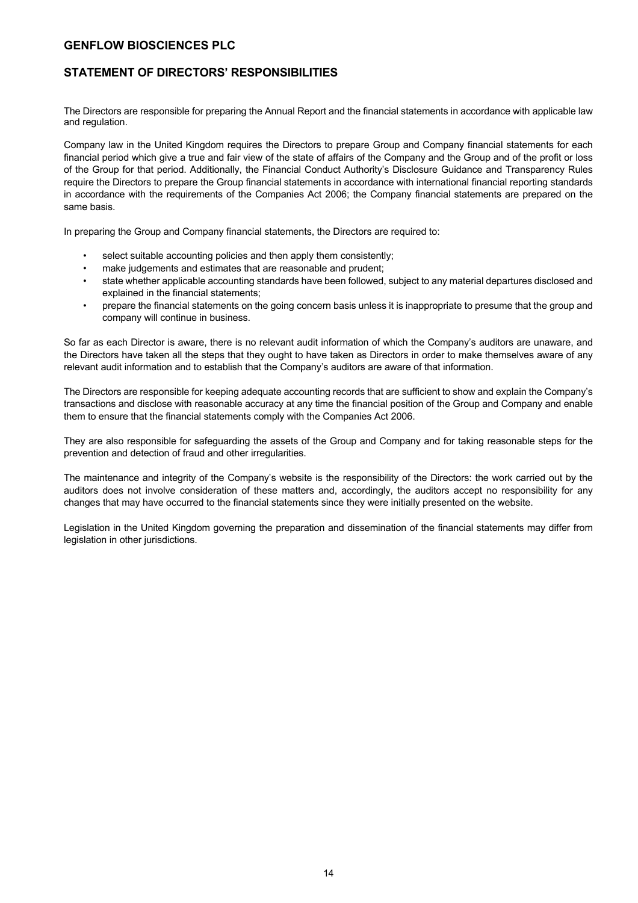# GENFLOW BIOSCIENCES PLC

## STATEMENT OF DIRECTORS' RESPONSIBILITIES

The Directors are responsible for preparing the Annual Report and the financial statements in accordance with applicable law and regulation.

Company law in the United Kingdom requires the Directors to prepare Group and Company financial statements for each financial period which give a true and fair view of the state of affairs of the Company and the Group and of the profit or loss of the Group for that period. Additionally, the Financial Conduct Authority's Disclosure Guidance and Transparency Rules require the Directors to prepare the Group financial statements in accordance with international financial reporting standards in accordance with the requirements of the Companies Act 2006; the Company financial statements are prepared on the same basis.

In preparing the Group and Company financial statements, the Directors are required to:

- select suitable accounting policies and then apply them consistently;
- make judgements and estimates that are reasonable and prudent;
- state whether applicable accounting standards have been followed, subject to any material departures disclosed and explained in the financial statements;
- prepare the financial statements on the going concern basis unless it is inappropriate to presume that the group and company will continue in business.

So far as each Director is aware, there is no relevant audit information of which the Company's auditors are unaware, and the Directors have taken all the steps that they ought to have taken as Directors in order to make themselves aware of any relevant audit information and to establish that the Company's auditors are aware of that information.

The Directors are responsible for keeping adequate accounting records that are sufficient to show and explain the Company's transactions and disclose with reasonable accuracy at any time the financial position of the Group and Company and enable them to ensure that the financial statements comply with the Companies Act 2006.

They are also responsible for safeguarding the assets of the Group and Company and for taking reasonable steps for the prevention and detection of fraud and other irregularities.

The maintenance and integrity of the Company's website is the responsibility of the Directors: the work carried out by the auditors does not involve consideration of these matters and, accordingly, the auditors accept no responsibility for any changes that may have occurred to the financial statements since they were initially presented on the website.

Legislation in the United Kingdom governing the preparation and dissemination of the financial statements may differ from legislation in other jurisdictions.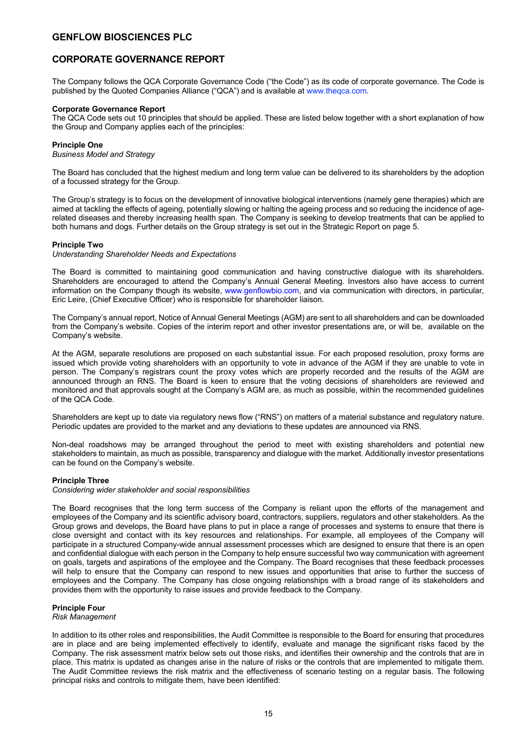# GENFLOW BIOSCIENCES PLC

## CORPORATE GOVERNANCE REPORT

The Company follows the QCA Corporate Governance Code ("the Code") as its code of corporate governance. The Code is published by the Quoted Companies Alliance ("QCA") and is available at www.theqca.com.

**Corporate Governance Report**
The QCA Code sets out 10 principles that should be applied. These are listed below together with a short explanation of how the Group and Company applies each of the principles:

**Principle One**
*Business Model and Strategy*

The Board has concluded that the highest medium and long term value can be delivered to its shareholders by the adoption of a focussed strategy for the Group.

The Group's strategy is to focus on the development of innovative biological interventions (namely gene therapies) which are aimed at tackling the effects of ageing, potentially slowing or halting the ageing process and so reducing the incidence of age-related diseases and thereby increasing health span. The Company is seeking to develop treatments that can be applied to both humans and dogs. Further details on the Group strategy is set out in the Strategic Report on page 5.

**Principle Two**
*Understanding Shareholder Needs and Expectations*

The Board is committed to maintaining good communication and having constructive dialogue with its shareholders. Shareholders are encouraged to attend the Company's Annual General Meeting. Investors also have access to current information on the Company though its website, www.genflowbio.com, and via communication with directors, in particular, Eric Leire, (Chief Executive Officer) who is responsible for shareholder liaison.

The Company's annual report, Notice of Annual General Meetings (AGM) are sent to all shareholders and can be downloaded from the Company's website. Copies of the interim report and other investor presentations are, or will be, available on the Company's website.

At the AGM, separate resolutions are proposed on each substantial issue. For each proposed resolution, proxy forms are issued which provide voting shareholders with an opportunity to vote in advance of the AGM if they are unable to vote in person. The Company's registrars count the proxy votes which are properly recorded and the results of the AGM are announced through an RNS. The Board is keen to ensure that the voting decisions of shareholders are reviewed and monitored and that approvals sought at the Company's AGM are, as much as possible, within the recommended guidelines of the QCA Code.

Shareholders are kept up to date via regulatory news flow ("RNS") on matters of a material substance and regulatory nature. Periodic updates are provided to the market and any deviations to these updates are announced via RNS.

Non-deal roadshows may be arranged throughout the period to meet with existing shareholders and potential new stakeholders to maintain, as much as possible, transparency and dialogue with the market. Additionally investor presentations can be found on the Company's website.

**Principle Three**
*Considering wider stakeholder and social responsibilities*

The Board recognises that the long term success of the Company is reliant upon the efforts of the management and employees of the Company and its scientific advisory board, contractors, suppliers, regulators and other stakeholders. As the Group grows and develops, the Board have plans to put in place a range of processes and systems to ensure that there is close oversight and contact with its key resources and relationships. For example, all employees of the Company will participate in a structured Company-wide annual assessment processes which are designed to ensure that there is an open and confidential dialogue with each person in the Company to help ensure successful two way communication with agreement on goals, targets and aspirations of the employee and the Company. The Board recognises that these feedback processes will help to ensure that the Company can respond to new issues and opportunities that arise to further the success of employees and the Company. The Company has close ongoing relationships with a broad range of its stakeholders and provides them with the opportunity to raise issues and provide feedback to the Company.

**Principle Four**
*Risk Management*

In addition to its other roles and responsibilities, the Audit Committee is responsible to the Board for ensuring that procedures are in place and are being implemented effectively to identify, evaluate and manage the significant risks faced by the Company. The risk assessment matrix below sets out those risks, and identifies their ownership and the controls that are in place. This matrix is updated as changes arise in the nature of risks or the controls that are implemented to mitigate them. The Audit Committee reviews the risk matrix and the effectiveness of scenario testing on a regular basis. The following principal risks and controls to mitigate them, have been identified: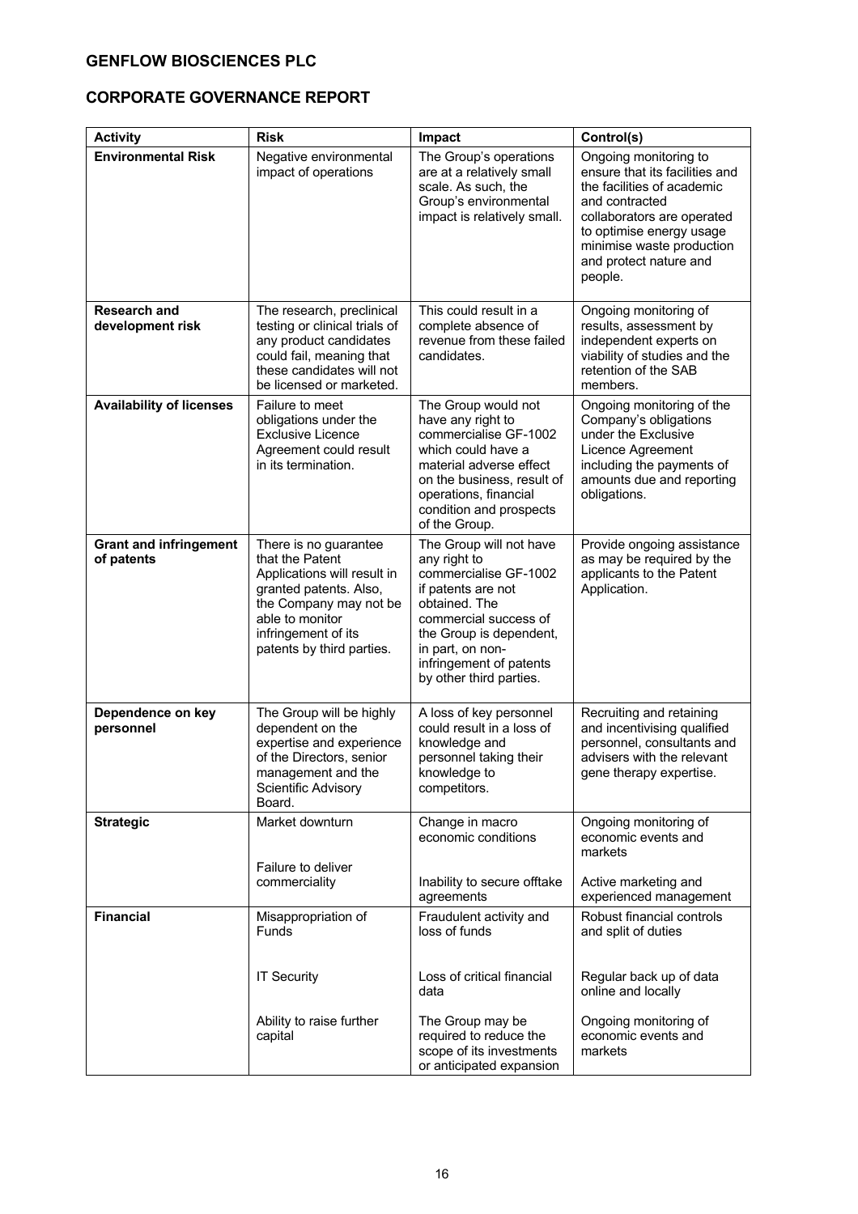**GENFLOW BIOSCIENCES PLC**

**CORPORATE GOVERNANCE REPORT**

| Activity | Risk | Impact | Control(s) |
|---|---|---|---|
| **Environmental Risk** | Negative environmental impact of operations | The Group's operations are at a relatively small scale. As such, the Group's environmental impact is relatively small. | Ongoing monitoring to ensure that its facilities and the facilities of academic and contracted collaborators are operated to optimise energy usage minimise waste production and protect nature and people. |
| **Research and development risk** | The research, preclinical testing or clinical trials of any product candidates could fail, meaning that these candidates will not be licensed or marketed. | This could result in a complete absence of revenue from these failed candidates. | Ongoing monitoring of results, assessment by independent experts on viability of studies and the retention of the SAB members. |
| **Availability of licenses** | Failure to meet obligations under the Exclusive Licence Agreement could result in its termination. | The Group would not have any right to commercialise GF-1002 which could have a material adverse effect on the business, result of operations, financial condition and prospects of the Group. | Ongoing monitoring of the Company's obligations under the Exclusive Licence Agreement including the payments of amounts due and reporting obligations. |
| **Grant and infringement of patents** | There is no guarantee that the Patent Applications will result in granted patents. Also, the Company may not be able to monitor infringement of its patents by third parties. | The Group will not have any right to commercialise GF-1002 if patents are not obtained. The commercial success of the Group is dependent, in part, on non-infringement of patents by other third parties. | Provide ongoing assistance as may be required by the applicants to the Patent Application. |
| **Dependence on key personnel** | The Group will be highly dependent on the expertise and experience of the Directors, senior management and the Scientific Advisory Board. | A loss of key personnel could result in a loss of knowledge and personnel taking their knowledge to competitors. | Recruiting and retaining and incentivising qualified personnel, consultants and advisers with the relevant gene therapy expertise. |
| **Strategic** | Market downturn | Change in macro economic conditions | Ongoing monitoring of economic events and markets |
| | Failure to deliver commerciality | Inability to secure offtake agreements | Active marketing and experienced management |
| **Financial** | Misappropriation of Funds | Fraudulent activity and loss of funds | Robust financial controls and split of duties |
| | IT Security | Loss of critical financial data | Regular back up of data online and locally |
| | Ability to raise further capital | The Group may be required to reduce the scope of its investments or anticipated expansion | Ongoing monitoring of economic events and markets |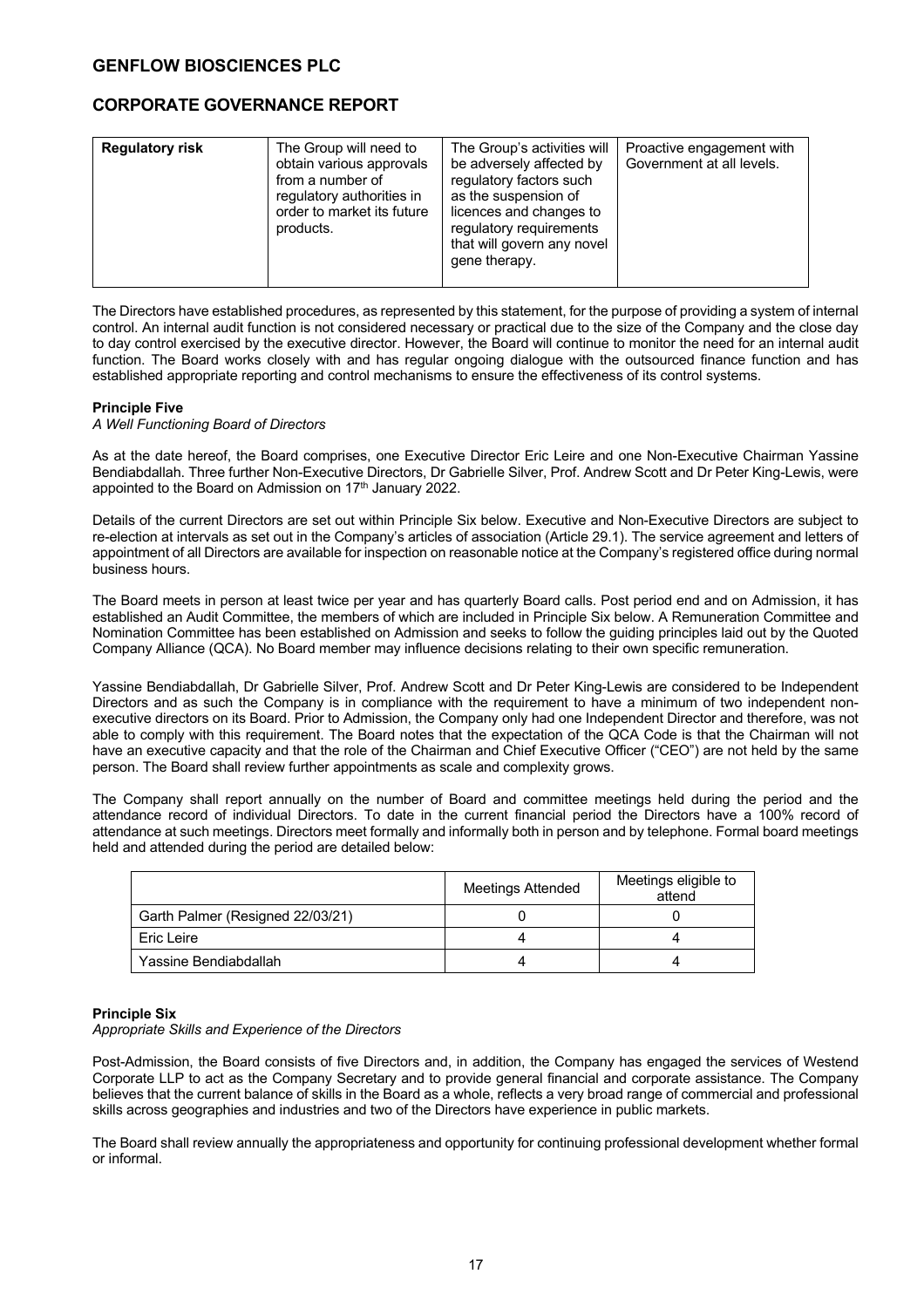| Regulatory risk | The Group will need to obtain various approvals from a number of regulatory authorities in order to market its future products. | The Group's activities will be adversely affected by regulatory factors such as the suspension of licences and changes to regulatory requirements that will govern any novel gene therapy. | Proactive engagement with Government at all levels. |
|---|---|---|---|

The Directors have established procedures, as represented by this statement, for the purpose of providing a system of internal control. An internal audit function is not considered necessary or practical due to the size of the Company and the close day to day control exercised by the executive director. However, the Board will continue to monitor the need for an internal audit function. The Board works closely with and has regular ongoing dialogue with the outsourced finance function and has established appropriate reporting and control mechanisms to ensure the effectiveness of its control systems.

**Principle Five**

*A Well Functioning Board of Directors*

As at the date hereof, the Board comprises, one Executive Director Eric Leire and one Non-Executive Chairman Yassine Bendiabdallah. Three further Non-Executive Directors, Dr Gabrielle Silver, Prof. Andrew Scott and Dr Peter King-Lewis, were appointed to the Board on Admission on 17th January 2022.

Details of the current Directors are set out within Principle Six below. Executive and Non-Executive Directors are subject to re-election at intervals as set out in the Company's articles of association (Article 29.1). The service agreement and letters of appointment of all Directors are available for inspection on reasonable notice at the Company's registered office during normal business hours.

The Board meets in person at least twice per year and has quarterly Board calls. Post period end and on Admission, it has established an Audit Committee, the members of which are included in Principle Six below. A Remuneration Committee and Nomination Committee has been established on Admission and seeks to follow the guiding principles laid out by the Quoted Company Alliance (QCA). No Board member may influence decisions relating to their own specific remuneration.

Yassine Bendiabdallah, Dr Gabrielle Silver, Prof. Andrew Scott and Dr Peter King-Lewis are considered to be Independent Directors and as such the Company is in compliance with the requirement to have a minimum of two independent non-executive directors on its Board. Prior to Admission, the Company only had one Independent Director and therefore, was not able to comply with this requirement. The Board notes that the expectation of the QCA Code is that the Chairman will not have an executive capacity and that the role of the Chairman and Chief Executive Officer ("CEO") are not held by the same person. The Board shall review further appointments as scale and complexity grows.

The Company shall report annually on the number of Board and committee meetings held during the period and the attendance record of individual Directors. To date in the current financial period the Directors have a 100% record of attendance at such meetings. Directors meet formally and informally both in person and by telephone. Formal board meetings held and attended during the period are detailed below:

| | Meetings Attended | Meetings eligible to attend |
|---|---|---|
| Garth Palmer (Resigned 22/03/21) | 0 | 0 |
| Eric Leire | 4 | 4 |
| Yassine Bendiabdallah | 4 | 4 |

**Principle Six**

*Appropriate Skills and Experience of the Directors*

Post-Admission, the Board consists of five Directors and, in addition, the Company has engaged the services of Westend Corporate LLP to act as the Company Secretary and to provide general financial and corporate assistance. The Company believes that the current balance of skills in the Board as a whole, reflects a very broad range of commercial and professional skills across geographies and industries and two of the Directors have experience in public markets.

The Board shall review annually the appropriateness and opportunity for continuing professional development whether formal or informal.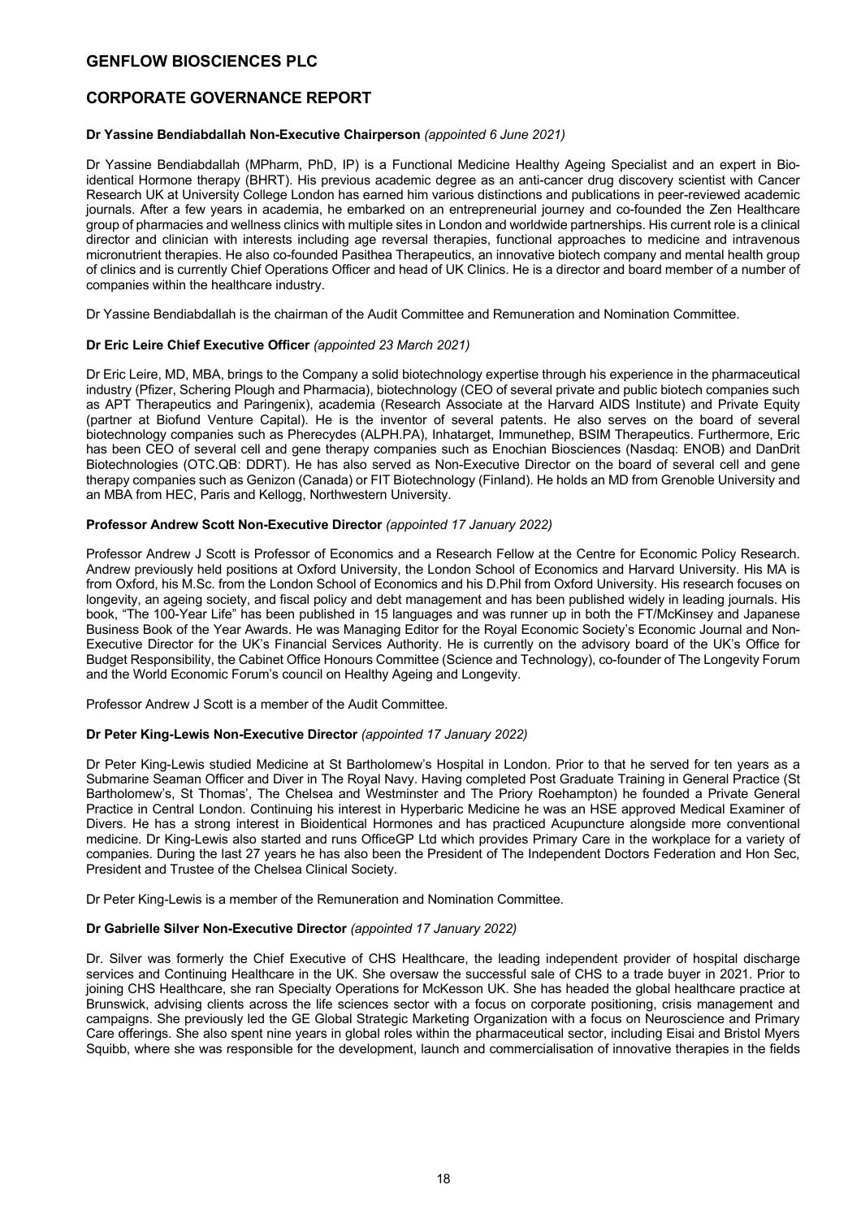# GENFLOW BIOSCIENCES PLC

## CORPORATE GOVERNANCE REPORT

**Dr Yassine Bendiabdallah Non-Executive Chairperson** *(appointed 6 June 2021)*

Dr Yassine Bendiabdallah (MPharm, PhD, IP) is a Functional Medicine Healthy Ageing Specialist and an expert in Bio-identical Hormone therapy (BHRT). His previous academic degree as an anti-cancer drug discovery scientist with Cancer Research UK at University College London has earned him various distinctions and publications in peer-reviewed academic journals. After a few years in academia, he embarked on an entrepreneurial journey and co-founded the Zen Healthcare group of pharmacies and wellness clinics with multiple sites in London and worldwide partnerships. His current role is a clinical director and clinician with interests including age reversal therapies, functional approaches to medicine and intravenous micronutrient therapies. He also co-founded Pasithea Therapeutics, an innovative biotech company and mental health group of clinics and is currently Chief Operations Officer and head of UK Clinics. He is a director and board member of a number of companies within the healthcare industry.

Dr Yassine Bendiabdallah is the chairman of the Audit Committee and Remuneration and Nomination Committee.

**Dr Eric Leire Chief Executive Officer** *(appointed 23 March 2021)*

Dr Eric Leire, MD, MBA, brings to the Company a solid biotechnology expertise through his experience in the pharmaceutical industry (Pfizer, Schering Plough and Pharmacia), biotechnology (CEO of several private and public biotech companies such as APT Therapeutics and Paringenix), academia (Research Associate at the Harvard AIDS Institute) and Private Equity (partner at Biofund Venture Capital). He is the inventor of several patents. He also serves on the board of several biotechnology companies such as Pherecydes (ALPH.PA), Inhatarget, Immunethep, BSIM Therapeutics. Furthermore, Eric has been CEO of several cell and gene therapy companies such as Enochian Biosciences (Nasdaq: ENOB) and DanDrit Biotechnologies (OTC.QB: DDRT). He has also served as Non-Executive Director on the board of several cell and gene therapy companies such as Genizon (Canada) or FIT Biotechnology (Finland). He holds an MD from Grenoble University and an MBA from HEC, Paris and Kellogg, Northwestern University.

**Professor Andrew Scott Non-Executive Director** *(appointed 17 January 2022)*

Professor Andrew J Scott is Professor of Economics and a Research Fellow at the Centre for Economic Policy Research. Andrew previously held positions at Oxford University, the London School of Economics and Harvard University. His MA is from Oxford, his M.Sc. from the London School of Economics and his D.Phil from Oxford University. His research focuses on longevity, an ageing society, and fiscal policy and debt management and has been published widely in leading journals. His book, "The 100-Year Life" has been published in 15 languages and was runner up in both the FT/McKinsey and Japanese Business Book of the Year Awards. He was Managing Editor for the Royal Economic Society's Economic Journal and Non-Executive Director for the UK's Financial Services Authority. He is currently on the advisory board of the UK's Office for Budget Responsibility, the Cabinet Office Honours Committee (Science and Technology), co-founder of The Longevity Forum and the World Economic Forum's council on Healthy Ageing and Longevity.

Professor Andrew J Scott is a member of the Audit Committee.

**Dr Peter King-Lewis Non-Executive Director** *(appointed 17 January 2022)*

Dr Peter King-Lewis studied Medicine at St Bartholomew's Hospital in London. Prior to that he served for ten years as a Submarine Seaman Officer and Diver in The Royal Navy. Having completed Post Graduate Training in General Practice (St Bartholomew's, St Thomas', The Chelsea and Westminster and The Priory Roehampton) he founded a Private General Practice in Central London. Continuing his interest in Hyperbaric Medicine he was an HSE approved Medical Examiner of Divers. He has a strong interest in Bioidentical Hormones and has practiced Acupuncture alongside more conventional medicine. Dr King-Lewis also started and runs OfficeGP Ltd which provides Primary Care in the workplace for a variety of companies. During the last 27 years he has also been the President of The Independent Doctors Federation and Hon Sec, President and Trustee of the Chelsea Clinical Society.

Dr Peter King-Lewis is a member of the Remuneration and Nomination Committee.

**Dr Gabrielle Silver Non-Executive Director** *(appointed 17 January 2022)*

Dr. Silver was formerly the Chief Executive of CHS Healthcare, the leading independent provider of hospital discharge services and Continuing Healthcare in the UK. She oversaw the successful sale of CHS to a trade buyer in 2021. Prior to joining CHS Healthcare, she ran Specialty Operations for McKesson UK. She has headed the global healthcare practice at Brunswick, advising clients across the life sciences sector with a focus on corporate positioning, crisis management and campaigns. She previously led the GE Global Strategic Marketing Organization with a focus on Neuroscience and Primary Care offerings. She also spent nine years in global roles within the pharmaceutical sector, including Eisai and Bristol Myers Squibb, where she was responsible for the development, launch and commercialisation of innovative therapies in the fields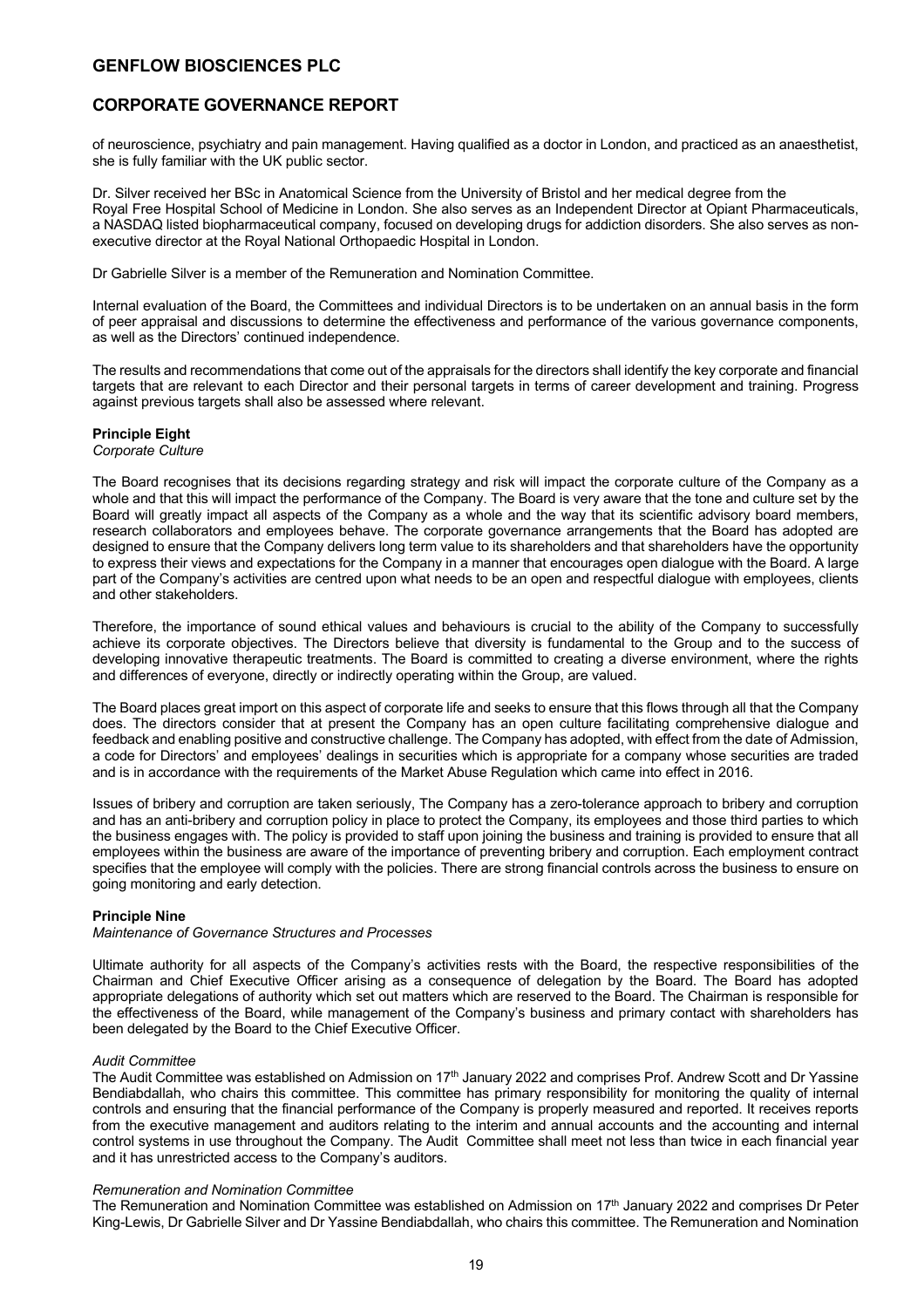of neuroscience, psychiatry and pain management. Having qualified as a doctor in London, and practiced as an anaesthetist, she is fully familiar with the UK public sector.

Dr. Silver received her BSc in Anatomical Science from the University of Bristol and her medical degree from the Royal Free Hospital School of Medicine in London. She also serves as an Independent Director at Opiant Pharmaceuticals, a NASDAQ listed biopharmaceutical company, focused on developing drugs for addiction disorders. She also serves as non-executive director at the Royal National Orthopaedic Hospital in London.

Dr Gabrielle Silver is a member of the Remuneration and Nomination Committee.

Internal evaluation of the Board, the Committees and individual Directors is to be undertaken on an annual basis in the form of peer appraisal and discussions to determine the effectiveness and performance of the various governance components, as well as the Directors' continued independence.

The results and recommendations that come out of the appraisals for the directors shall identify the key corporate and financial targets that are relevant to each Director and their personal targets in terms of career development and training. Progress against previous targets shall also be assessed where relevant.

**Principle Eight**
*Corporate Culture*

The Board recognises that its decisions regarding strategy and risk will impact the corporate culture of the Company as a whole and that this will impact the performance of the Company. The Board is very aware that the tone and culture set by the Board will greatly impact all aspects of the Company as a whole and the way that its scientific advisory board members, research collaborators and employees behave. The corporate governance arrangements that the Board has adopted are designed to ensure that the Company delivers long term value to its shareholders and that shareholders have the opportunity to express their views and expectations for the Company in a manner that encourages open dialogue with the Board. A large part of the Company's activities are centred upon what needs to be an open and respectful dialogue with employees, clients and other stakeholders.

Therefore, the importance of sound ethical values and behaviours is crucial to the ability of the Company to successfully achieve its corporate objectives. The Directors believe that diversity is fundamental to the Group and to the success of developing innovative therapeutic treatments. The Board is committed to creating a diverse environment, where the rights and differences of everyone, directly or indirectly operating within the Group, are valued.

The Board places great import on this aspect of corporate life and seeks to ensure that this flows through all that the Company does. The directors consider that at present the Company has an open culture facilitating comprehensive dialogue and feedback and enabling positive and constructive challenge. The Company has adopted, with effect from the date of Admission, a code for Directors' and employees' dealings in securities which is appropriate for a company whose securities are traded and is in accordance with the requirements of the Market Abuse Regulation which came into effect in 2016.

Issues of bribery and corruption are taken seriously, The Company has a zero-tolerance approach to bribery and corruption and has an anti-bribery and corruption policy in place to protect the Company, its employees and those third parties to which the business engages with. The policy is provided to staff upon joining the business and training is provided to ensure that all employees within the business are aware of the importance of preventing bribery and corruption. Each employment contract specifies that the employee will comply with the policies. There are strong financial controls across the business to ensure on going monitoring and early detection.

**Principle Nine**
*Maintenance of Governance Structures and Processes*

Ultimate authority for all aspects of the Company's activities rests with the Board, the respective responsibilities of the Chairman and Chief Executive Officer arising as a consequence of delegation by the Board. The Board has adopted appropriate delegations of authority which set out matters which are reserved to the Board. The Chairman is responsible for the effectiveness of the Board, while management of the Company's business and primary contact with shareholders has been delegated by the Board to the Chief Executive Officer.

*Audit Committee*
The Audit Committee was established on Admission on 17th January 2022 and comprises Prof. Andrew Scott and Dr Yassine Bendiabdallah, who chairs this committee. This committee has primary responsibility for monitoring the quality of internal controls and ensuring that the financial performance of the Company is properly measured and reported. It receives reports from the executive management and auditors relating to the interim and annual accounts and the accounting and internal control systems in use throughout the Company. The Audit Committee shall meet not less than twice in each financial year and it has unrestricted access to the Company's auditors.

*Remuneration and Nomination Committee*
The Remuneration and Nomination Committee was established on Admission on 17th January 2022 and comprises Dr Peter King-Lewis, Dr Gabrielle Silver and Dr Yassine Bendiabdallah, who chairs this committee. The Remuneration and Nomination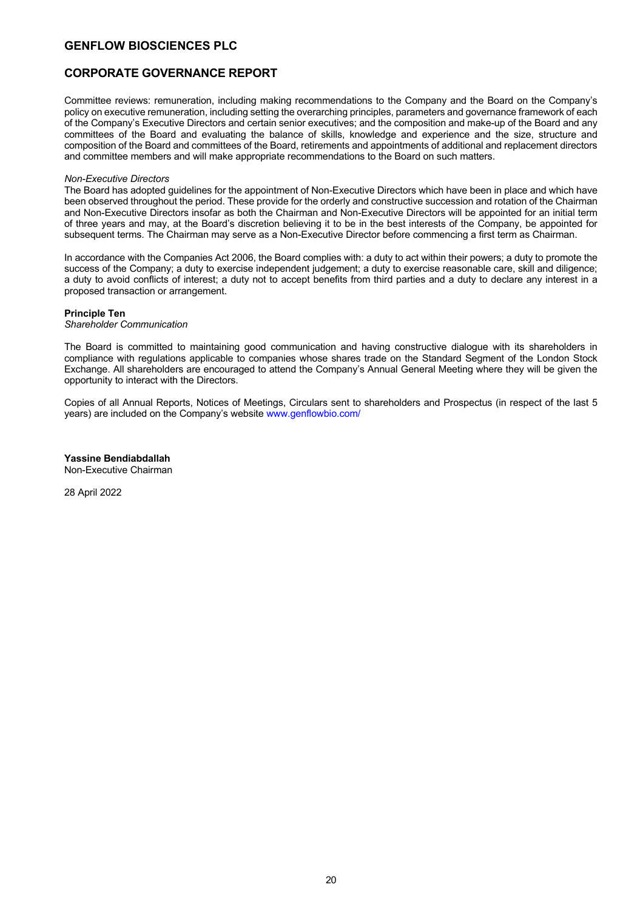# GENFLOW BIOSCIENCES PLC

## CORPORATE GOVERNANCE REPORT

Committee reviews: remuneration, including making recommendations to the Company and the Board on the Company's policy on executive remuneration, including setting the overarching principles, parameters and governance framework of each of the Company's Executive Directors and certain senior executives; and the composition and make-up of the Board and any committees of the Board and evaluating the balance of skills, knowledge and experience and the size, structure and composition of the Board and committees of the Board, retirements and appointments of additional and replacement directors and committee members and will make appropriate recommendations to the Board on such matters.

*Non-Executive Directors*
The Board has adopted guidelines for the appointment of Non-Executive Directors which have been in place and which have been observed throughout the period. These provide for the orderly and constructive succession and rotation of the Chairman and Non-Executive Directors insofar as both the Chairman and Non-Executive Directors will be appointed for an initial term of three years and may, at the Board's discretion believing it to be in the best interests of the Company, be appointed for subsequent terms. The Chairman may serve as a Non-Executive Director before commencing a first term as Chairman.

In accordance with the Companies Act 2006, the Board complies with: a duty to act within their powers; a duty to promote the success of the Company; a duty to exercise independent judgement; a duty to exercise reasonable care, skill and diligence; a duty to avoid conflicts of interest; a duty not to accept benefits from third parties and a duty to declare any interest in a proposed transaction or arrangement.

**Principle Ten**
*Shareholder Communication*

The Board is committed to maintaining good communication and having constructive dialogue with its shareholders in compliance with regulations applicable to companies whose shares trade on the Standard Segment of the London Stock Exchange. All shareholders are encouraged to attend the Company's Annual General Meeting where they will be given the opportunity to interact with the Directors.

Copies of all Annual Reports, Notices of Meetings, Circulars sent to shareholders and Prospectus (in respect of the last 5 years) are included on the Company's website www.genflowbio.com/

**Yassine Bendiabdallah**
Non-Executive Chairman

28 April 2022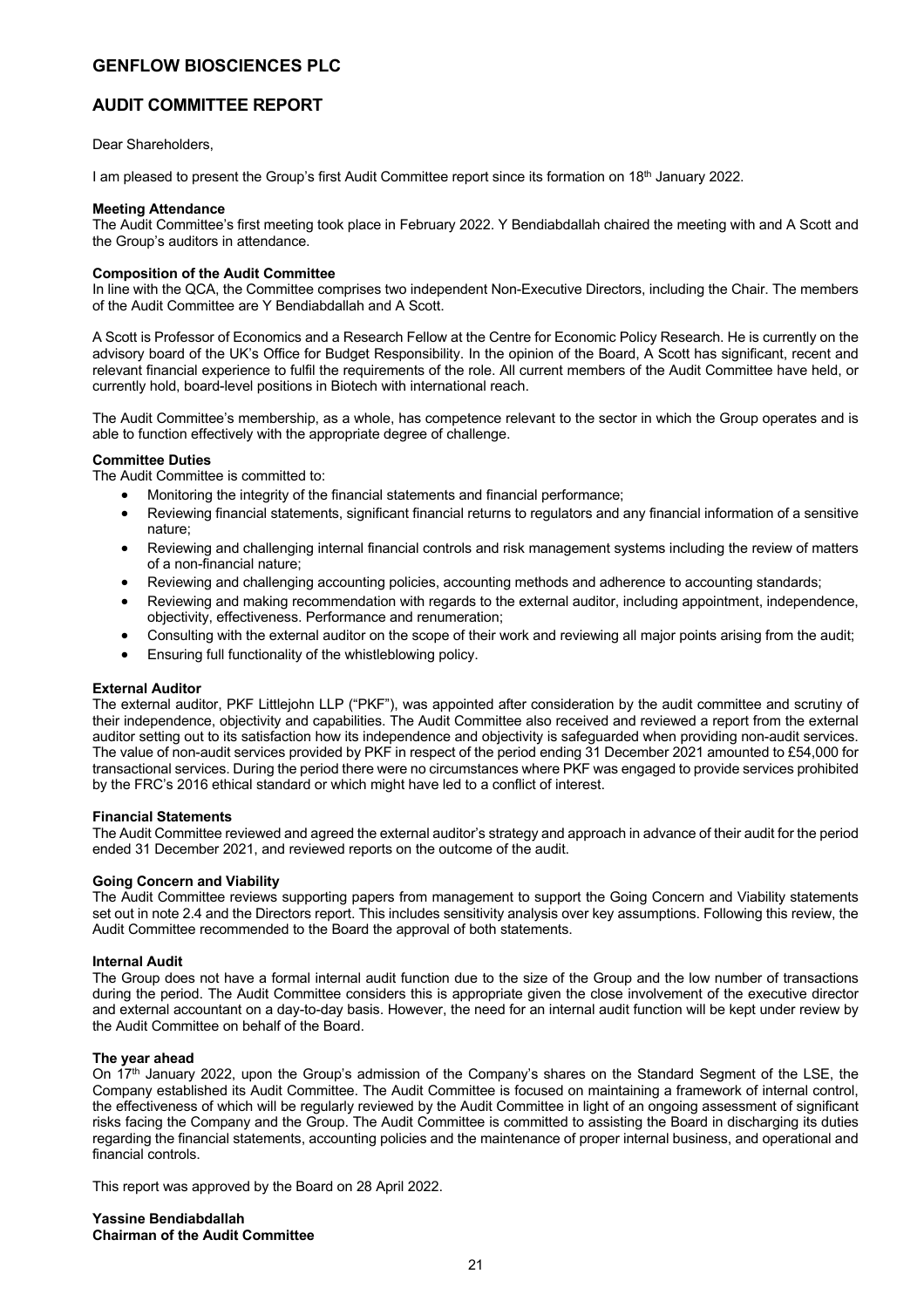# GENFLOW BIOSCIENCES PLC

## AUDIT COMMITTEE REPORT

Dear Shareholders,

I am pleased to present the Group's first Audit Committee report since its formation on 18th January 2022.

**Meeting Attendance**
The Audit Committee's first meeting took place in February 2022. Y Bendiabdallah chaired the meeting with and A Scott and the Group's auditors in attendance.

**Composition of the Audit Committee**
In line with the QCA, the Committee comprises two independent Non-Executive Directors, including the Chair. The members of the Audit Committee are Y Bendiabdallah and A Scott.

A Scott is Professor of Economics and a Research Fellow at the Centre for Economic Policy Research. He is currently on the advisory board of the UK's Office for Budget Responsibility. In the opinion of the Board, A Scott has significant, recent and relevant financial experience to fulfil the requirements of the role. All current members of the Audit Committee have held, or currently hold, board-level positions in Biotech with international reach.

The Audit Committee's membership, as a whole, has competence relevant to the sector in which the Group operates and is able to function effectively with the appropriate degree of challenge.

**Committee Duties**
The Audit Committee is committed to:

- Monitoring the integrity of the financial statements and financial performance;
- Reviewing financial statements, significant financial returns to regulators and any financial information of a sensitive nature;
- Reviewing and challenging internal financial controls and risk management systems including the review of matters of a non-financial nature;
- Reviewing and challenging accounting policies, accounting methods and adherence to accounting standards;
- Reviewing and making recommendation with regards to the external auditor, including appointment, independence, objectivity, effectiveness. Performance and renumeration;
- Consulting with the external auditor on the scope of their work and reviewing all major points arising from the audit;
- Ensuring full functionality of the whistleblowing policy.

**External Auditor**
The external auditor, PKF Littlejohn LLP ("PKF"), was appointed after consideration by the audit committee and scrutiny of their independence, objectivity and capabilities. The Audit Committee also received and reviewed a report from the external auditor setting out to its satisfaction how its independence and objectivity is safeguarded when providing non-audit services. The value of non-audit services provided by PKF in respect of the period ending 31 December 2021 amounted to £54,000 for transactional services. During the period there were no circumstances where PKF was engaged to provide services prohibited by the FRC's 2016 ethical standard or which might have led to a conflict of interest.

**Financial Statements**
The Audit Committee reviewed and agreed the external auditor's strategy and approach in advance of their audit for the period ended 31 December 2021, and reviewed reports on the outcome of the audit.

**Going Concern and Viability**
The Audit Committee reviews supporting papers from management to support the Going Concern and Viability statements set out in note 2.4 and the Directors report. This includes sensitivity analysis over key assumptions. Following this review, the Audit Committee recommended to the Board the approval of both statements.

**Internal Audit**
The Group does not have a formal internal audit function due to the size of the Group and the low number of transactions during the period. The Audit Committee considers this is appropriate given the close involvement of the executive director and external accountant on a day-to-day basis. However, the need for an internal audit function will be kept under review by the Audit Committee on behalf of the Board.

**The year ahead**
On 17th January 2022, upon the Group's admission of the Company's shares on the Standard Segment of the LSE, the Company established its Audit Committee. The Audit Committee is focused on maintaining a framework of internal control, the effectiveness of which will be regularly reviewed by the Audit Committee in light of an ongoing assessment of significant risks facing the Company and the Group. The Audit Committee is committed to assisting the Board in discharging its duties regarding the financial statements, accounting policies and the maintenance of proper internal business, and operational and financial controls.

This report was approved by the Board on 28 April 2022.

**Yassine Bendiabdallah**
**Chairman of the Audit Committee**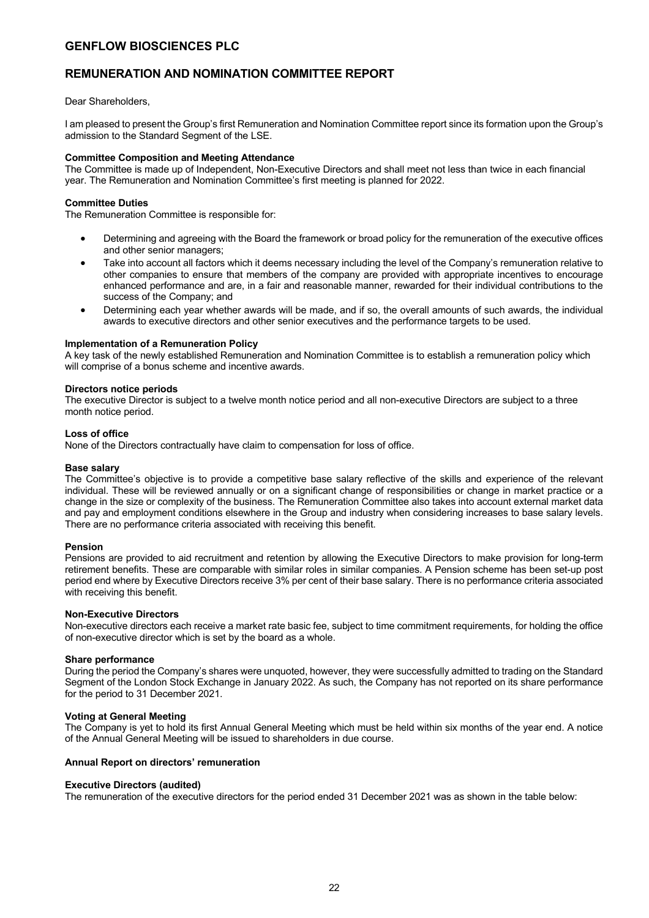# GENFLOW BIOSCIENCES PLC

## REMUNERATION AND NOMINATION COMMITTEE REPORT

Dear Shareholders,

I am pleased to present the Group's first Remuneration and Nomination Committee report since its formation upon the Group's admission to the Standard Segment of the LSE.

**Committee Composition and Meeting Attendance**
The Committee is made up of Independent, Non-Executive Directors and shall meet not less than twice in each financial year. The Remuneration and Nomination Committee's first meeting is planned for 2022.

**Committee Duties**
The Remuneration Committee is responsible for:

- Determining and agreeing with the Board the framework or broad policy for the remuneration of the executive offices and other senior managers;
- Take into account all factors which it deems necessary including the level of the Company's remuneration relative to other companies to ensure that members of the company are provided with appropriate incentives to encourage enhanced performance and are, in a fair and reasonable manner, rewarded for their individual contributions to the success of the Company; and
- Determining each year whether awards will be made, and if so, the overall amounts of such awards, the individual awards to executive directors and other senior executives and the performance targets to be used.

**Implementation of a Remuneration Policy**
A key task of the newly established Remuneration and Nomination Committee is to establish a remuneration policy which will comprise of a bonus scheme and incentive awards.

**Directors notice periods**
The executive Director is subject to a twelve month notice period and all non-executive Directors are subject to a three month notice period.

**Loss of office**
None of the Directors contractually have claim to compensation for loss of office.

**Base salary**
The Committee's objective is to provide a competitive base salary reflective of the skills and experience of the relevant individual. These will be reviewed annually or on a significant change of responsibilities or change in market practice or a change in the size or complexity of the business. The Remuneration Committee also takes into account external market data and pay and employment conditions elsewhere in the Group and industry when considering increases to base salary levels. There are no performance criteria associated with receiving this benefit.

**Pension**
Pensions are provided to aid recruitment and retention by allowing the Executive Directors to make provision for long-term retirement benefits. These are comparable with similar roles in similar companies. A Pension scheme has been set-up post period end where by Executive Directors receive 3% per cent of their base salary. There is no performance criteria associated with receiving this benefit.

**Non-Executive Directors**
Non-executive directors each receive a market rate basic fee, subject to time commitment requirements, for holding the office of non-executive director which is set by the board as a whole.

**Share performance**
During the period the Company's shares were unquoted, however, they were successfully admitted to trading on the Standard Segment of the London Stock Exchange in January 2022. As such, the Company has not reported on its share performance for the period to 31 December 2021.

**Voting at General Meeting**
The Company is yet to hold its first Annual General Meeting which must be held within six months of the year end. A notice of the Annual General Meeting will be issued to shareholders in due course.

**Annual Report on directors' remuneration**

**Executive Directors (audited)**
The remuneration of the executive directors for the period ended 31 December 2021 was as shown in the table below: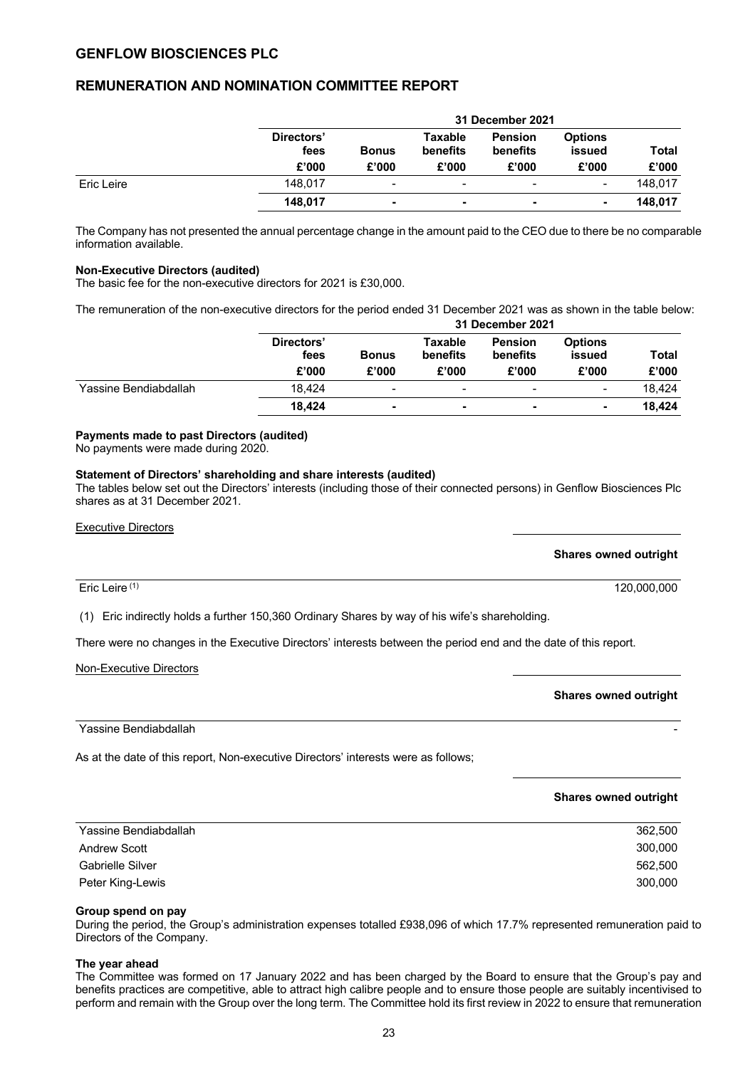# GENFLOW BIOSCIENCES PLC

## REMUNERATION AND NOMINATION COMMITTEE REPORT

| | 31 December 2021 | | | | | |
|---|---|---|---|---|---|---|
| | Directors' fees | Bonus | Taxable benefits | Pension benefits | Options issued | Total |
| | £'000 | £'000 | £'000 | £'000 | £'000 | £'000 |
| Eric Leire | 148,017 | - | - | - | - | 148,017 |
| | **148,017** | **-** | **-** | **-** | **-** | **148,017** |

The Company has not presented the annual percentage change in the amount paid to the CEO due to there be no comparable information available.

**Non-Executive Directors (audited)**

The basic fee for the non-executive directors for 2021 is £30,000.

The remuneration of the non-executive directors for the period ended 31 December 2021 was as shown in the table below:

| | 31 December 2021 | | | | | |
|---|---|---|---|---|---|---|
| | Directors' fees | Bonus | Taxable benefits | Pension benefits | Options issued | Total |
| | £'000 | £'000 | £'000 | £'000 | £'000 | £'000 |
| Yassine Bendiabdallah | 18,424 | - | - | - | - | 18,424 |
| | **18,424** | **-** | **-** | **-** | **-** | **18,424** |

**Payments made to past Directors (audited)**

No payments were made during 2020.

**Statement of Directors' shareholding and share interests (audited)**

The tables below set out the Directors' interests (including those of their connected persons) in Genflow Biosciences Plc shares as at 31 December 2021.

Executive Directors

| | Shares owned outright |
|---|---|
| Eric Leire [(1)] | 120,000,000 |

(1) Eric indirectly holds a further 150,360 Ordinary Shares by way of his wife's shareholding.

There were no changes in the Executive Directors' interests between the period end and the date of this report.

Non-Executive Directors

| | Shares owned outright |
|---|---|
| Yassine Bendiabdallah | - |

As at the date of this report, Non-executive Directors' interests were as follows;

| | Shares owned outright |
|---|---|
| Yassine Bendiabdallah | 362,500 |
| Andrew Scott | 300,000 |
| Gabrielle Silver | 562,500 |
| Peter King-Lewis | 300,000 |

**Group spend on pay**

During the period, the Group's administration expenses totalled £938,096 of which 17.7% represented remuneration paid to Directors of the Company.

**The year ahead**

The Committee was formed on 17 January 2022 and has been charged by the Board to ensure that the Group's pay and benefits practices are competitive, able to attract high calibre people and to ensure those people are suitably incentivised to perform and remain with the Group over the long term. The Committee hold its first review in 2022 to ensure that remuneration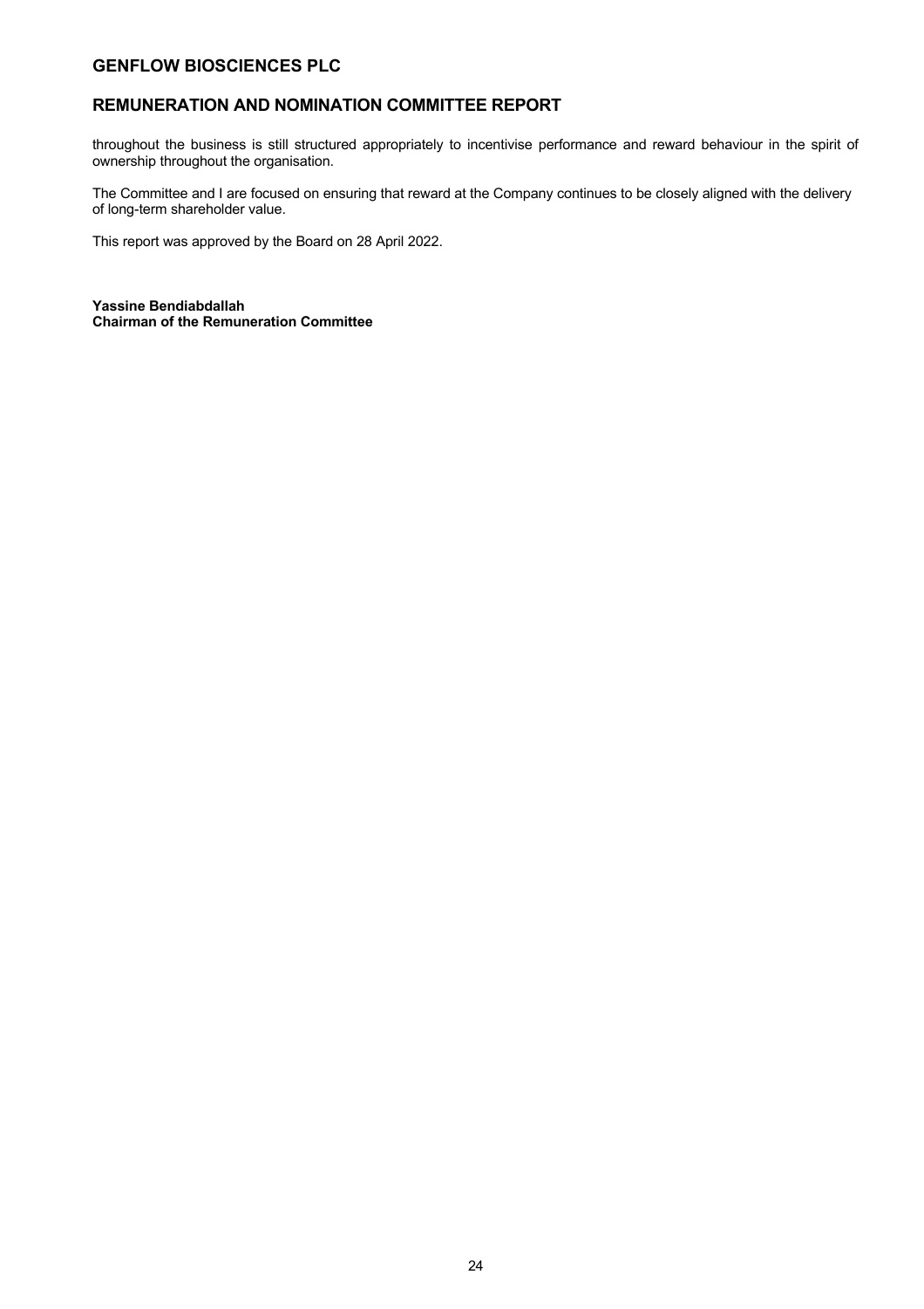# GENFLOW BIOSCIENCES PLC

## REMUNERATION AND NOMINATION COMMITTEE REPORT

throughout the business is still structured appropriately to incentivise performance and reward behaviour in the spirit of ownership throughout the organisation.

The Committee and I are focused on ensuring that reward at the Company continues to be closely aligned with the delivery of long-term shareholder value.

This report was approved by the Board on 28 April 2022.

**Yassine Bendiabdallah**
**Chairman of the Remuneration Committee**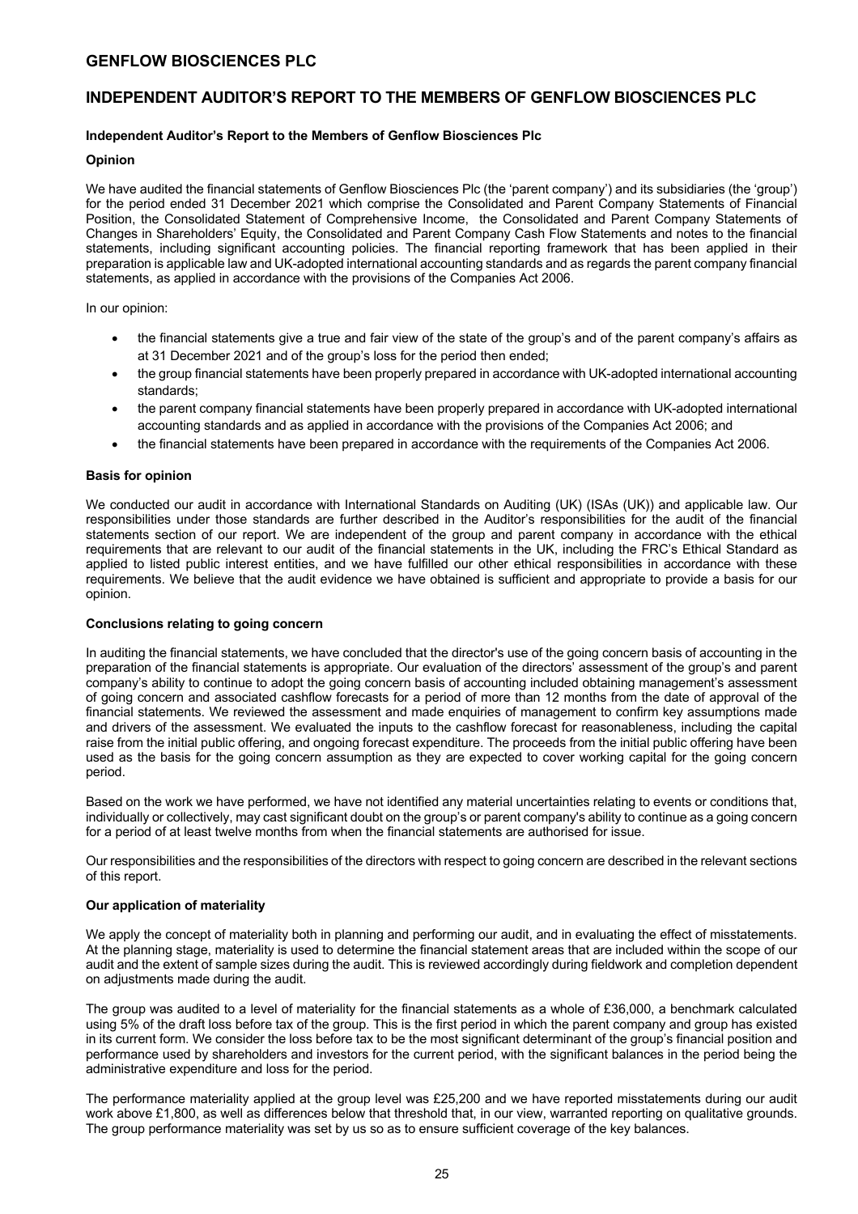# GENFLOW BIOSCIENCES PLC

## INDEPENDENT AUDITOR'S REPORT TO THE MEMBERS OF GENFLOW BIOSCIENCES PLC

**Independent Auditor's Report to the Members of Genflow Biosciences Plc**

**Opinion**

We have audited the financial statements of Genflow Biosciences Plc (the 'parent company') and its subsidiaries (the 'group') for the period ended 31 December 2021 which comprise the Consolidated and Parent Company Statements of Financial Position, the Consolidated Statement of Comprehensive Income, the Consolidated and Parent Company Statements of Changes in Shareholders' Equity, the Consolidated and Parent Company Cash Flow Statements and notes to the financial statements, including significant accounting policies. The financial reporting framework that has been applied in their preparation is applicable law and UK-adopted international accounting standards and as regards the parent company financial statements, as applied in accordance with the provisions of the Companies Act 2006.

In our opinion:

- the financial statements give a true and fair view of the state of the group's and of the parent company's affairs as at 31 December 2021 and of the group's loss for the period then ended;
- the group financial statements have been properly prepared in accordance with UK-adopted international accounting standards;
- the parent company financial statements have been properly prepared in accordance with UK-adopted international accounting standards and as applied in accordance with the provisions of the Companies Act 2006; and
- the financial statements have been prepared in accordance with the requirements of the Companies Act 2006.

**Basis for opinion**

We conducted our audit in accordance with International Standards on Auditing (UK) (ISAs (UK)) and applicable law. Our responsibilities under those standards are further described in the Auditor's responsibilities for the audit of the financial statements section of our report. We are independent of the group and parent company in accordance with the ethical requirements that are relevant to our audit of the financial statements in the UK, including the FRC's Ethical Standard as applied to listed public interest entities, and we have fulfilled our other ethical responsibilities in accordance with these requirements. We believe that the audit evidence we have obtained is sufficient and appropriate to provide a basis for our opinion.

**Conclusions relating to going concern**

In auditing the financial statements, we have concluded that the director's use of the going concern basis of accounting in the preparation of the financial statements is appropriate. Our evaluation of the directors' assessment of the group's and parent company's ability to continue to adopt the going concern basis of accounting included obtaining management's assessment of going concern and associated cashflow forecasts for a period of more than 12 months from the date of approval of the financial statements. We reviewed the assessment and made enquiries of management to confirm key assumptions made and drivers of the assessment. We evaluated the inputs to the cashflow forecast for reasonableness, including the capital raise from the initial public offering, and ongoing forecast expenditure. The proceeds from the initial public offering have been used as the basis for the going concern assumption as they are expected to cover working capital for the going concern period.

Based on the work we have performed, we have not identified any material uncertainties relating to events or conditions that, individually or collectively, may cast significant doubt on the group's or parent company's ability to continue as a going concern for a period of at least twelve months from when the financial statements are authorised for issue.

Our responsibilities and the responsibilities of the directors with respect to going concern are described in the relevant sections of this report.

**Our application of materiality**

We apply the concept of materiality both in planning and performing our audit, and in evaluating the effect of misstatements. At the planning stage, materiality is used to determine the financial statement areas that are included within the scope of our audit and the extent of sample sizes during the audit. This is reviewed accordingly during fieldwork and completion dependent on adjustments made during the audit.

The group was audited to a level of materiality for the financial statements as a whole of £36,000, a benchmark calculated using 5% of the draft loss before tax of the group. This is the first period in which the parent company and group has existed in its current form. We consider the loss before tax to be the most significant determinant of the group's financial position and performance used by shareholders and investors for the current period, with the significant balances in the period being the administrative expenditure and loss for the period.

The performance materiality applied at the group level was £25,200 and we have reported misstatements during our audit work above £1,800, as well as differences below that threshold that, in our view, warranted reporting on qualitative grounds. The group performance materiality was set by us so as to ensure sufficient coverage of the key balances.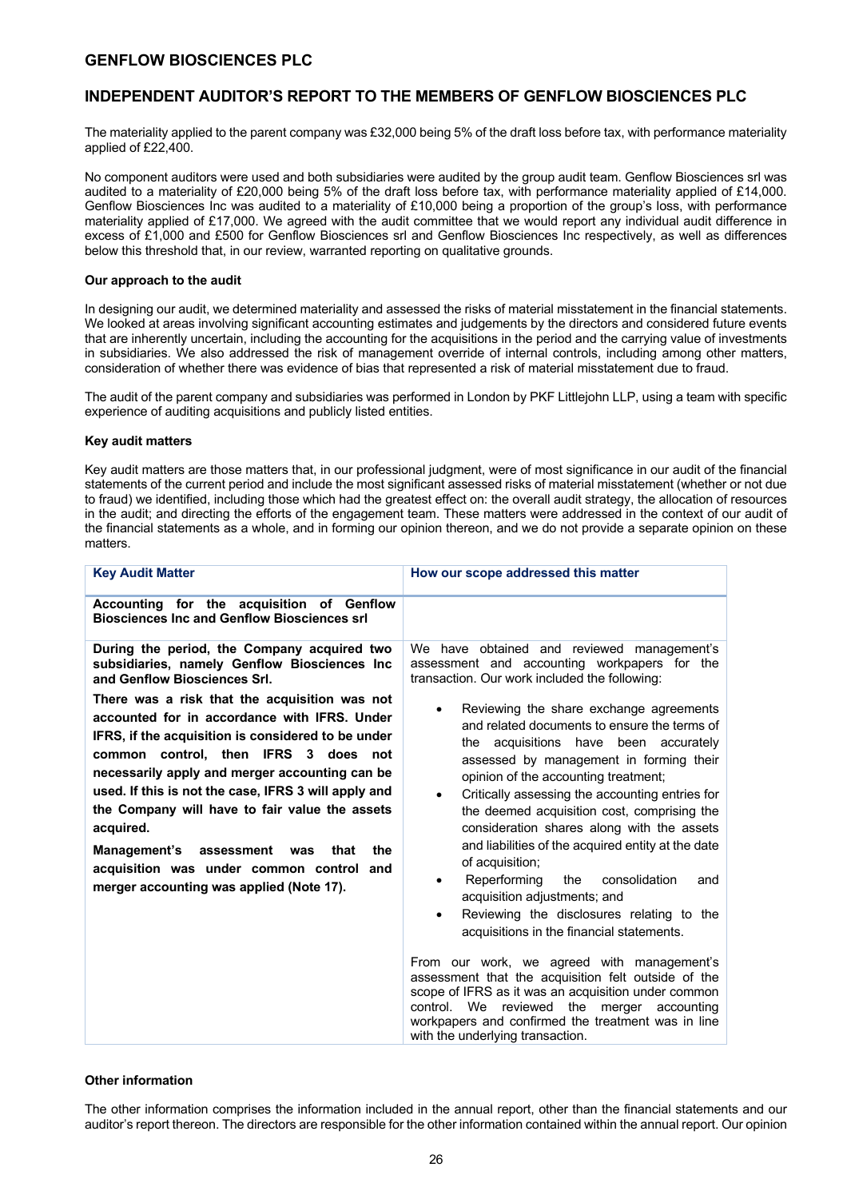# INDEPENDENT AUDITOR'S REPORT TO THE MEMBERS OF GENFLOW BIOSCIENCES PLC

The materiality applied to the parent company was £32,000 being 5% of the draft loss before tax, with performance materiality applied of £22,400.

No component auditors were used and both subsidiaries were audited by the group audit team. Genflow Biosciences srl was audited to a materiality of £20,000 being 5% of the draft loss before tax, with performance materiality applied of £14,000. Genflow Biosciences Inc was audited to a materiality of £10,000 being a proportion of the group's loss, with performance materiality applied of £17,000. We agreed with the audit committee that we would report any individual audit difference in excess of £1,000 and £500 for Genflow Biosciences srl and Genflow Biosciences Inc respectively, as well as differences below this threshold that, in our review, warranted reporting on qualitative grounds.

**Our approach to the audit**

In designing our audit, we determined materiality and assessed the risks of material misstatement in the financial statements. We looked at areas involving significant accounting estimates and judgements by the directors and considered future events that are inherently uncertain, including the accounting for the acquisitions in the period and the carrying value of investments in subsidiaries. We also addressed the risk of management override of internal controls, including among other matters, consideration of whether there was evidence of bias that represented a risk of material misstatement due to fraud.

The audit of the parent company and subsidiaries was performed in London by PKF Littlejohn LLP, using a team with specific experience of auditing acquisitions and publicly listed entities.

**Key audit matters**

Key audit matters are those matters that, in our professional judgment, were of most significance in our audit of the financial statements of the current period and include the most significant assessed risks of material misstatement (whether or not due to fraud) we identified, including those which had the greatest effect on: the overall audit strategy, the allocation of resources in the audit; and directing the efforts of the engagement team. These matters were addressed in the context of our audit of the financial statements as a whole, and in forming our opinion thereon, and we do not provide a separate opinion on these matters.

| Key Audit Matter | How our scope addressed this matter |
|---|---|
| **Accounting for the acquisition of Genflow Biosciences Inc and Genflow Biosciences srl** | |
| **During the period, the Company acquired two subsidiaries, namely Genflow Biosciences Inc and Genflow Biosciences Srl.**<br><br>**There was a risk that the acquisition was not accounted for in accordance with IFRS. Under IFRS, if the acquisition is considered to be under common control, then IFRS 3 does not necessarily apply and merger accounting can be used. If this is not the case, IFRS 3 will apply and the Company will have to fair value the assets acquired.**<br><br>**Management's assessment was that the acquisition was under common control and merger accounting was applied (Note 17).** | We have obtained and reviewed management's assessment and accounting workpapers for the transaction. Our work included the following:<br><br>• Reviewing the share exchange agreements and related documents to ensure the terms of the acquisitions have been accurately assessed by management in forming their opinion of the accounting treatment;<br>• Critically assessing the accounting entries for the deemed acquisition cost, comprising the consideration shares along with the assets and liabilities of the acquired entity at the date of acquisition;<br>• Reperforming the consolidation and acquisition adjustments; and<br>• Reviewing the disclosures relating to the acquisitions in the financial statements.<br><br>From our work, we agreed with management's assessment that the acquisition felt outside of the scope of IFRS as it was an acquisition under common control. We reviewed the merger accounting workpapers and confirmed the treatment was in line with the underlying transaction. |

**Other information**

The other information comprises the information included in the annual report, other than the financial statements and our auditor's report thereon. The directors are responsible for the other information contained within the annual report. Our opinion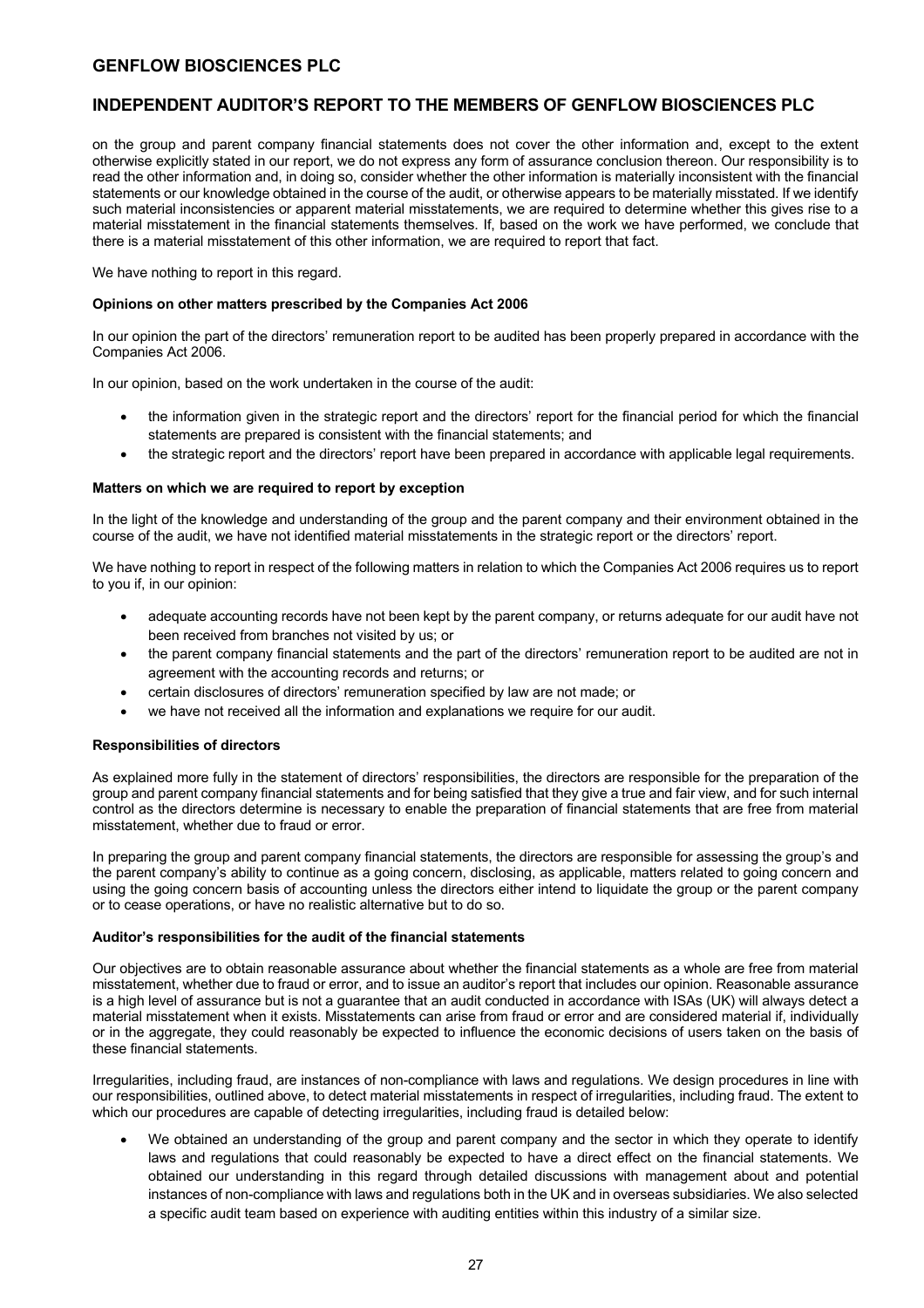on the group and parent company financial statements does not cover the other information and, except to the extent otherwise explicitly stated in our report, we do not express any form of assurance conclusion thereon. Our responsibility is to read the other information and, in doing so, consider whether the other information is materially inconsistent with the financial statements or our knowledge obtained in the course of the audit, or otherwise appears to be materially misstated. If we identify such material inconsistencies or apparent material misstatements, we are required to determine whether this gives rise to a material misstatement in the financial statements themselves. If, based on the work we have performed, we conclude that there is a material misstatement of this other information, we are required to report that fact.

We have nothing to report in this regard.

**Opinions on other matters prescribed by the Companies Act 2006**

In our opinion the part of the directors' remuneration report to be audited has been properly prepared in accordance with the Companies Act 2006.

In our opinion, based on the work undertaken in the course of the audit:

- the information given in the strategic report and the directors' report for the financial period for which the financial statements are prepared is consistent with the financial statements; and
- the strategic report and the directors' report have been prepared in accordance with applicable legal requirements.

**Matters on which we are required to report by exception**

In the light of the knowledge and understanding of the group and the parent company and their environment obtained in the course of the audit, we have not identified material misstatements in the strategic report or the directors' report.

We have nothing to report in respect of the following matters in relation to which the Companies Act 2006 requires us to report to you if, in our opinion:

- adequate accounting records have not been kept by the parent company, or returns adequate for our audit have not been received from branches not visited by us; or
- the parent company financial statements and the part of the directors' remuneration report to be audited are not in agreement with the accounting records and returns; or
- certain disclosures of directors' remuneration specified by law are not made; or
- we have not received all the information and explanations we require for our audit.

**Responsibilities of directors**

As explained more fully in the statement of directors' responsibilities, the directors are responsible for the preparation of the group and parent company financial statements and for being satisfied that they give a true and fair view, and for such internal control as the directors determine is necessary to enable the preparation of financial statements that are free from material misstatement, whether due to fraud or error.

In preparing the group and parent company financial statements, the directors are responsible for assessing the group's and the parent company's ability to continue as a going concern, disclosing, as applicable, matters related to going concern and using the going concern basis of accounting unless the directors either intend to liquidate the group or the parent company or to cease operations, or have no realistic alternative but to do so.

**Auditor's responsibilities for the audit of the financial statements**

Our objectives are to obtain reasonable assurance about whether the financial statements as a whole are free from material misstatement, whether due to fraud or error, and to issue an auditor's report that includes our opinion. Reasonable assurance is a high level of assurance but is not a guarantee that an audit conducted in accordance with ISAs (UK) will always detect a material misstatement when it exists. Misstatements can arise from fraud or error and are considered material if, individually or in the aggregate, they could reasonably be expected to influence the economic decisions of users taken on the basis of these financial statements.

Irregularities, including fraud, are instances of non-compliance with laws and regulations. We design procedures in line with our responsibilities, outlined above, to detect material misstatements in respect of irregularities, including fraud. The extent to which our procedures are capable of detecting irregularities, including fraud is detailed below:

- We obtained an understanding of the group and parent company and the sector in which they operate to identify laws and regulations that could reasonably be expected to have a direct effect on the financial statements. We obtained our understanding in this regard through detailed discussions with management about and potential instances of non-compliance with laws and regulations both in the UK and in overseas subsidiaries. We also selected a specific audit team based on experience with auditing entities within this industry of a similar size.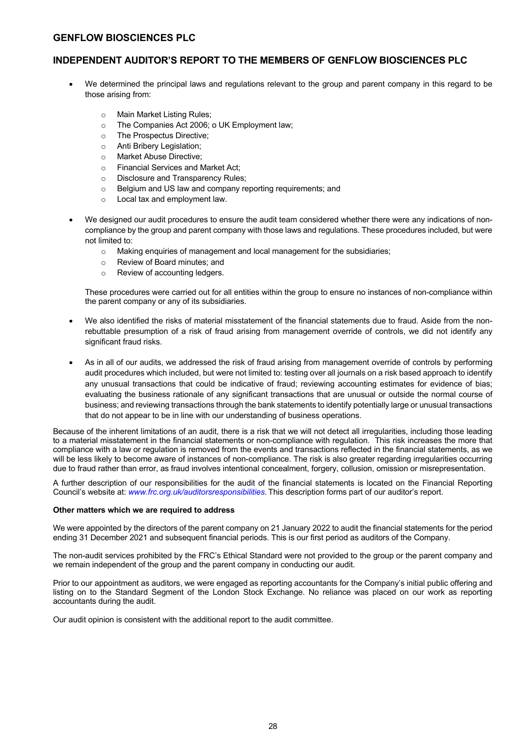- We determined the principal laws and regulations relevant to the group and parent company in this regard to be those arising from:
  - Main Market Listing Rules;
  - The Companies Act 2006; o UK Employment law;
  - The Prospectus Directive;
  - Anti Bribery Legislation;
  - Market Abuse Directive;
  - Financial Services and Market Act;
  - Disclosure and Transparency Rules;
  - Belgium and US law and company reporting requirements; and
  - Local tax and employment law.

- We designed our audit procedures to ensure the audit team considered whether there were any indications of non-compliance by the group and parent company with those laws and regulations. These procedures included, but were not limited to:
  - Making enquiries of management and local management for the subsidiaries;
  - Review of Board minutes; and
  - Review of accounting ledgers.

  These procedures were carried out for all entities within the group to ensure no instances of non-compliance within the parent company or any of its subsidiaries.

- We also identified the risks of material misstatement of the financial statements due to fraud. Aside from the non-rebuttable presumption of a risk of fraud arising from management override of controls, we did not identify any significant fraud risks.

- As in all of our audits, we addressed the risk of fraud arising from management override of controls by performing audit procedures which included, but were not limited to: testing over all journals on a risk based approach to identify any unusual transactions that could be indicative of fraud; reviewing accounting estimates for evidence of bias; evaluating the business rationale of any significant transactions that are unusual or outside the normal course of business; and reviewing transactions through the bank statements to identify potentially large or unusual transactions that do not appear to be in line with our understanding of business operations.

Because of the inherent limitations of an audit, there is a risk that we will not detect all irregularities, including those leading to a material misstatement in the financial statements or non-compliance with regulation. This risk increases the more that compliance with a law or regulation is removed from the events and transactions reflected in the financial statements, as we will be less likely to become aware of instances of non-compliance. The risk is also greater regarding irregularities occurring due to fraud rather than error, as fraud involves intentional concealment, forgery, collusion, omission or misrepresentation.

A further description of our responsibilities for the audit of the financial statements is located on the Financial Reporting Council's website at: *www.frc.org.uk/auditorsresponsibilities*. This description forms part of our auditor's report.

**Other matters which we are required to address**

We were appointed by the directors of the parent company on 21 January 2022 to audit the financial statements for the period ending 31 December 2021 and subsequent financial periods. This is our first period as auditors of the Company.

The non-audit services prohibited by the FRC's Ethical Standard were not provided to the group or the parent company and we remain independent of the group and the parent company in conducting our audit.

Prior to our appointment as auditors, we were engaged as reporting accountants for the Company's initial public offering and listing on to the Standard Segment of the London Stock Exchange. No reliance was placed on our work as reporting accountants during the audit.

Our audit opinion is consistent with the additional report to the audit committee.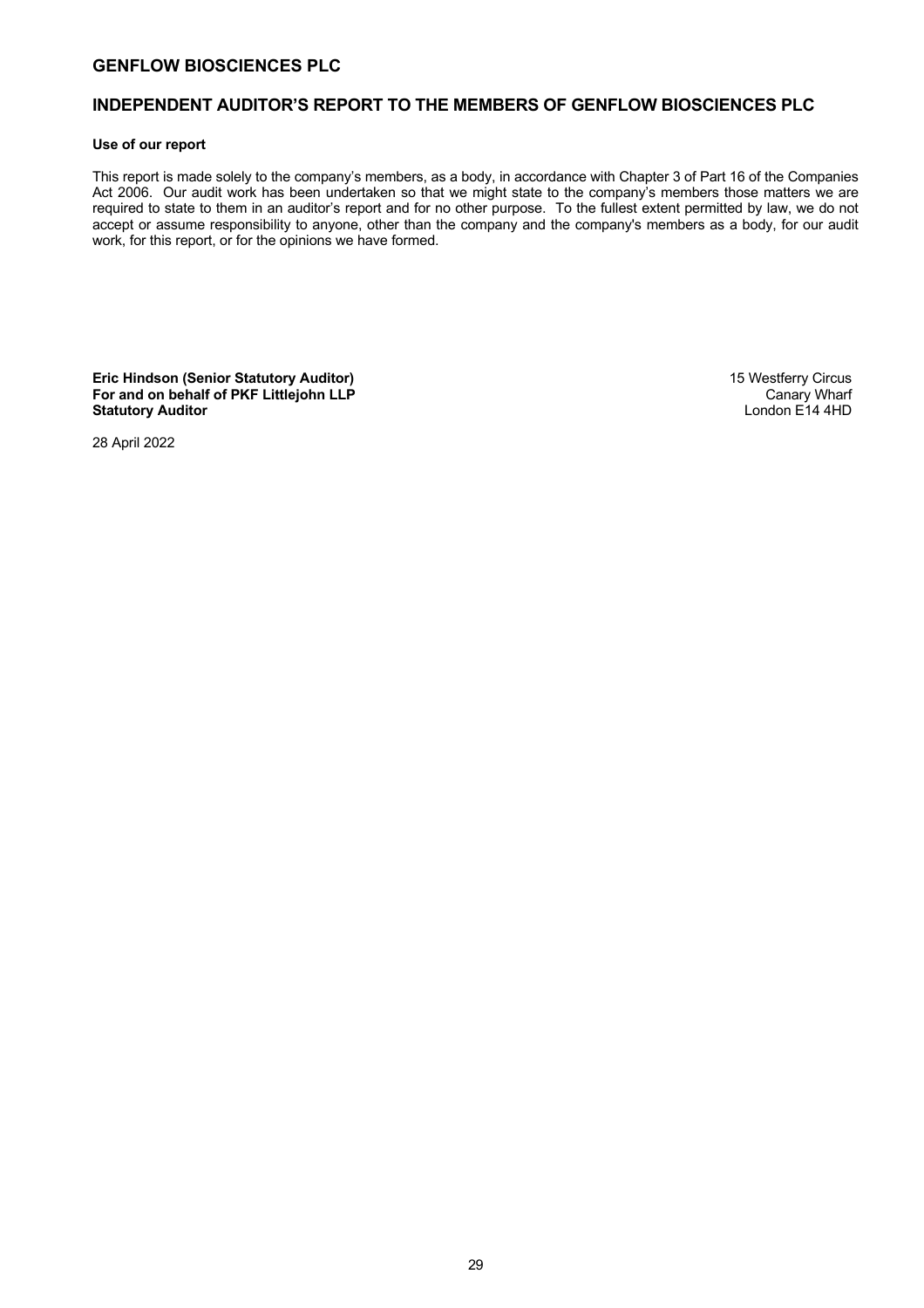## INDEPENDENT AUDITOR'S REPORT TO THE MEMBERS OF GENFLOW BIOSCIENCES PLC

**Use of our report**

This report is made solely to the company's members, as a body, in accordance with Chapter 3 of Part 16 of the Companies Act 2006. Our audit work has been undertaken so that we might state to the company's members those matters we are required to state to them in an auditor's report and for no other purpose. To the fullest extent permitted by law, we do not accept or assume responsibility to anyone, other than the company and the company's members as a body, for our audit work, for this report, or for the opinions we have formed.

**Eric Hindson (Senior Statutory Auditor)**
**For and on behalf of PKF Littlejohn LLP**
**Statutory Auditor**

15 Westferry Circus
Canary Wharf
London E14 4HD

28 April 2022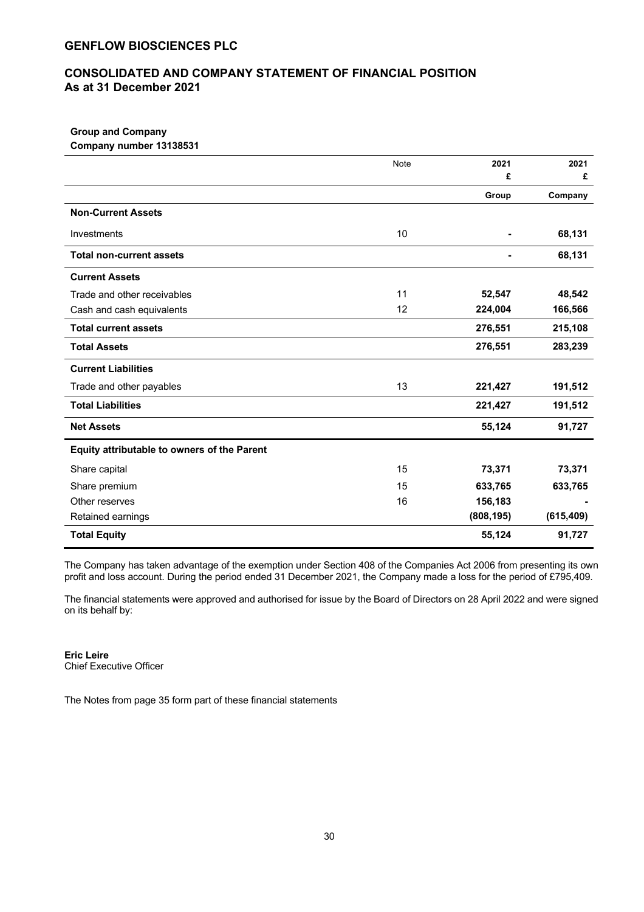## GENFLOW BIOSCIENCES PLC

## CONSOLIDATED AND COMPANY STATEMENT OF FINANCIAL POSITION
## As at 31 December 2021

**Group and Company**
**Company number 13138531**

| | Note | 2021<br>£ | 2021<br>£ |
|---|---|---|---|
| | | **Group** | **Company** |
| **Non-Current Assets** | | | |
| Investments | 10 | **-** | **68,131** |
| **Total non-current assets** | | **-** | **68,131** |
| **Current Assets** | | | |
| Trade and other receivables | 11 | **52,547** | **48,542** |
| Cash and cash equivalents | 12 | **224,004** | **166,566** |
| **Total current assets** | | **276,551** | **215,108** |
| **Total Assets** | | **276,551** | **283,239** |
| **Current Liabilities** | | | |
| Trade and other payables | 13 | **221,427** | **191,512** |
| **Total Liabilities** | | **221,427** | **191,512** |
| **Net Assets** | | **55,124** | **91,727** |
| **Equity attributable to owners of the Parent** | | | |
| Share capital | 15 | **73,371** | **73,371** |
| Share premium | 15 | **633,765** | **633,765** |
| Other reserves | 16 | **156,183** | **-** |
| Retained earnings | | **(808,195)** | **(615,409)** |
| **Total Equity** | | **55,124** | **91,727** |

The Company has taken advantage of the exemption under Section 408 of the Companies Act 2006 from presenting its own profit and loss account. During the period ended 31 December 2021, the Company made a loss for the period of £795,409.

The financial statements were approved and authorised for issue by the Board of Directors on 28 April 2022 and were signed on its behalf by:

**Eric Leire**
Chief Executive Officer

The Notes from page 35 form part of these financial statements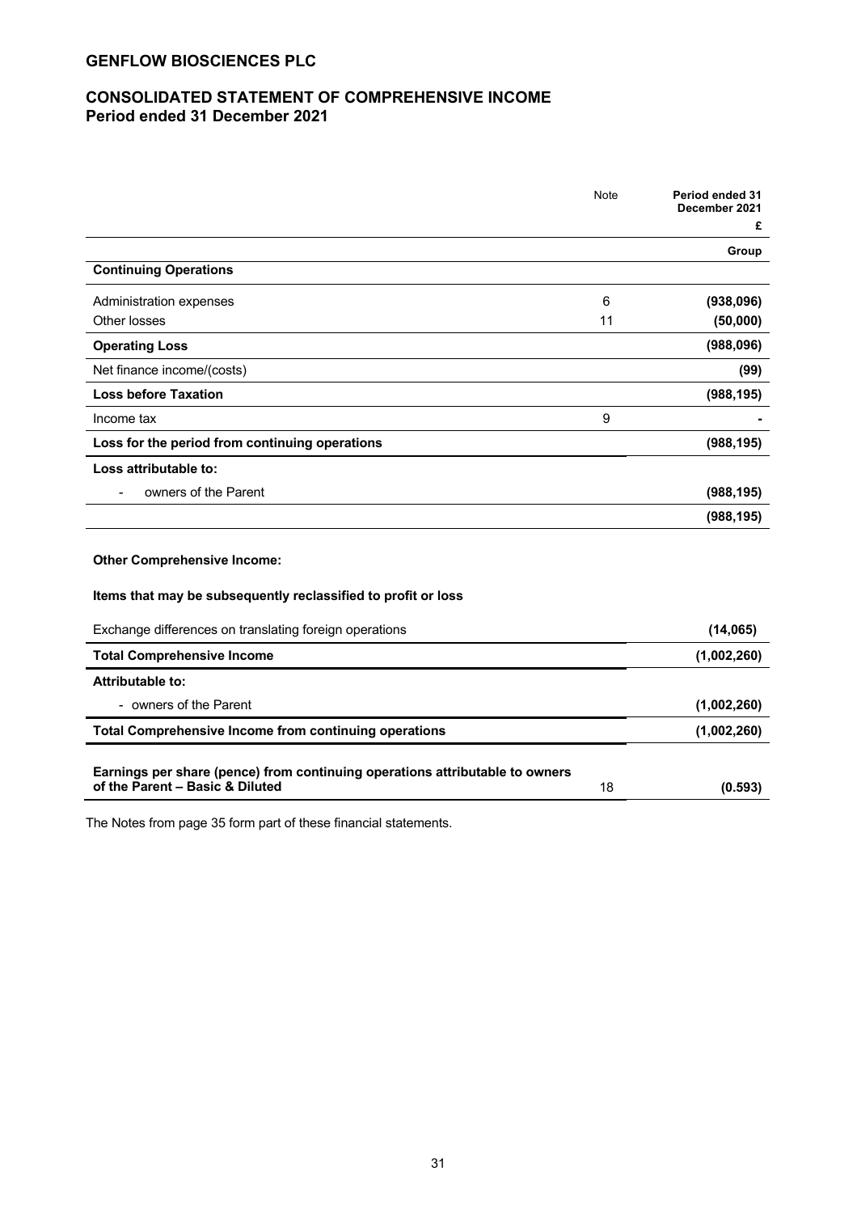# GENFLOW BIOSCIENCES PLC

## CONSOLIDATED STATEMENT OF COMPREHENSIVE INCOME
**Period ended 31 December 2021**

| | Note | Period ended 31 December 2021 £ |
|---|---|---|
| | | **Group** |
| **Continuing Operations** | | |
| Administration expenses | 6 | **(938,096)** |
| Other losses | 11 | **(50,000)** |
| **Operating Loss** | | **(988,096)** |
| Net finance income/(costs) | | **(99)** |
| **Loss before Taxation** | | **(988,195)** |
| Income tax | 9 | **-** |
| **Loss for the period from continuing operations** | | **(988,195)** |
| **Loss attributable to:** | | |
| - owners of the Parent | | **(988,195)** |
| | | **(988,195)** |
| **Other Comprehensive Income:** | | |
| **Items that may be subsequently reclassified to profit or loss** | | |
| Exchange differences on translating foreign operations | | **(14,065)** |
| **Total Comprehensive Income** | | **(1,002,260)** |
| **Attributable to:** | | |
| - owners of the Parent | | **(1,002,260)** |
| **Total Comprehensive Income from continuing operations** | | **(1,002,260)** |
| **Earnings per share (pence) from continuing operations attributable to owners of the Parent – Basic & Diluted** | 18 | **(0.593)** |

The Notes from page 35 form part of these financial statements.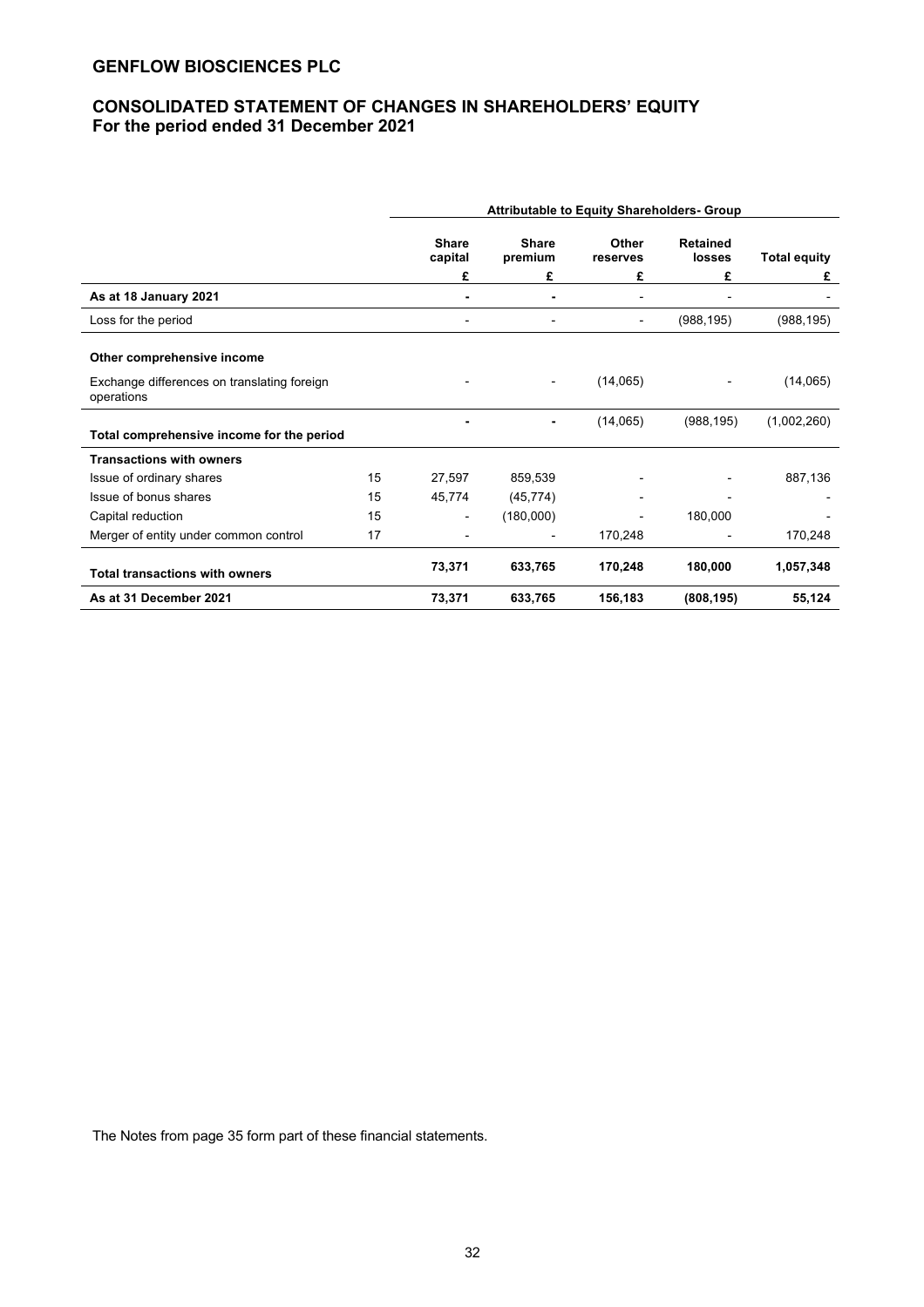## GENFLOW BIOSCIENCES PLC

## CONSOLIDATED STATEMENT OF CHANGES IN SHAREHOLDERS' EQUITY
**For the period ended 31 December 2021**

| | | Attributable to Equity Shareholders- Group | | | | |
|---|---|---|---|---|---|---|
| | | **Share capital** | **Share premium** | **Other reserves** | **Retained losses** | **Total equity** |
| | | **£** | **£** | **£** | **£** | **£** |
| **As at 18 January 2021** | | **-** | **-** | - | - | - |
| Loss for the period | | - | - | - | (988,195) | (988,195) |
| **Other comprehensive income** | | | | | | |
| Exchange differences on translating foreign operations | | - | - | (14,065) | - | (14,065) |
| **Total comprehensive income for the period** | | **-** | **-** | (14,065) | (988,195) | (1,002,260) |
| **Transactions with owners** | | | | | | |
| Issue of ordinary shares | 15 | 27,597 | 859,539 | - | - | 887,136 |
| Issue of bonus shares | 15 | 45,774 | (45,774) | - | - | - |
| Capital reduction | 15 | - | (180,000) | - | 180,000 | - |
| Merger of entity under common control | 17 | - | - | 170,248 | - | 170,248 |
| **Total transactions with owners** | | **73,371** | **633,765** | **170,248** | **180,000** | **1,057,348** |
| **As at 31 December 2021** | | **73,371** | **633,765** | **156,183** | **(808,195)** | **55,124** |

The Notes from page 35 form part of these financial statements.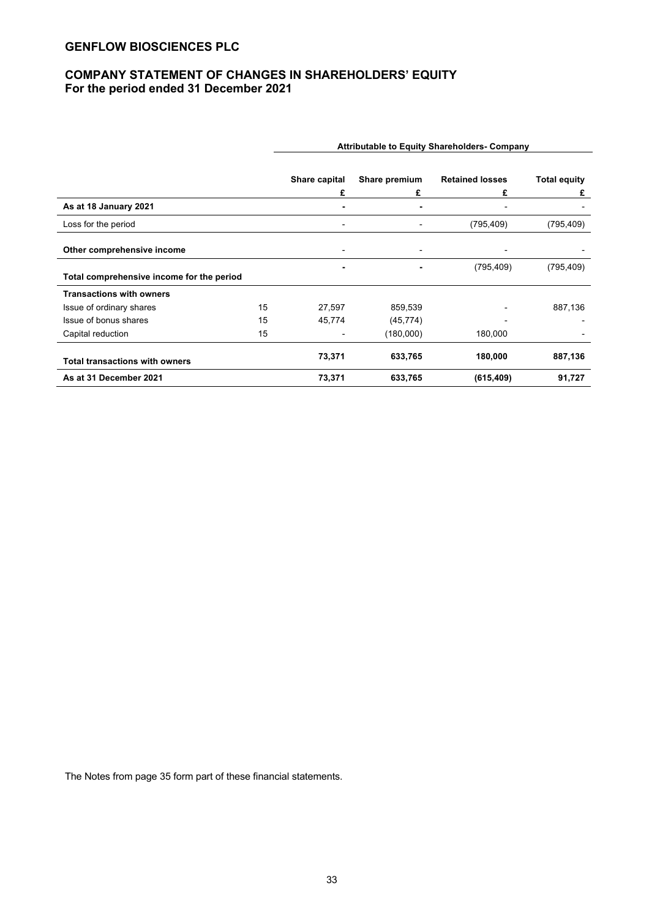## GENFLOW BIOSCIENCES PLC

## COMPANY STATEMENT OF CHANGES IN SHAREHOLDERS' EQUITY
**For the period ended 31 December 2021**

| | | Attributable to Equity Shareholders- Company | | | |
|---|---|---|---|---|---|
| | | Share capital | Share premium | Retained losses | Total equity |
| | | £ | £ | £ | £ |
| **As at 18 January 2021** | | - | - | - | - |
| Loss for the period | | - | - | (795,409) | (795,409) |
| **Other comprehensive income** | | - | - | - | - |
| **Total comprehensive income for the period** | | - | - | (795,409) | (795,409) |
| **Transactions with owners** | | | | | |
| Issue of ordinary shares | 15 | 27,597 | 859,539 | - | 887,136 |
| Issue of bonus shares | 15 | 45,774 | (45,774) | - | - |
| Capital reduction | 15 | - | (180,000) | 180,000 | - |
| **Total transactions with owners** | | **73,371** | **633,765** | **180,000** | **887,136** |
| **As at 31 December 2021** | | **73,371** | **633,765** | **(615,409)** | **91,727** |

The Notes from page 35 form part of these financial statements.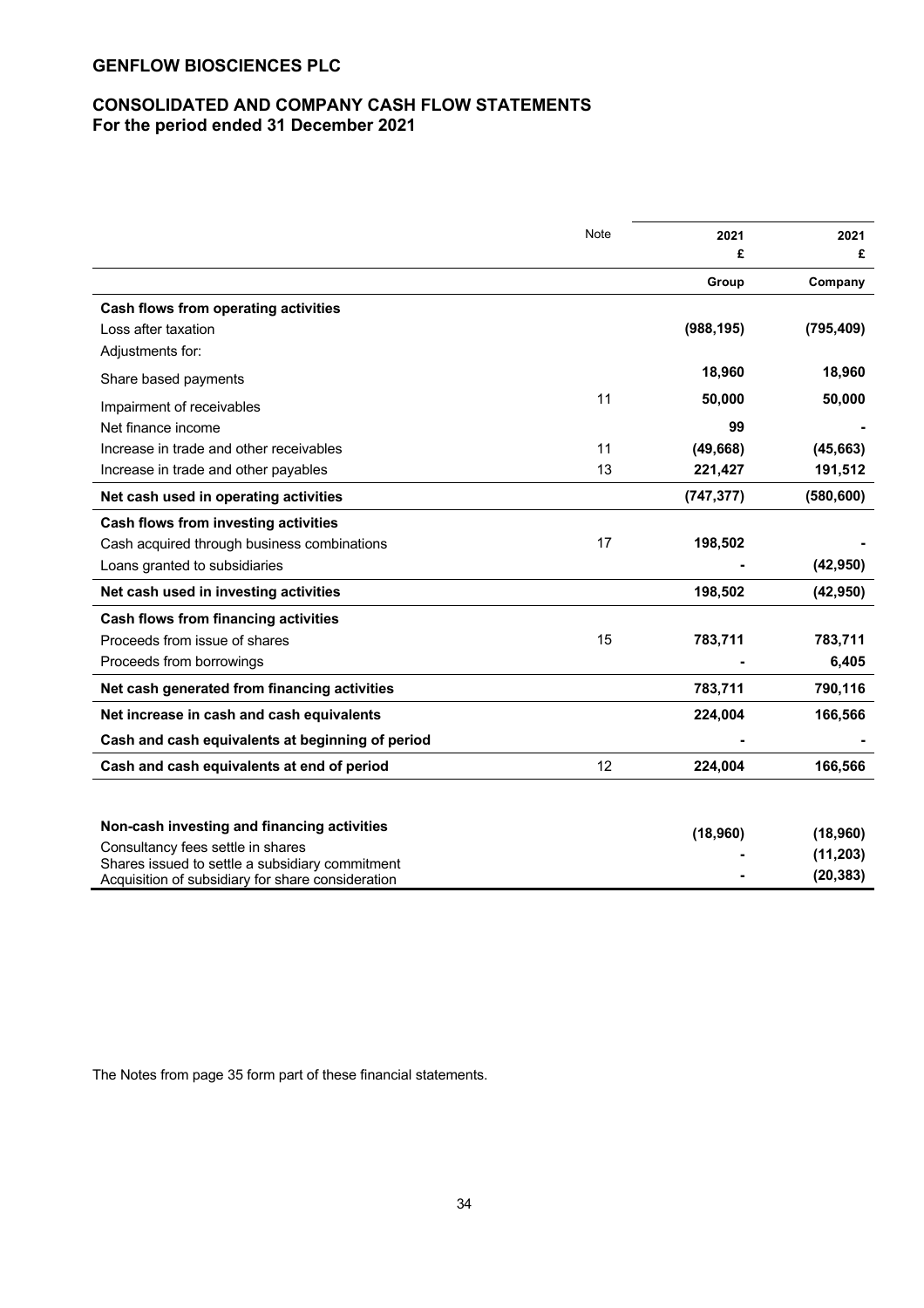# GENFLOW BIOSCIENCES PLC

## CONSOLIDATED AND COMPANY CASH FLOW STATEMENTS
**For the period ended 31 December 2021**

| | Note | 2021<br>£ | 2021<br>£ |
|---|---|---|---|
| | | **Group** | **Company** |
| **Cash flows from operating activities** | | | |
| Loss after taxation | | **(988,195)** | **(795,409)** |
| Adjustments for: | | | |
| Share based payments | | **18,960** | **18,960** |
| Impairment of receivables | 11 | **50,000** | **50,000** |
| Net finance income | | **99** | **-** |
| Increase in trade and other receivables | 11 | **(49,668)** | **(45,663)** |
| Increase in trade and other payables | 13 | **221,427** | **191,512** |
| **Net cash used in operating activities** | | **(747,377)** | **(580,600)** |
| **Cash flows from investing activities** | | | |
| Cash acquired through business combinations | 17 | **198,502** | **-** |
| Loans granted to subsidiaries | | **-** | **(42,950)** |
| **Net cash used in investing activities** | | **198,502** | **(42,950)** |
| **Cash flows from financing activities** | | | |
| Proceeds from issue of shares | 15 | **783,711** | **783,711** |
| Proceeds from borrowings | | **-** | **6,405** |
| **Net cash generated from financing activities** | | **783,711** | **790,116** |
| **Net increase in cash and cash equivalents** | | **224,004** | **166,566** |
| **Cash and cash equivalents at beginning of period** | | **-** | **-** |
| **Cash and cash equivalents at end of period** | 12 | **224,004** | **166,566** |
| | | | |
| **Non-cash investing and financing activities** | | | |
| Consultancy fees settle in shares | | **(18,960)** | **(18,960)** |
| Shares issued to settle a subsidiary commitment | | **-** | **(11,203)** |
| Acquisition of subsidiary for share consideration | | **-** | **(20,383)** |

The Notes from page 35 form part of these financial statements.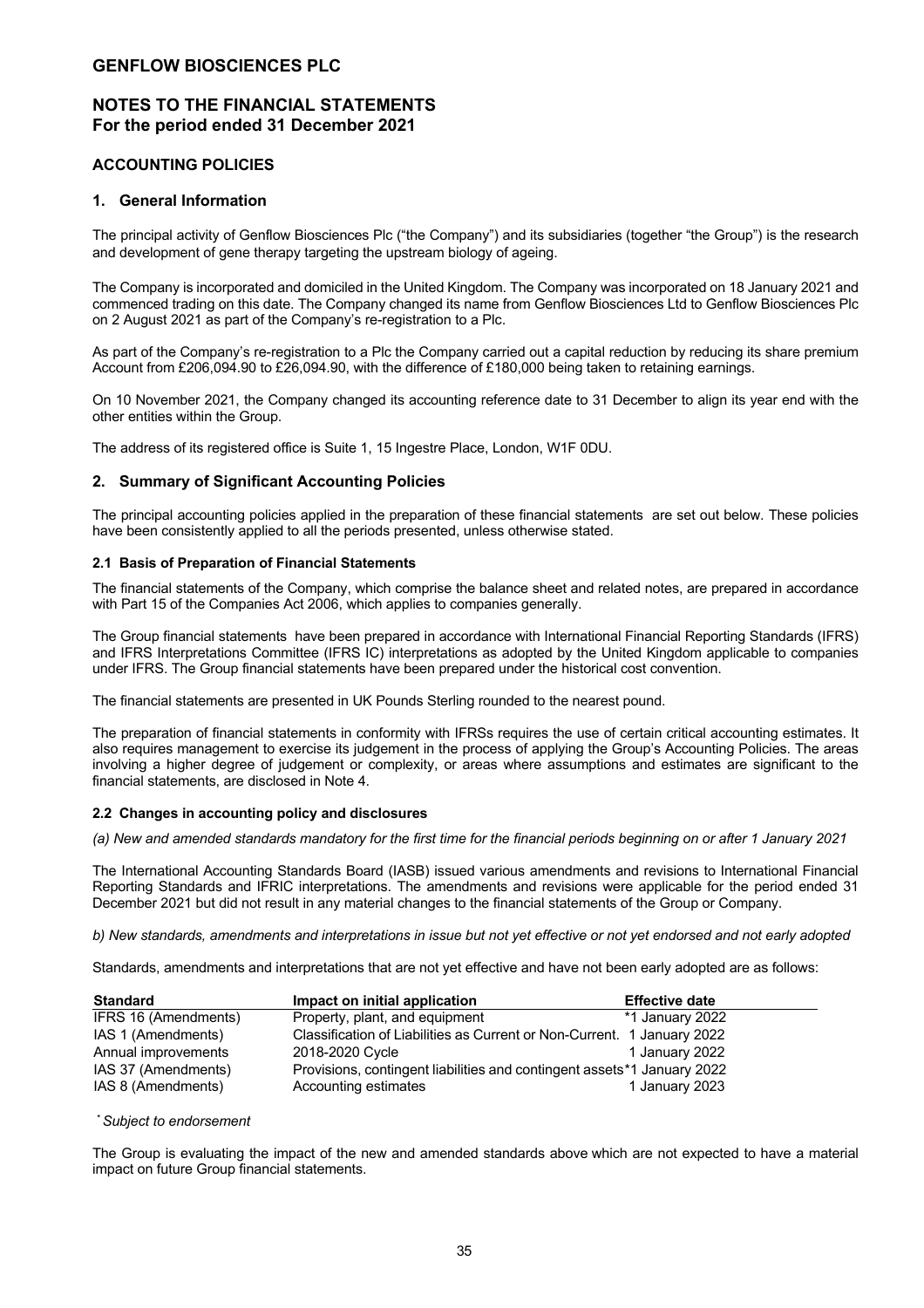# GENFLOW BIOSCIENCES PLC

## NOTES TO THE FINANCIAL STATEMENTS
## For the period ended 31 December 2021

### ACCOUNTING POLICIES

### 1. General Information

The principal activity of Genflow Biosciences Plc ("the Company") and its subsidiaries (together "the Group") is the research and development of gene therapy targeting the upstream biology of ageing.

The Company is incorporated and domiciled in the United Kingdom. The Company was incorporated on 18 January 2021 and commenced trading on this date. The Company changed its name from Genflow Biosciences Ltd to Genflow Biosciences Plc on 2 August 2021 as part of the Company's re-registration to a Plc.

As part of the Company's re-registration to a Plc the Company carried out a capital reduction by reducing its share premium Account from £206,094.90 to £26,094.90, with the difference of £180,000 being taken to retaining earnings.

On 10 November 2021, the Company changed its accounting reference date to 31 December to align its year end with the other entities within the Group.

The address of its registered office is Suite 1, 15 Ingestre Place, London, W1F 0DU.

### 2. Summary of Significant Accounting Policies

The principal accounting policies applied in the preparation of these financial statements are set out below. These policies have been consistently applied to all the periods presented, unless otherwise stated.

#### 2.1 Basis of Preparation of Financial Statements

The financial statements of the Company, which comprise the balance sheet and related notes, are prepared in accordance with Part 15 of the Companies Act 2006, which applies to companies generally.

The Group financial statements have been prepared in accordance with International Financial Reporting Standards (IFRS) and IFRS Interpretations Committee (IFRS IC) interpretations as adopted by the United Kingdom applicable to companies under IFRS. The Group financial statements have been prepared under the historical cost convention.

The financial statements are presented in UK Pounds Sterling rounded to the nearest pound.

The preparation of financial statements in conformity with IFRSs requires the use of certain critical accounting estimates. It also requires management to exercise its judgement in the process of applying the Group's Accounting Policies. The areas involving a higher degree of judgement or complexity, or areas where assumptions and estimates are significant to the financial statements, are disclosed in Note 4.

#### 2.2 Changes in accounting policy and disclosures

*(a) New and amended standards mandatory for the first time for the financial periods beginning on or after 1 January 2021*

The International Accounting Standards Board (IASB) issued various amendments and revisions to International Financial Reporting Standards and IFRIC interpretations. The amendments and revisions were applicable for the period ended 31 December 2021 but did not result in any material changes to the financial statements of the Group or Company.

*b) New standards, amendments and interpretations in issue but not yet effective or not yet endorsed and not early adopted*

Standards, amendments and interpretations that are not yet effective and have not been early adopted are as follows:

| Standard | Impact on initial application | Effective date |
|---|---|---|
| IFRS 16 (Amendments) | Property, plant, and equipment | *1 January 2022 |
| IAS 1 (Amendments) | Classification of Liabilities as Current or Non-Current. | 1 January 2022 |
| Annual improvements | 2018-2020 Cycle | 1 January 2022 |
| IAS 37 (Amendments) | Provisions, contingent liabilities and contingent assets | *1 January 2022 |
| IAS 8 (Amendments) | Accounting estimates | 1 January 2023 |

*[*] Subject to endorsement*

The Group is evaluating the impact of the new and amended standards above which are not expected to have a material impact on future Group financial statements.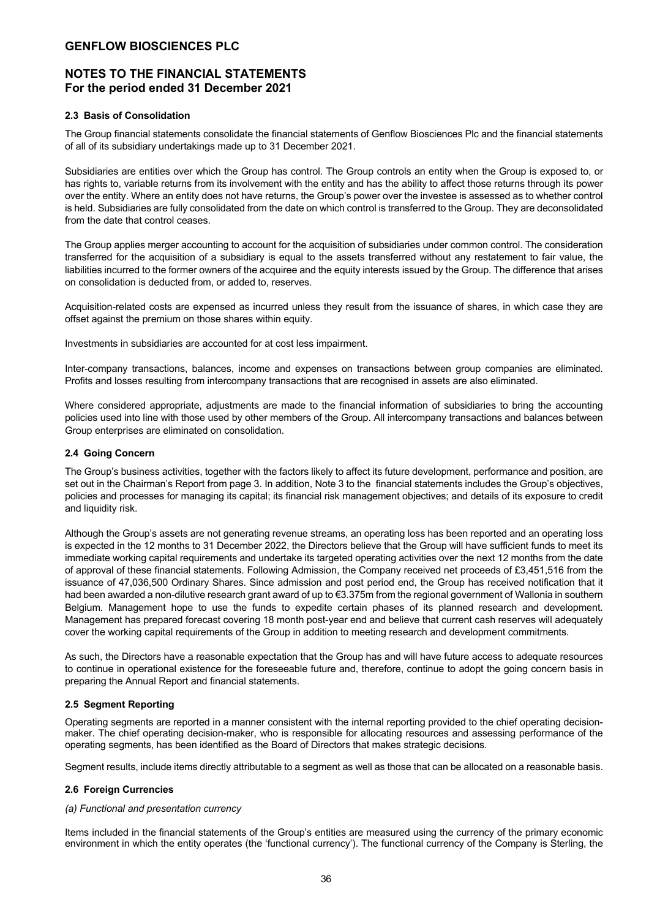## 2.3 Basis of Consolidation

The Group financial statements consolidate the financial statements of Genflow Biosciences Plc and the financial statements of all of its subsidiary undertakings made up to 31 December 2021.

Subsidiaries are entities over which the Group has control. The Group controls an entity when the Group is exposed to, or has rights to, variable returns from its involvement with the entity and has the ability to affect those returns through its power over the entity. Where an entity does not have returns, the Group's power over the investee is assessed as to whether control is held. Subsidiaries are fully consolidated from the date on which control is transferred to the Group. They are deconsolidated from the date that control ceases.

The Group applies merger accounting to account for the acquisition of subsidiaries under common control. The consideration transferred for the acquisition of a subsidiary is equal to the assets transferred without any restatement to fair value, the liabilities incurred to the former owners of the acquiree and the equity interests issued by the Group. The difference that arises on consolidation is deducted from, or added to, reserves.

Acquisition-related costs are expensed as incurred unless they result from the issuance of shares, in which case they are offset against the premium on those shares within equity.

Investments in subsidiaries are accounted for at cost less impairment.

Inter-company transactions, balances, income and expenses on transactions between group companies are eliminated. Profits and losses resulting from intercompany transactions that are recognised in assets are also eliminated.

Where considered appropriate, adjustments are made to the financial information of subsidiaries to bring the accounting policies used into line with those used by other members of the Group. All intercompany transactions and balances between Group enterprises are eliminated on consolidation.

## 2.4 Going Concern

The Group's business activities, together with the factors likely to affect its future development, performance and position, are set out in the Chairman's Report from page 3. In addition, Note 3 to the financial statements includes the Group's objectives, policies and processes for managing its capital; its financial risk management objectives; and details of its exposure to credit and liquidity risk.

Although the Group's assets are not generating revenue streams, an operating loss has been reported and an operating loss is expected in the 12 months to 31 December 2022, the Directors believe that the Group will have sufficient funds to meet its immediate working capital requirements and undertake its targeted operating activities over the next 12 months from the date of approval of these financial statements. Following Admission, the Company received net proceeds of £3,451,516 from the issuance of 47,036,500 Ordinary Shares. Since admission and post period end, the Group has received notification that it had been awarded a non-dilutive research grant award of up to €3.375m from the regional government of Wallonia in southern Belgium. Management hope to use the funds to expedite certain phases of its planned research and development. Management has prepared forecast covering 18 month post-year end and believe that current cash reserves will adequately cover the working capital requirements of the Group in addition to meeting research and development commitments.

As such, the Directors have a reasonable expectation that the Group has and will have future access to adequate resources to continue in operational existence for the foreseeable future and, therefore, continue to adopt the going concern basis in preparing the Annual Report and financial statements.

## 2.5 Segment Reporting

Operating segments are reported in a manner consistent with the internal reporting provided to the chief operating decision-maker. The chief operating decision-maker, who is responsible for allocating resources and assessing performance of the operating segments, has been identified as the Board of Directors that makes strategic decisions.

Segment results, include items directly attributable to a segment as well as those that can be allocated on a reasonable basis.

## 2.6 Foreign Currencies

*(a) Functional and presentation currency*

Items included in the financial statements of the Group's entities are measured using the currency of the primary economic environment in which the entity operates (the 'functional currency'). The functional currency of the Company is Sterling, the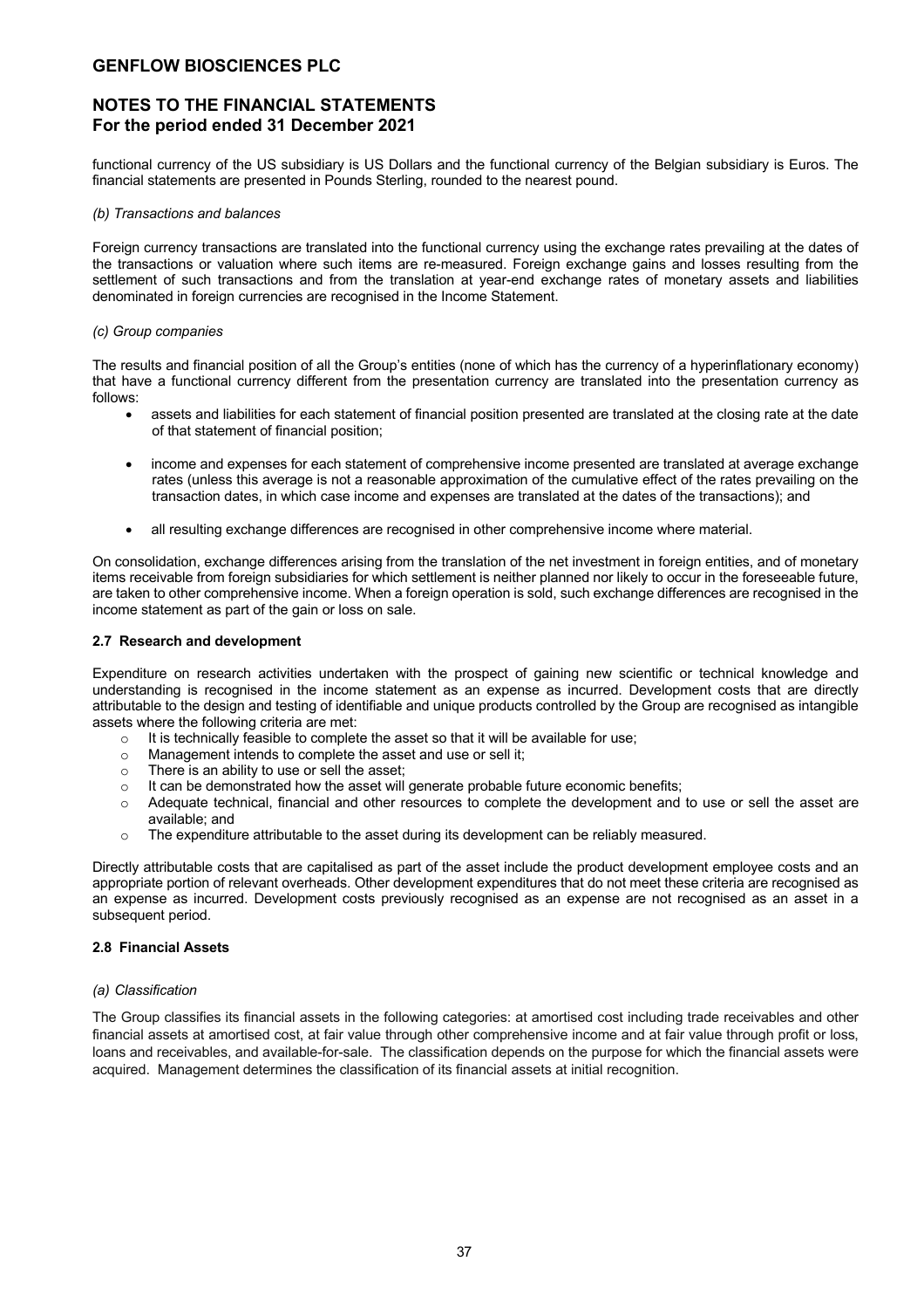functional currency of the US subsidiary is US Dollars and the functional currency of the Belgian subsidiary is Euros. The financial statements are presented in Pounds Sterling, rounded to the nearest pound.

*(b) Transactions and balances*

Foreign currency transactions are translated into the functional currency using the exchange rates prevailing at the dates of the transactions or valuation where such items are re-measured. Foreign exchange gains and losses resulting from the settlement of such transactions and from the translation at year-end exchange rates of monetary assets and liabilities denominated in foreign currencies are recognised in the Income Statement.

*(c) Group companies*

The results and financial position of all the Group's entities (none of which has the currency of a hyperinflationary economy) that have a functional currency different from the presentation currency are translated into the presentation currency as follows:

- assets and liabilities for each statement of financial position presented are translated at the closing rate at the date of that statement of financial position;
- income and expenses for each statement of comprehensive income presented are translated at average exchange rates (unless this average is not a reasonable approximation of the cumulative effect of the rates prevailing on the transaction dates, in which case income and expenses are translated at the dates of the transactions); and
- all resulting exchange differences are recognised in other comprehensive income where material.

On consolidation, exchange differences arising from the translation of the net investment in foreign entities, and of monetary items receivable from foreign subsidiaries for which settlement is neither planned nor likely to occur in the foreseeable future, are taken to other comprehensive income. When a foreign operation is sold, such exchange differences are recognised in the income statement as part of the gain or loss on sale.

### 2.7 Research and development

Expenditure on research activities undertaken with the prospect of gaining new scientific or technical knowledge and understanding is recognised in the income statement as an expense as incurred. Development costs that are directly attributable to the design and testing of identifiable and unique products controlled by the Group are recognised as intangible assets where the following criteria are met:

- It is technically feasible to complete the asset so that it will be available for use;
- Management intends to complete the asset and use or sell it;
- There is an ability to use or sell the asset;
- It can be demonstrated how the asset will generate probable future economic benefits;
- Adequate technical, financial and other resources to complete the development and to use or sell the asset are available; and
- The expenditure attributable to the asset during its development can be reliably measured.

Directly attributable costs that are capitalised as part of the asset include the product development employee costs and an appropriate portion of relevant overheads. Other development expenditures that do not meet these criteria are recognised as an expense as incurred. Development costs previously recognised as an expense are not recognised as an asset in a subsequent period.

### 2.8 Financial Assets

*(a) Classification*

The Group classifies its financial assets in the following categories: at amortised cost including trade receivables and other financial assets at amortised cost, at fair value through other comprehensive income and at fair value through profit or loss, loans and receivables, and available-for-sale. The classification depends on the purpose for which the financial assets were acquired. Management determines the classification of its financial assets at initial recognition.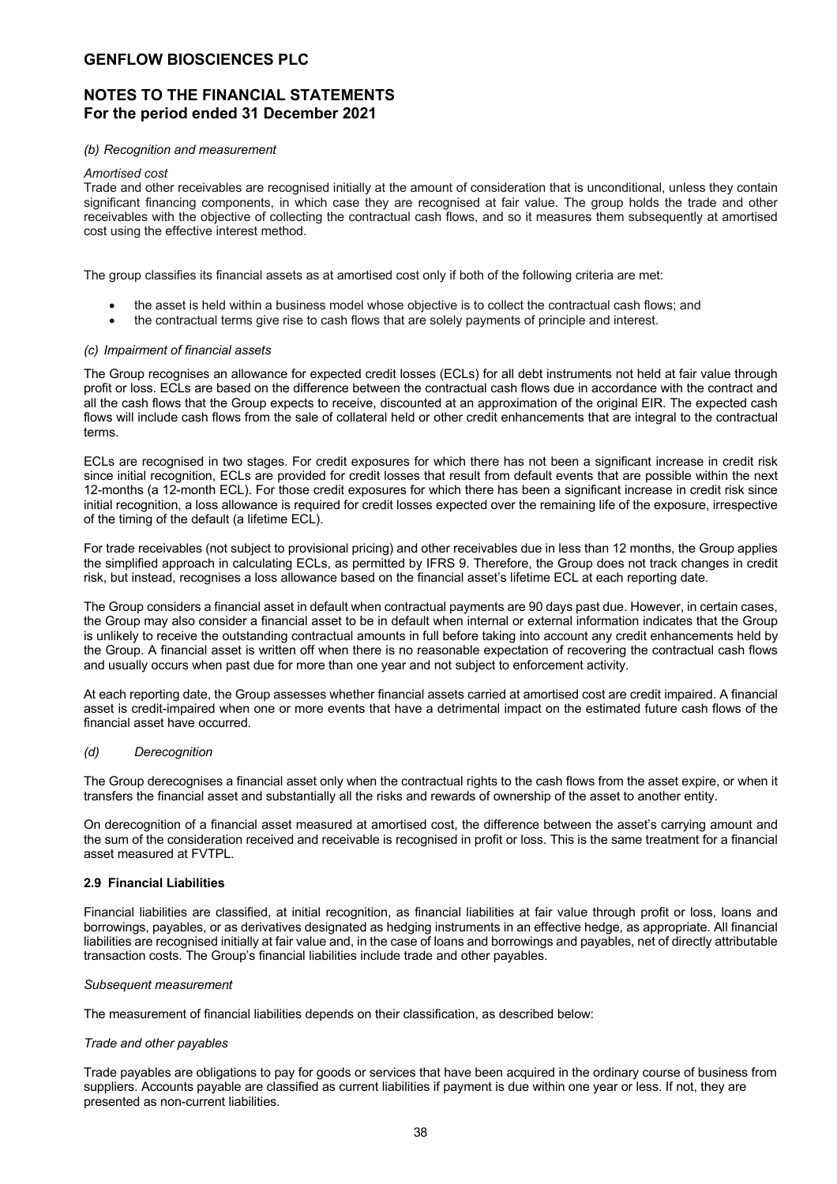*(b) Recognition and measurement*

*Amortised cost*

Trade and other receivables are recognised initially at the amount of consideration that is unconditional, unless they contain significant financing components, in which case they are recognised at fair value. The group holds the trade and other receivables with the objective of collecting the contractual cash flows, and so it measures them subsequently at amortised cost using the effective interest method.

The group classifies its financial assets as at amortised cost only if both of the following criteria are met:

- the asset is held within a business model whose objective is to collect the contractual cash flows; and
- the contractual terms give rise to cash flows that are solely payments of principle and interest.

*(c) Impairment of financial assets*

The Group recognises an allowance for expected credit losses (ECLs) for all debt instruments not held at fair value through profit or loss. ECLs are based on the difference between the contractual cash flows due in accordance with the contract and all the cash flows that the Group expects to receive, discounted at an approximation of the original EIR. The expected cash flows will include cash flows from the sale of collateral held or other credit enhancements that are integral to the contractual terms.

ECLs are recognised in two stages. For credit exposures for which there has not been a significant increase in credit risk since initial recognition, ECLs are provided for credit losses that result from default events that are possible within the next 12-months (a 12-month ECL). For those credit exposures for which there has been a significant increase in credit risk since initial recognition, a loss allowance is required for credit losses expected over the remaining life of the exposure, irrespective of the timing of the default (a lifetime ECL).

For trade receivables (not subject to provisional pricing) and other receivables due in less than 12 months, the Group applies the simplified approach in calculating ECLs, as permitted by IFRS 9. Therefore, the Group does not track changes in credit risk, but instead, recognises a loss allowance based on the financial asset's lifetime ECL at each reporting date.

The Group considers a financial asset in default when contractual payments are 90 days past due. However, in certain cases, the Group may also consider a financial asset to be in default when internal or external information indicates that the Group is unlikely to receive the outstanding contractual amounts in full before taking into account any credit enhancements held by the Group. A financial asset is written off when there is no reasonable expectation of recovering the contractual cash flows and usually occurs when past due for more than one year and not subject to enforcement activity.

At each reporting date, the Group assesses whether financial assets carried at amortised cost are credit impaired. A financial asset is credit-impaired when one or more events that have a detrimental impact on the estimated future cash flows of the financial asset have occurred.

*(d) Derecognition*

The Group derecognises a financial asset only when the contractual rights to the cash flows from the asset expire, or when it transfers the financial asset and substantially all the risks and rewards of ownership of the asset to another entity.

On derecognition of a financial asset measured at amortised cost, the difference between the asset's carrying amount and the sum of the consideration received and receivable is recognised in profit or loss. This is the same treatment for a financial asset measured at FVTPL.

### 2.9 Financial Liabilities

Financial liabilities are classified, at initial recognition, as financial liabilities at fair value through profit or loss, loans and borrowings, payables, or as derivatives designated as hedging instruments in an effective hedge, as appropriate. All financial liabilities are recognised initially at fair value and, in the case of loans and borrowings and payables, net of directly attributable transaction costs. The Group's financial liabilities include trade and other payables.

*Subsequent measurement*

The measurement of financial liabilities depends on their classification, as described below:

*Trade and other payables*

Trade payables are obligations to pay for goods or services that have been acquired in the ordinary course of business from suppliers. Accounts payable are classified as current liabilities if payment is due within one year or less. If not, they are presented as non-current liabilities.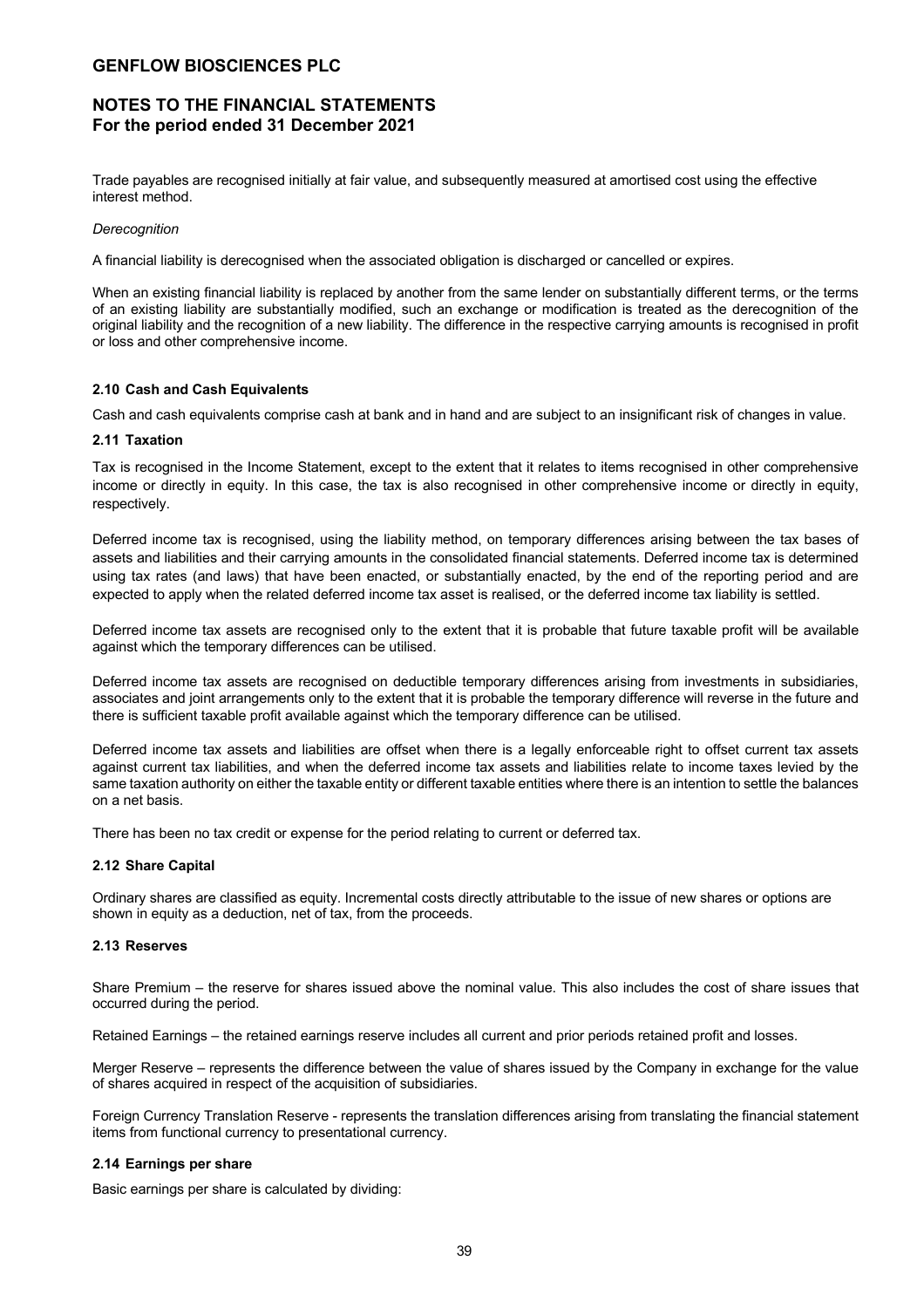Trade payables are recognised initially at fair value, and subsequently measured at amortised cost using the effective interest method.

*Derecognition*

A financial liability is derecognised when the associated obligation is discharged or cancelled or expires.

When an existing financial liability is replaced by another from the same lender on substantially different terms, or the terms of an existing liability are substantially modified, such an exchange or modification is treated as the derecognition of the original liability and the recognition of a new liability. The difference in the respective carrying amounts is recognised in profit or loss and other comprehensive income.

### 2.10 Cash and Cash Equivalents

Cash and cash equivalents comprise cash at bank and in hand and are subject to an insignificant risk of changes in value.

### 2.11 Taxation

Tax is recognised in the Income Statement, except to the extent that it relates to items recognised in other comprehensive income or directly in equity. In this case, the tax is also recognised in other comprehensive income or directly in equity, respectively.

Deferred income tax is recognised, using the liability method, on temporary differences arising between the tax bases of assets and liabilities and their carrying amounts in the consolidated financial statements. Deferred income tax is determined using tax rates (and laws) that have been enacted, or substantially enacted, by the end of the reporting period and are expected to apply when the related deferred income tax asset is realised, or the deferred income tax liability is settled.

Deferred income tax assets are recognised only to the extent that it is probable that future taxable profit will be available against which the temporary differences can be utilised.

Deferred income tax assets are recognised on deductible temporary differences arising from investments in subsidiaries, associates and joint arrangements only to the extent that it is probable the temporary difference will reverse in the future and there is sufficient taxable profit available against which the temporary difference can be utilised.

Deferred income tax assets and liabilities are offset when there is a legally enforceable right to offset current tax assets against current tax liabilities, and when the deferred income tax assets and liabilities relate to income taxes levied by the same taxation authority on either the taxable entity or different taxable entities where there is an intention to settle the balances on a net basis.

There has been no tax credit or expense for the period relating to current or deferred tax.

### 2.12 Share Capital

Ordinary shares are classified as equity. Incremental costs directly attributable to the issue of new shares or options are shown in equity as a deduction, net of tax, from the proceeds.

### 2.13 Reserves

Share Premium – the reserve for shares issued above the nominal value. This also includes the cost of share issues that occurred during the period.

Retained Earnings – the retained earnings reserve includes all current and prior periods retained profit and losses.

Merger Reserve – represents the difference between the value of shares issued by the Company in exchange for the value of shares acquired in respect of the acquisition of subsidiaries.

Foreign Currency Translation Reserve - represents the translation differences arising from translating the financial statement items from functional currency to presentational currency.

### 2.14 Earnings per share

Basic earnings per share is calculated by dividing: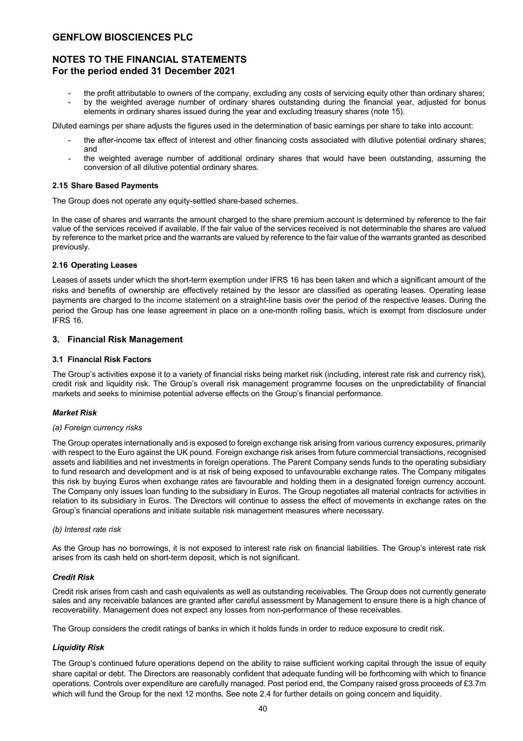- the profit attributable to owners of the company, excluding any costs of servicing equity other than ordinary shares;
- by the weighted average number of ordinary shares outstanding during the financial year, adjusted for bonus elements in ordinary shares issued during the year and excluding treasury shares (note 15).

Diluted earnings per share adjusts the figures used in the determination of basic earnings per share to take into account:

- the after-income tax effect of interest and other financing costs associated with dilutive potential ordinary shares; and
- the weighted average number of additional ordinary shares that would have been outstanding, assuming the conversion of all dilutive potential ordinary shares.

#### 2.15 Share Based Payments

The Group does not operate any equity-settled share-based schemes.

In the case of shares and warrants the amount charged to the share premium account is determined by reference to the fair value of the services received if available. If the fair value of the services received is not determinable the shares are valued by reference to the market price and the warrants are valued by reference to the fair value of the warrants granted as described previously.

#### 2.16 Operating Leases

Leases of assets under which the short-term exemption under IFRS 16 has been taken and which a significant amount of the risks and benefits of ownership are effectively retained by the lessor are classified as operating leases. Operating lease payments are charged to the income statement on a straight-line basis over the period of the respective leases. During the period the Group has one lease agreement in place on a one-month rolling basis, which is exempt from disclosure under IFRS 16.

## 3. Financial Risk Management

#### 3.1 Financial Risk Factors

The Group's activities expose it to a variety of financial risks being market risk (including, interest rate risk and currency risk), credit risk and liquidity risk. The Group's overall risk management programme focuses on the unpredictability of financial markets and seeks to minimise potential adverse effects on the Group's financial performance.

***Market Risk***

*(a) Foreign currency risks*

The Group operates internationally and is exposed to foreign exchange risk arising from various currency exposures, primarily with respect to the Euro against the UK pound. Foreign exchange risk arises from future commercial transactions, recognised assets and liabilities and net investments in foreign operations. The Parent Company sends funds to the operating subsidiary to fund research and development and is at risk of being exposed to unfavourable exchange rates. The Company mitigates this risk by buying Euros when exchange rates are favourable and holding them in a designated foreign currency account. The Company only issues loan funding to the subsidiary in Euros. The Group negotiates all material contracts for activities in relation to its subsidiary in Euros. The Directors will continue to assess the effect of movements in exchange rates on the Group's financial operations and initiate suitable risk management measures where necessary.

*(b) Interest rate risk*

As the Group has no borrowings, it is not exposed to interest rate risk on financial liabilities. The Group's interest rate risk arises from its cash held on short-term deposit, which is not significant.

***Credit Risk***

Credit risk arises from cash and cash equivalents as well as outstanding receivables. The Group does not currently generate sales and any receivable balances are granted after careful assessment by Management to ensure there is a high chance of recoverability. Management does not expect any losses from non-performance of these receivables.

The Group considers the credit ratings of banks in which it holds funds in order to reduce exposure to credit risk.

***Liquidity Risk***

The Group's continued future operations depend on the ability to raise sufficient working capital through the issue of equity share capital or debt. The Directors are reasonably confident that adequate funding will be forthcoming with which to finance operations. Controls over expenditure are carefully managed. Post period end, the Company raised gross proceeds of £3.7m which will fund the Group for the next 12 months. See note 2.4 for further details on going concern and liquidity.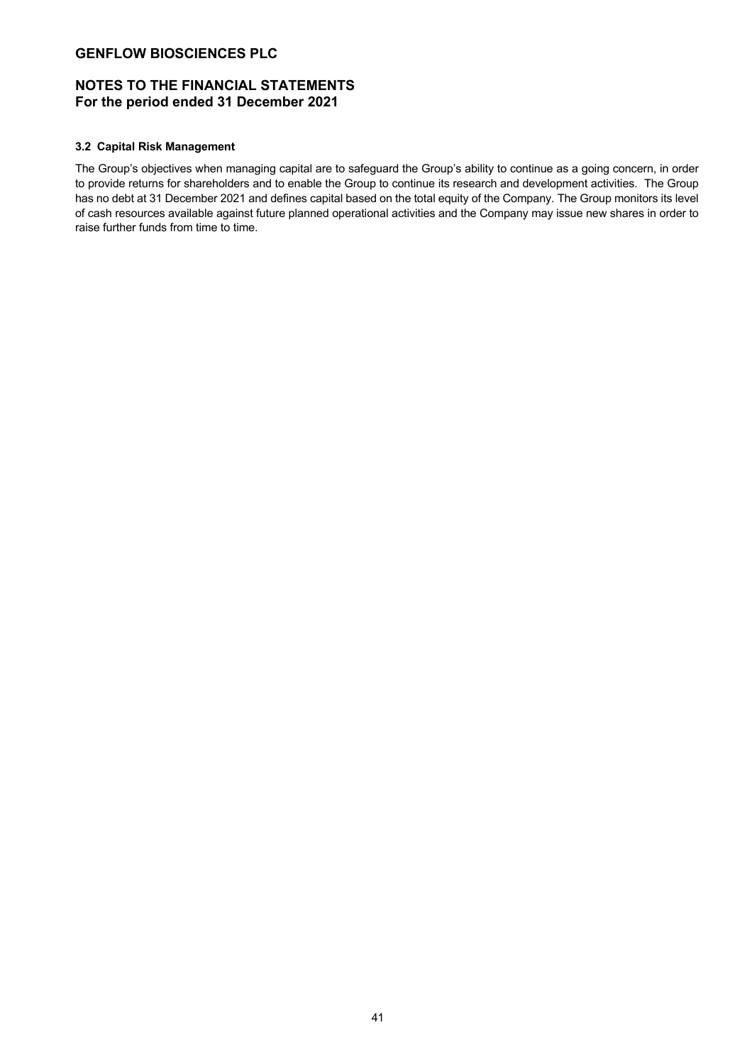### 3.2 Capital Risk Management

The Group's objectives when managing capital are to safeguard the Group's ability to continue as a going concern, in order to provide returns for shareholders and to enable the Group to continue its research and development activities. The Group has no debt at 31 December 2021 and defines capital based on the total equity of the Company. The Group monitors its level of cash resources available against future planned operational activities and the Company may issue new shares in order to raise further funds from time to time.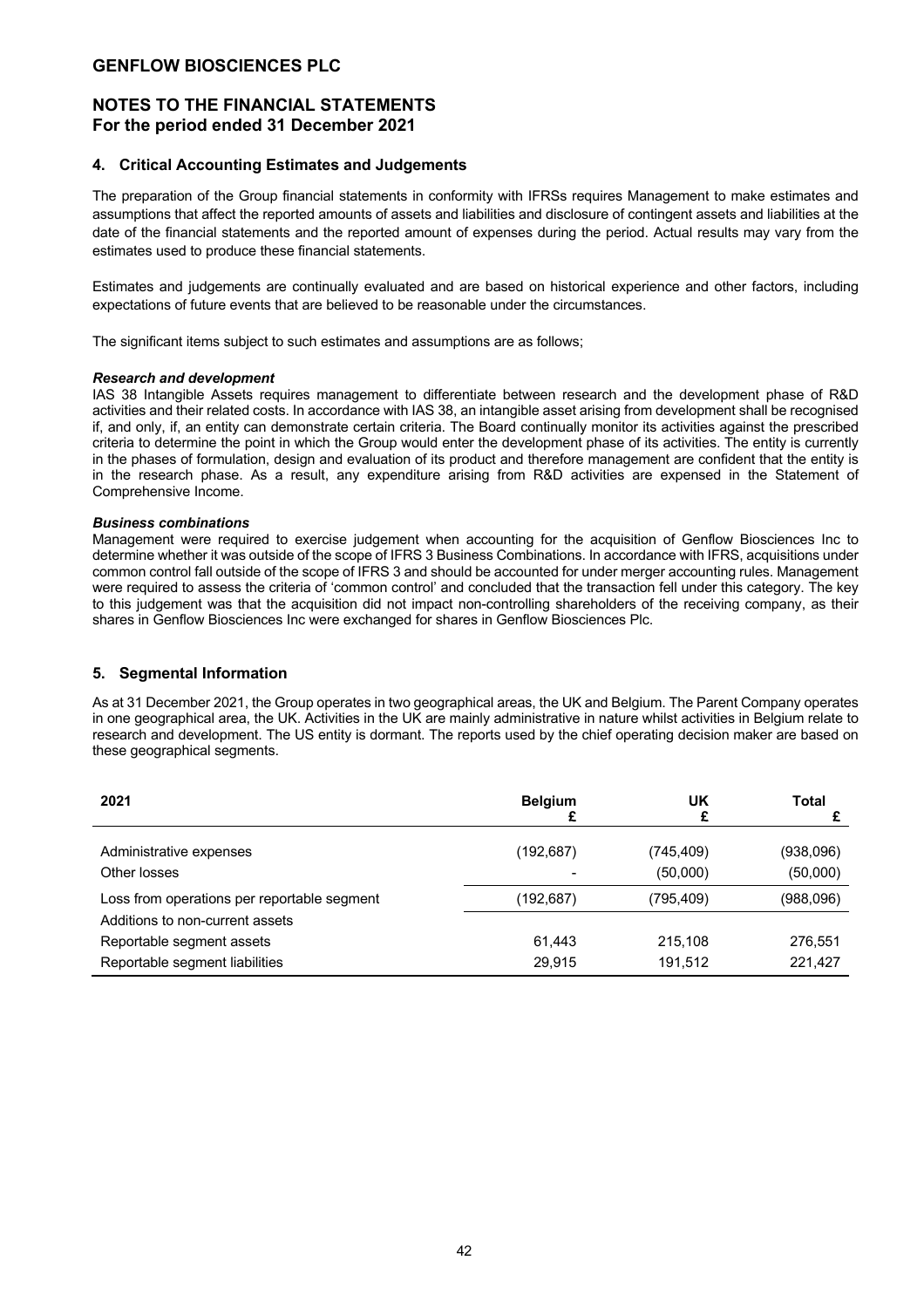# GENFLOW BIOSCIENCES PLC

## NOTES TO THE FINANCIAL STATEMENTS
## For the period ended 31 December 2021

### 4. Critical Accounting Estimates and Judgements

The preparation of the Group financial statements in conformity with IFRSs requires Management to make estimates and assumptions that affect the reported amounts of assets and liabilities and disclosure of contingent assets and liabilities at the date of the financial statements and the reported amount of expenses during the period. Actual results may vary from the estimates used to produce these financial statements.

Estimates and judgements are continually evaluated and are based on historical experience and other factors, including expectations of future events that are believed to be reasonable under the circumstances.

The significant items subject to such estimates and assumptions are as follows;

***Research and development***

IAS 38 Intangible Assets requires management to differentiate between research and the development phase of R&D activities and their related costs. In accordance with IAS 38, an intangible asset arising from development shall be recognised if, and only, if, an entity can demonstrate certain criteria. The Board continually monitor its activities against the prescribed criteria to determine the point in which the Group would enter the development phase of its activities. The entity is currently in the phases of formulation, design and evaluation of its product and therefore management are confident that the entity is in the research phase. As a result, any expenditure arising from R&D activities are expensed in the Statement of Comprehensive Income.

***Business combinations***

Management were required to exercise judgement when accounting for the acquisition of Genflow Biosciences Inc to determine whether it was outside of the scope of IFRS 3 Business Combinations. In accordance with IFRS, acquisitions under common control fall outside of the scope of IFRS 3 and should be accounted for under merger accounting rules. Management were required to assess the criteria of 'common control' and concluded that the transaction fell under this category. The key to this judgement was that the acquisition did not impact non-controlling shareholders of the receiving company, as their shares in Genflow Biosciences Inc were exchanged for shares in Genflow Biosciences Plc.

### 5. Segmental Information

As at 31 December 2021, the Group operates in two geographical areas, the UK and Belgium. The Parent Company operates in one geographical area, the UK. Activities in the UK are mainly administrative in nature whilst activities in Belgium relate to research and development. The US entity is dormant. The reports used by the chief operating decision maker are based on these geographical segments.

| 2021 | Belgium £ | UK £ | Total £ |
|---|---|---|---|
| Administrative expenses | (192,687) | (745,409) | (938,096) |
| Other losses | - | (50,000) | (50,000) |
| Loss from operations per reportable segment | (192,687) | (795,409) | (988,096) |
| Additions to non-current assets | | | |
| Reportable segment assets | 61,443 | 215,108 | 276,551 |
| Reportable segment liabilities | 29,915 | 191,512 | 221,427 |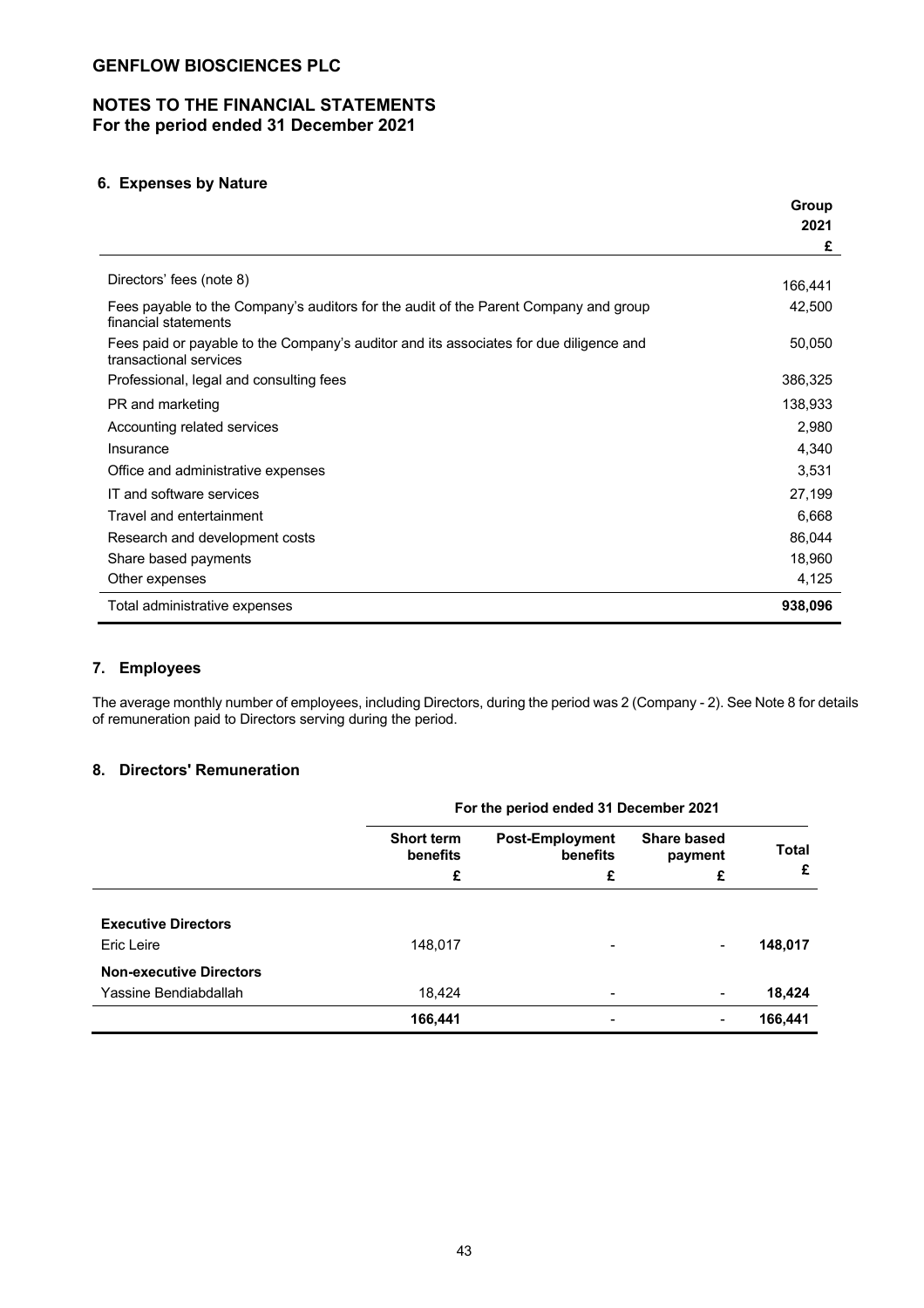# GENFLOW BIOSCIENCES PLC

## NOTES TO THE FINANCIAL STATEMENTS
**For the period ended 31 December 2021**

### 6. Expenses by Nature

| | Group 2021 £ |
|---|---|
| Directors' fees (note 8) | 166,441 |
| Fees payable to the Company's auditors for the audit of the Parent Company and group financial statements | 42,500 |
| Fees paid or payable to the Company's auditor and its associates for due diligence and transactional services | 50,050 |
| Professional, legal and consulting fees | 386,325 |
| PR and marketing | 138,933 |
| Accounting related services | 2,980 |
| Insurance | 4,340 |
| Office and administrative expenses | 3,531 |
| IT and software services | 27,199 |
| Travel and entertainment | 6,668 |
| Research and development costs | 86,044 |
| Share based payments | 18,960 |
| Other expenses | 4,125 |
| Total administrative expenses | **938,096** |

### 7. Employees

The average monthly number of employees, including Directors, during the period was 2 (Company - 2). See Note 8 for details of remuneration paid to Directors serving during the period.

### 8. Directors' Remuneration

| | For the period ended 31 December 2021 | | | |
|---|---|---|---|---|
| | Short term benefits £ | Post-Employment benefits £ | Share based payment £ | Total £ |
| **Executive Directors** | | | | |
| Eric Leire | 148,017 | - | - | **148,017** |
| **Non-executive Directors** | | | | |
| Yassine Bendiabdallah | 18,424 | - | - | **18,424** |
| | **166,441** | - | - | **166,441** |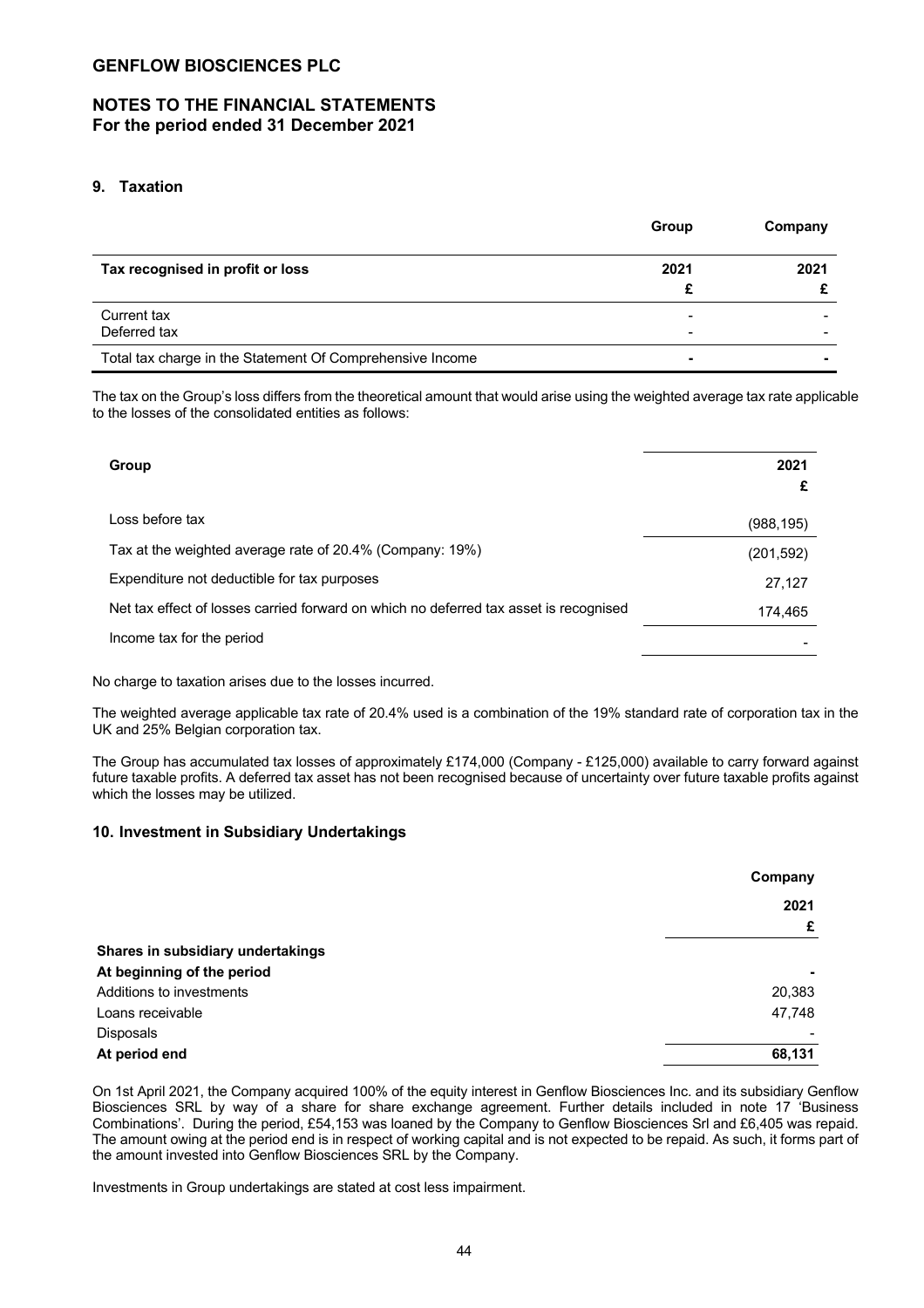# GENFLOW BIOSCIENCES PLC

## NOTES TO THE FINANCIAL STATEMENTS
## For the period ended 31 December 2021

### 9. Taxation

| | Group | Company |
|---|---|---|
| **Tax recognised in profit or loss** | **2021** | **2021** |
| | **£** | **£** |
| Current tax | - | - |
| Deferred tax | - | - |
| Total tax charge in the Statement Of Comprehensive Income | **-** | **-** |

The tax on the Group's loss differs from the theoretical amount that would arise using the weighted average tax rate applicable to the losses of the consolidated entities as follows:

| **Group** | **2021** |
|---|---|
| | **£** |
| Loss before tax | (988,195) |
| Tax at the weighted average rate of 20.4% (Company: 19%) | (201,592) |
| Expenditure not deductible for tax purposes | 27,127 |
| Net tax effect of losses carried forward on which no deferred tax asset is recognised | 174,465 |
| Income tax for the period | - |

No charge to taxation arises due to the losses incurred.

The weighted average applicable tax rate of 20.4% used is a combination of the 19% standard rate of corporation tax in the UK and 25% Belgian corporation tax.

The Group has accumulated tax losses of approximately £174,000 (Company - £125,000) available to carry forward against future taxable profits. A deferred tax asset has not been recognised because of uncertainty over future taxable profits against which the losses may be utilized.

### 10. Investment in Subsidiary Undertakings

| | **Company** |
|---|---|
| | **2021** |
| | **£** |
| **Shares in subsidiary undertakings** | |
| **At beginning of the period** | **-** |
| Additions to investments | 20,383 |
| Loans receivable | 47,748 |
| Disposals | - |
| **At period end** | **68,131** |

On 1st April 2021, the Company acquired 100% of the equity interest in Genflow Biosciences Inc. and its subsidiary Genflow Biosciences SRL by way of a share for share exchange agreement. Further details included in note 17 'Business Combinations'. During the period, £54,153 was loaned by the Company to Genflow Biosciences Srl and £6,405 was repaid. The amount owing at the period end is in respect of working capital and is not expected to be repaid. As such, it forms part of the amount invested into Genflow Biosciences SRL by the Company.

Investments in Group undertakings are stated at cost less impairment.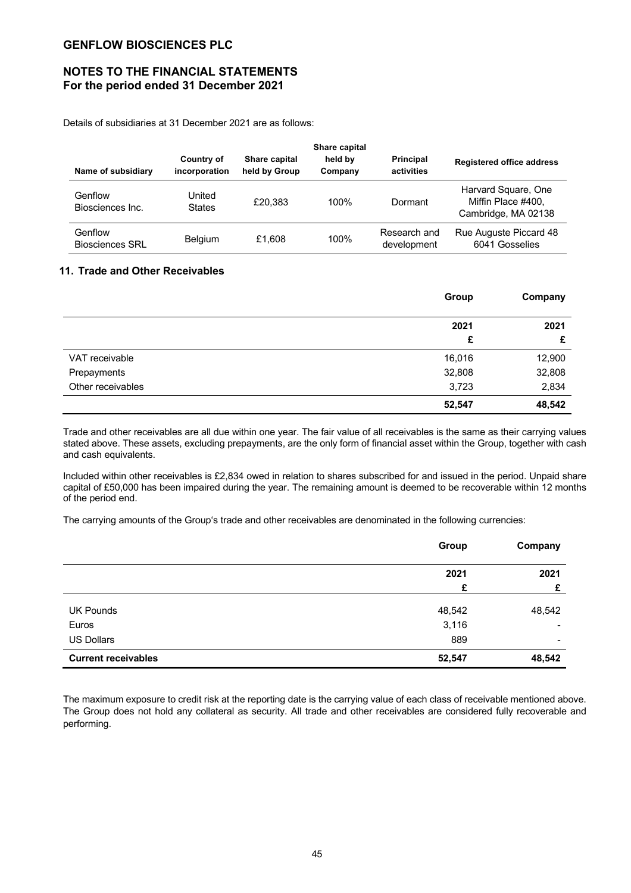Details of subsidiaries at 31 December 2021 are as follows:

| Name of subsidiary | Country of incorporation | Share capital held by Group | Share capital held by Company | Principal activities | Registered office address |
|---|---|---|---|---|---|
| Genflow Biosciences Inc. | United States | £20,383 | 100% | Dormant | Harvard Square, One Miffin Place #400, Cambridge, MA 02138 |
| Genflow Biosciences SRL | Belgium | £1,608 | 100% | Research and development | Rue Auguste Piccard 48 6041 Gosselies |

## 11. Trade and Other Receivables

| | Group | Company |
|---|---|---|
| | 2021 | 2021 |
| | £ | £ |
| VAT receivable | 16,016 | 12,900 |
| Prepayments | 32,808 | 32,808 |
| Other receivables | 3,723 | 2,834 |
| | **52,547** | **48,542** |

Trade and other receivables are all due within one year. The fair value of all receivables is the same as their carrying values stated above. These assets, excluding prepayments, are the only form of financial asset within the Group, together with cash and cash equivalents.

Included within other receivables is £2,834 owed in relation to shares subscribed for and issued in the period. Unpaid share capital of £50,000 has been impaired during the year. The remaining amount is deemed to be recoverable within 12 months of the period end.

The carrying amounts of the Group's trade and other receivables are denominated in the following currencies:

| | Group | Company |
|---|---|---|
| | 2021 | 2021 |
| | £ | £ |
| UK Pounds | 48,542 | 48,542 |
| Euros | 3,116 | - |
| US Dollars | 889 | - |
| **Current receivables** | **52,547** | **48,542** |

The maximum exposure to credit risk at the reporting date is the carrying value of each class of receivable mentioned above. The Group does not hold any collateral as security. All trade and other receivables are considered fully recoverable and performing.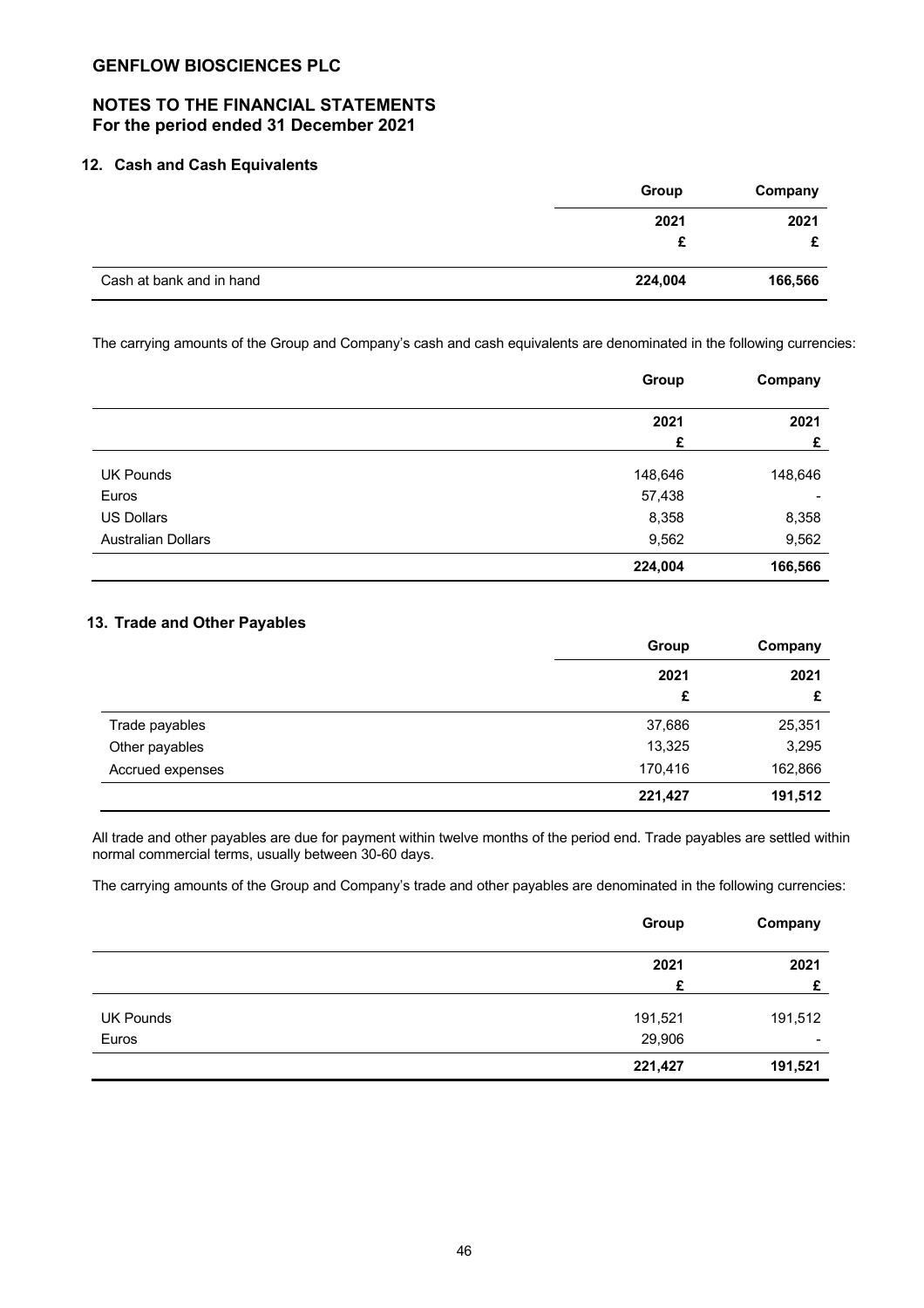## GENFLOW BIOSCIENCES PLC

## NOTES TO THE FINANCIAL STATEMENTS
**For the period ended 31 December 2021**

### 12. Cash and Cash Equivalents

| | Group | Company |
|---|---|---|
| | 2021 | 2021 |
| | £ | £ |
| Cash at bank and in hand | **224,004** | **166,566** |

The carrying amounts of the Group and Company's cash and cash equivalents are denominated in the following currencies:

| | Group | Company |
|---|---|---|
| | 2021 | 2021 |
| | £ | £ |
| UK Pounds | 148,646 | 148,646 |
| Euros | 57,438 | - |
| US Dollars | 8,358 | 8,358 |
| Australian Dollars | 9,562 | 9,562 |
| | **224,004** | **166,566** |

### 13. Trade and Other Payables

| | Group | Company |
|---|---|---|
| | 2021 | 2021 |
| | £ | £ |
| Trade payables | 37,686 | 25,351 |
| Other payables | 13,325 | 3,295 |
| Accrued expenses | 170,416 | 162,866 |
| | **221,427** | **191,512** |

All trade and other payables are due for payment within twelve months of the period end. Trade payables are settled within normal commercial terms, usually between 30-60 days.

The carrying amounts of the Group and Company's trade and other payables are denominated in the following currencies:

| | Group | Company |
|---|---|---|
| | 2021 | 2021 |
| | £ | £ |
| UK Pounds | 191,521 | 191,512 |
| Euros | 29,906 | - |
| | **221,427** | **191,521** |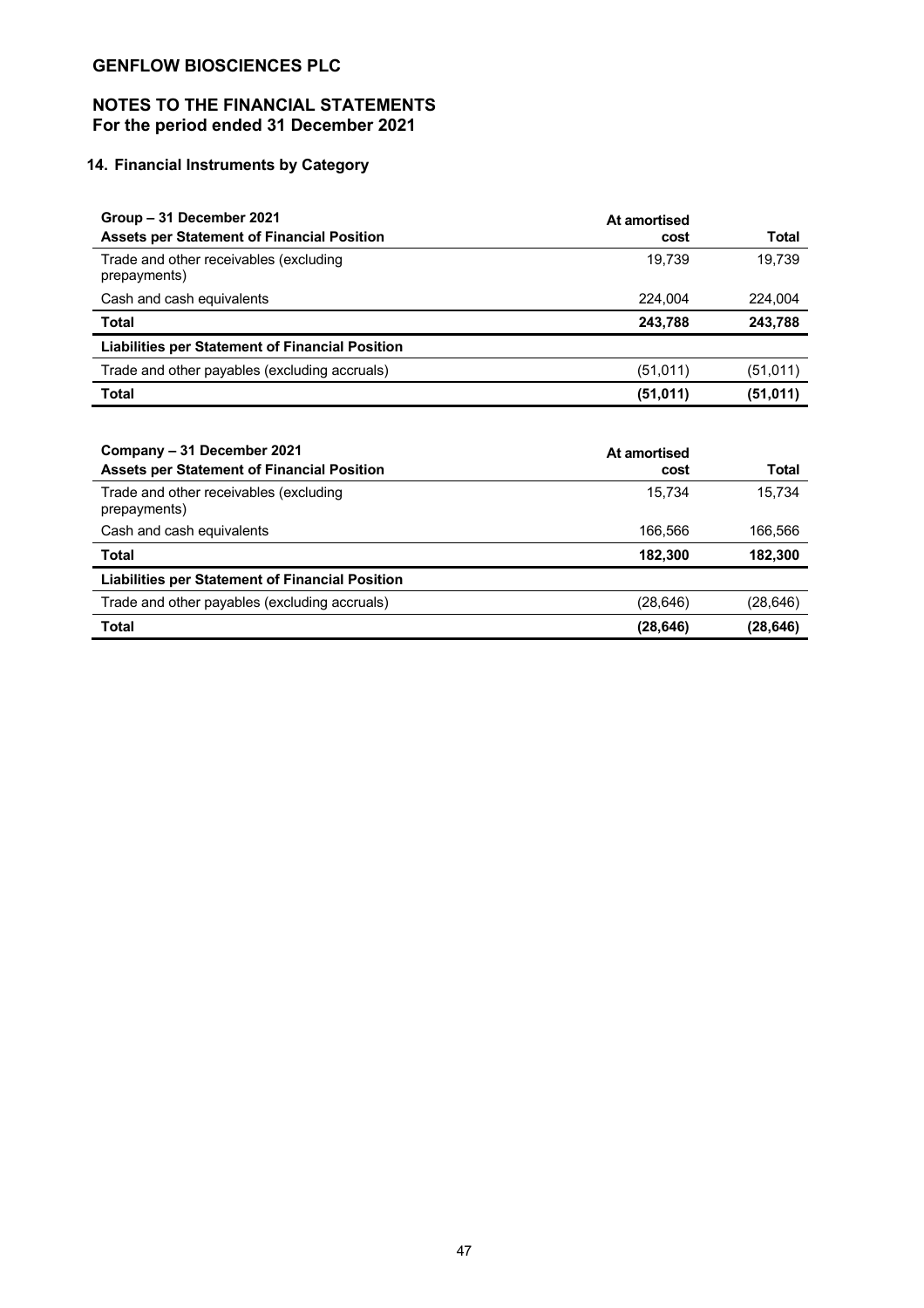**GENFLOW BIOSCIENCES PLC**

## NOTES TO THE FINANCIAL STATEMENTS
### For the period ended 31 December 2021

### 14. Financial Instruments by Category

| Group – 31 December 2021<br>**Assets per Statement of Financial Position** | At amortised cost | Total |
|---|---|---|
| Trade and other receivables (excluding prepayments) | 19,739 | 19,739 |
| Cash and cash equivalents | 224,004 | 224,004 |
| **Total** | **243,788** | **243,788** |
| **Liabilities per Statement of Financial Position** | | |
| Trade and other payables (excluding accruals) | (51,011) | (51,011) |
| **Total** | **(51,011)** | **(51,011)** |

| Company – 31 December 2021<br>**Assets per Statement of Financial Position** | At amortised cost | Total |
|---|---|---|
| Trade and other receivables (excluding prepayments) | 15,734 | 15,734 |
| Cash and cash equivalents | 166,566 | 166,566 |
| **Total** | **182,300** | **182,300** |
| **Liabilities per Statement of Financial Position** | | |
| Trade and other payables (excluding accruals) | (28,646) | (28,646) |
| **Total** | **(28,646)** | **(28,646)** |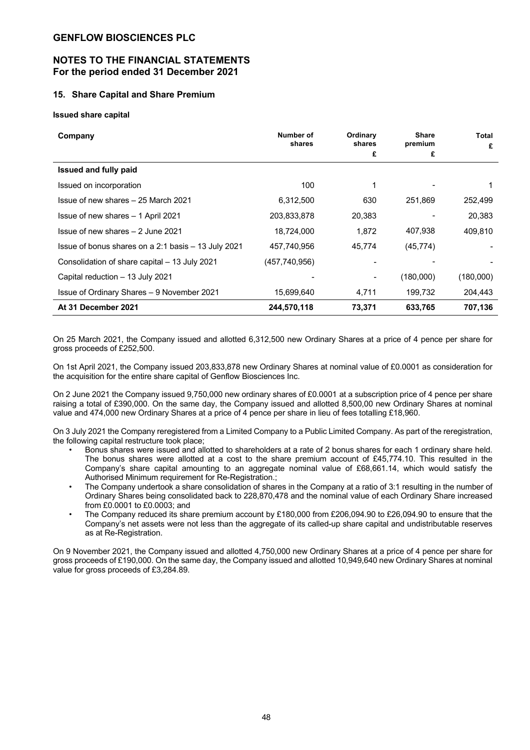# GENFLOW BIOSCIENCES PLC

## NOTES TO THE FINANCIAL STATEMENTS
## For the period ended 31 December 2021

### 15. Share Capital and Share Premium

**Issued share capital**

| Company | Number of shares | Ordinary shares £ | Share premium £ | Total £ |
|---|---|---|---|---|
| **Issued and fully paid** | | | | |
| Issued on incorporation | 100 | 1 | - | 1 |
| Issue of new shares – 25 March 2021 | 6,312,500 | 630 | 251,869 | 252,499 |
| Issue of new shares – 1 April 2021 | 203,833,878 | 20,383 | - | 20,383 |
| Issue of new shares – 2 June 2021 | 18,724,000 | 1,872 | 407,938 | 409,810 |
| Issue of bonus shares on a 2:1 basis – 13 July 2021 | 457,740,956 | 45,774 | (45,774) | - |
| Consolidation of share capital – 13 July 2021 | (457,740,956) | - | - | - |
| Capital reduction – 13 July 2021 | - | - | (180,000) | (180,000) |
| Issue of Ordinary Shares – 9 November 2021 | 15,699,640 | 4,711 | 199,732 | 204,443 |
| **At 31 December 2021** | **244,570,118** | **73,371** | **633,765** | **707,136** |

On 25 March 2021, the Company issued and allotted 6,312,500 new Ordinary Shares at a price of 4 pence per share for gross proceeds of £252,500.

On 1st April 2021, the Company issued 203,833,878 new Ordinary Shares at nominal value of £0.0001 as consideration for the acquisition for the entire share capital of Genflow Biosciences Inc.

On 2 June 2021 the Company issued 9,750,000 new ordinary shares of £0.0001 at a subscription price of 4 pence per share raising a total of £390,000. On the same day, the Company issued and allotted 8,500,00 new Ordinary Shares at nominal value and 474,000 new Ordinary Shares at a price of 4 pence per share in lieu of fees totalling £18,960.

On 3 July 2021 the Company reregistered from a Limited Company to a Public Limited Company. As part of the reregistration, the following capital restructure took place;

- Bonus shares were issued and allotted to shareholders at a rate of 2 bonus shares for each 1 ordinary share held. The bonus shares were allotted at a cost to the share premium account of £45,774.10. This resulted in the Company's share capital amounting to an aggregate nominal value of £68,661.14, which would satisfy the Authorised Minimum requirement for Re-Registration.;
- The Company undertook a share consolidation of shares in the Company at a ratio of 3:1 resulting in the number of Ordinary Shares being consolidated back to 228,870,478 and the nominal value of each Ordinary Share increased from £0.0001 to £0.0003; and
- The Company reduced its share premium account by £180,000 from £206,094.90 to £26,094.90 to ensure that the Company's net assets were not less than the aggregate of its called-up share capital and undistributable reserves as at Re-Registration.

On 9 November 2021, the Company issued and allotted 4,750,000 new Ordinary Shares at a price of 4 pence per share for gross proceeds of £190,000. On the same day, the Company issued and allotted 10,949,640 new Ordinary Shares at nominal value for gross proceeds of £3,284.89.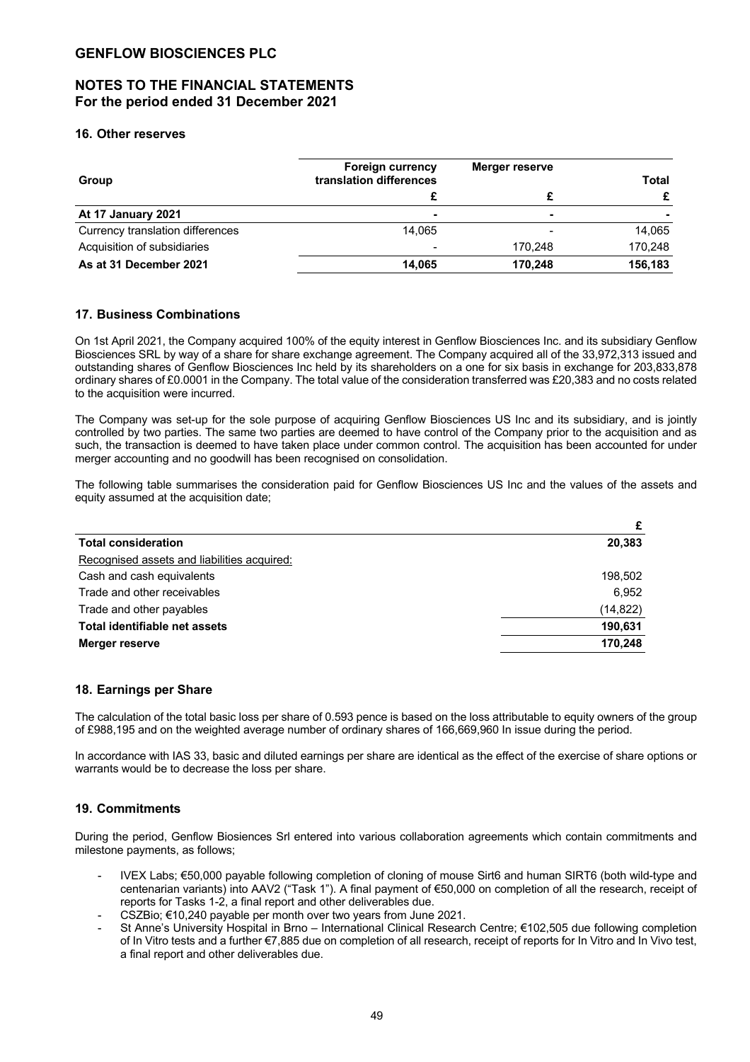## 16. Other reserves

| Group | Foreign currency translation differences | Merger reserve | Total |
|---|---|---|---|
| | £ | £ | £ |
| **At 17 January 2021** | - | - | - |
| Currency translation differences | 14,065 | - | 14,065 |
| Acquisition of subsidiaries | - | 170,248 | 170,248 |
| **As at 31 December 2021** | **14,065** | **170,248** | **156,183** |

## 17. Business Combinations

On 1st April 2021, the Company acquired 100% of the equity interest in Genflow Biosciences Inc. and its subsidiary Genflow Biosciences SRL by way of a share for share exchange agreement. The Company acquired all of the 33,972,313 issued and outstanding shares of Genflow Biosciences Inc held by its shareholders on a one for six basis in exchange for 203,833,878 ordinary shares of £0.0001 in the Company. The total value of the consideration transferred was £20,383 and no costs related to the acquisition were incurred.

The Company was set-up for the sole purpose of acquiring Genflow Biosciences US Inc and its subsidiary, and is jointly controlled by two parties. The same two parties are deemed to have control of the Company prior to the acquisition and as such, the transaction is deemed to have taken place under common control. The acquisition has been accounted for under merger accounting and no goodwill has been recognised on consolidation.

The following table summarises the consideration paid for Genflow Biosciences US Inc and the values of the assets and equity assumed at the acquisition date;

| | £ |
|---|---|
| **Total consideration** | **20,383** |
| Recognised assets and liabilities acquired: | |
| Cash and cash equivalents | 198,502 |
| Trade and other receivables | 6,952 |
| Trade and other payables | (14,822) |
| **Total identifiable net assets** | **190,631** |
| **Merger reserve** | **170,248** |

## 18. Earnings per Share

The calculation of the total basic loss per share of 0.593 pence is based on the loss attributable to equity owners of the group of £988,195 and on the weighted average number of ordinary shares of 166,669,960 In issue during the period.

In accordance with IAS 33, basic and diluted earnings per share are identical as the effect of the exercise of share options or warrants would be to decrease the loss per share.

## 19. Commitments

During the period, Genflow Biosiences Srl entered into various collaboration agreements which contain commitments and milestone payments, as follows;

- IVEX Labs; €50,000 payable following completion of cloning of mouse Sirt6 and human SIRT6 (both wild-type and centenarian variants) into AAV2 ("Task 1"). A final payment of €50,000 on completion of all the research, receipt of reports for Tasks 1-2, a final report and other deliverables due.
- CSZBio; €10,240 payable per month over two years from June 2021.
- St Anne's University Hospital in Brno – International Clinical Research Centre; €102,505 due following completion of In Vitro tests and a further €7,885 due on completion of all research, receipt of reports for In Vitro and In Vivo test, a final report and other deliverables due.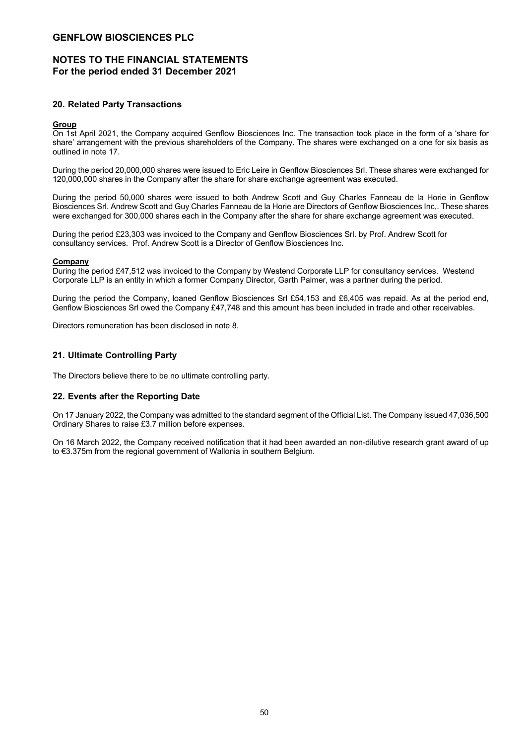## 20. Related Party Transactions

**Group**

On 1st April 2021, the Company acquired Genflow Biosciences Inc. The transaction took place in the form of a 'share for share' arrangement with the previous shareholders of the Company. The shares were exchanged on a one for six basis as outlined in note 17.

During the period 20,000,000 shares were issued to Eric Leire in Genflow Biosciences Srl. These shares were exchanged for 120,000,000 shares in the Company after the share for share exchange agreement was executed.

During the period 50,000 shares were issued to both Andrew Scott and Guy Charles Fanneau de la Horie in Genflow Biosciences Srl. Andrew Scott and Guy Charles Fanneau de la Horie are Directors of Genflow Biosciences Inc,. These shares were exchanged for 300,000 shares each in the Company after the share for share exchange agreement was executed.

During the period £23,303 was invoiced to the Company and Genflow Biosciences Srl. by Prof. Andrew Scott for consultancy services. Prof. Andrew Scott is a Director of Genflow Biosciences Inc.

**Company**

During the period £47,512 was invoiced to the Company by Westend Corporate LLP for consultancy services. Westend Corporate LLP is an entity in which a former Company Director, Garth Palmer, was a partner during the period.

During the period the Company, loaned Genflow Biosciences Srl £54,153 and £6,405 was repaid. As at the period end, Genflow Biosciences Srl owed the Company £47,748 and this amount has been included in trade and other receivables.

Directors remuneration has been disclosed in note 8.

## 21. Ultimate Controlling Party

The Directors believe there to be no ultimate controlling party.

## 22. Events after the Reporting Date

On 17 January 2022, the Company was admitted to the standard segment of the Official List. The Company issued 47,036,500 Ordinary Shares to raise £3.7 million before expenses.

On 16 March 2022, the Company received notification that it had been awarded an non-dilutive research grant award of up to €3.375m from the regional government of Wallonia in southern Belgium.